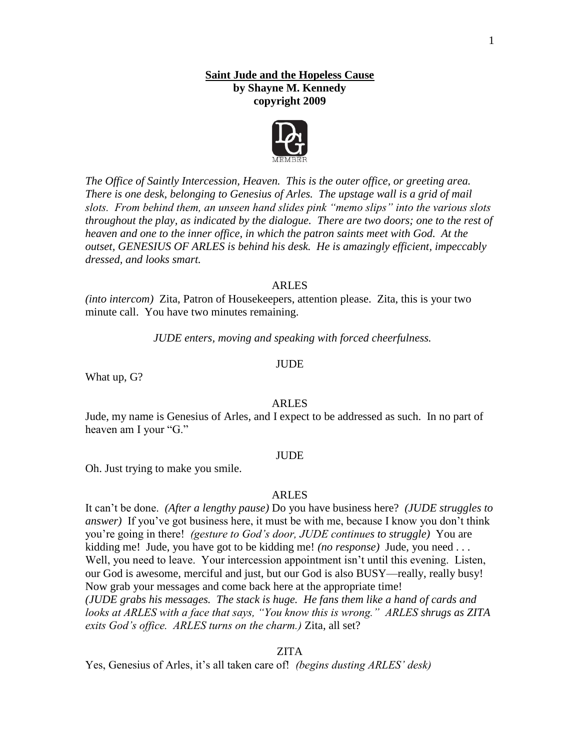**Saint Jude and the Hopeless Cause**
**by Shayne M. Kennedy**
**copyright 2009**

*The Office of Saintly Intercession, Heaven. This is the outer office, or greeting area. There is one desk, belonging to Genesius of Arles. The upstage wall is a grid of mail slots. From behind them, an unseen hand slides pink "memo slips" into the various slots throughout the play, as indicated by the dialogue. There are two doors; one to the rest of heaven and one to the inner office, in which the patron saints meet with God. At the outset, GENESIUS OF ARLES is behind his desk. He is amazingly efficient, impeccably dressed, and looks smart.*

ARLES

*(into intercom)* Zita, Patron of Housekeepers, attention please. Zita, this is your two minute call. You have two minutes remaining.

*JUDE enters, moving and speaking with forced cheerfulness.*

JUDE

What up, G?

ARLES

Jude, my name is Genesius of Arles, and I expect to be addressed as such. In no part of heaven am I your "G."

JUDE

Oh. Just trying to make you smile.

ARLES

It can't be done. *(After a lengthy pause)* Do you have business here? *(JUDE struggles to answer)* If you've got business here, it must be with me, because I know you don't think you're going in there! *(gesture to God's door, JUDE continues to struggle)* You are kidding me! Jude, you have got to be kidding me! *(no response)* Jude, you need . . . Well, you need to leave. Your intercession appointment isn't until this evening. Listen, our God is awesome, merciful and just, but our God is also BUSY—really, really busy! Now grab your messages and come back here at the appropriate time!
*(JUDE grabs his messages. The stack is huge. He fans them like a hand of cards and looks at ARLES with a face that says, "You know this is wrong." ARLES shrugs as ZITA exits God's office. ARLES turns on the charm.)* Zita, all set?

ZITA

Yes, Genesius of Arles, it's all taken care of! *(begins dusting ARLES' desk)*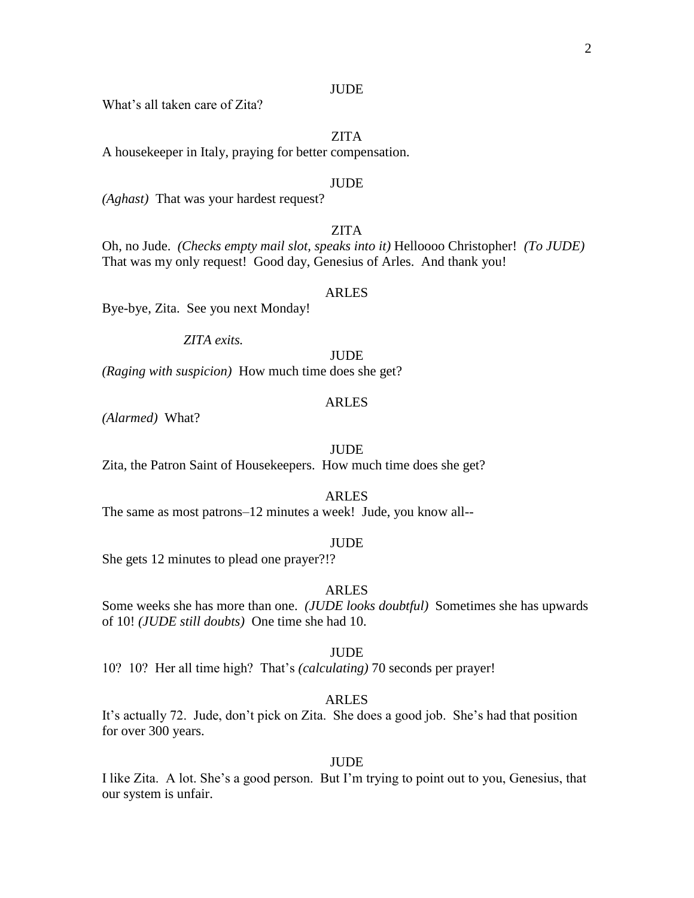JUDE

What's all taken care of Zita?

ZITA

A housekeeper in Italy, praying for better compensation.

JUDE

*(Aghast)* That was your hardest request?

ZITA

Oh, no Jude. *(Checks empty mail slot, speaks into it)* Helloooo Christopher! *(To JUDE)* That was my only request! Good day, Genesius of Arles. And thank you!

ARLES

Bye-bye, Zita. See you next Monday!

*ZITA exits.*

JUDE

*(Raging with suspicion)* How much time does she get?

ARLES

*(Alarmed)* What?

JUDE

Zita, the Patron Saint of Housekeepers. How much time does she get?

ARLES

The same as most patrons–12 minutes a week! Jude, you know all--

JUDE

She gets 12 minutes to plead one prayer?!?

ARLES

Some weeks she has more than one. *(JUDE looks doubtful)* Sometimes she has upwards of 10! *(JUDE still doubts)* One time she had 10.

JUDE

10? 10? Her all time high? That's *(calculating)* 70 seconds per prayer!

ARLES

It's actually 72. Jude, don't pick on Zita. She does a good job. She's had that position for over 300 years.

JUDE

I like Zita. A lot. She's a good person. But I'm trying to point out to you, Genesius, that our system is unfair.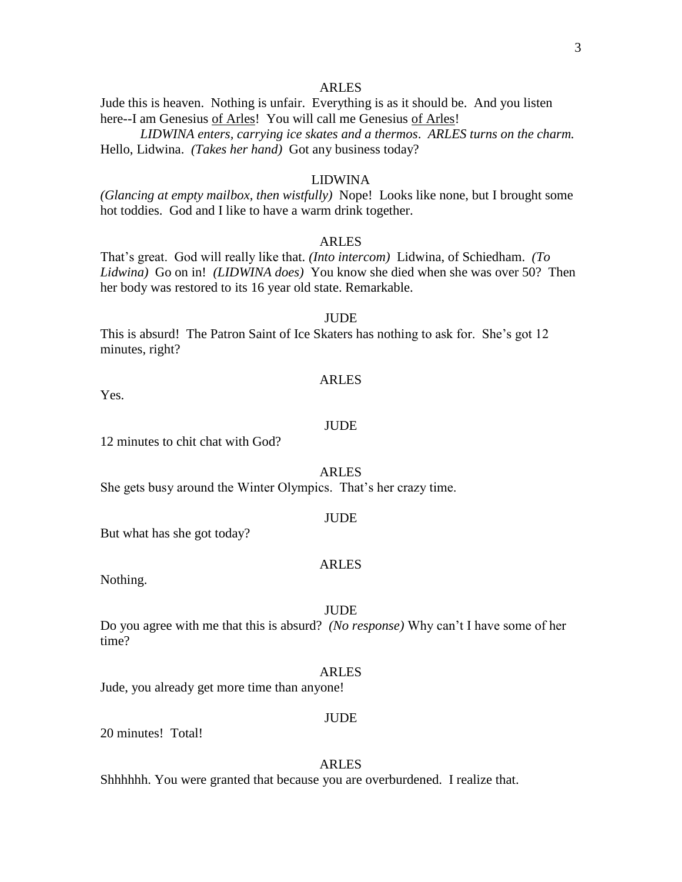ARLES

Jude this is heaven. Nothing is unfair. Everything is as it should be. And you listen here--I am Genesius <u>of Arles</u>! You will call me Genesius <u>of Arles</u>!

*LIDWINA enters, carrying ice skates and a thermos. ARLES turns on the charm.*

Hello, Lidwina. *(Takes her hand)* Got any business today?

LIDWINA

*(Glancing at empty mailbox, then wistfully)* Nope! Looks like none, but I brought some hot toddies. God and I like to have a warm drink together.

ARLES

That's great. God will really like that. *(Into intercom)* Lidwina, of Schiedham. *(To Lidwina)* Go on in! *(LIDWINA does)* You know she died when she was over 50? Then her body was restored to its 16 year old state. Remarkable.

JUDE

This is absurd! The Patron Saint of Ice Skaters has nothing to ask for. She's got 12 minutes, right?

ARLES

Yes.

JUDE

12 minutes to chit chat with God?

ARLES

She gets busy around the Winter Olympics. That's her crazy time.

JUDE

But what has she got today?

ARLES

Nothing.

JUDE

Do you agree with me that this is absurd? *(No response)* Why can't I have some of her time?

ARLES

Jude, you already get more time than anyone!

JUDE

20 minutes! Total!

ARLES

Shhhhhh. You were granted that because you are overburdened. I realize that.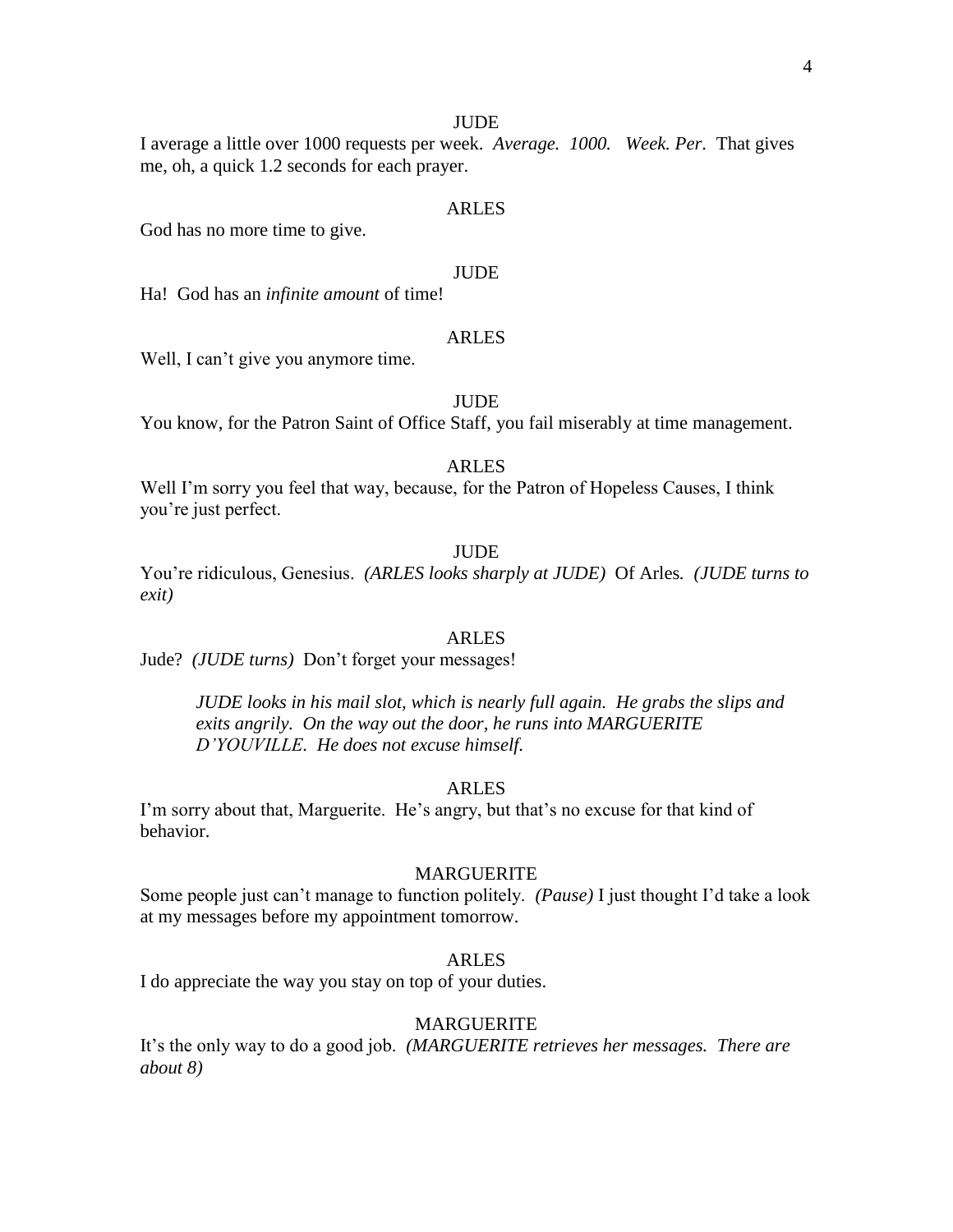JUDE

I average a little over 1000 requests per week. *Average. 1000. Week. Per.* That gives me, oh, a quick 1.2 seconds for each prayer.

ARLES

God has no more time to give.

JUDE

Ha! God has an *infinite amount* of time!

ARLES

Well, I can't give you anymore time.

JUDE

You know, for the Patron Saint of Office Staff, you fail miserably at time management.

ARLES

Well I'm sorry you feel that way, because, for the Patron of Hopeless Causes, I think you're just perfect.

JUDE

You're ridiculous, Genesius. *(ARLES looks sharply at JUDE)* Of Arles. *(JUDE turns to exit)*

ARLES

Jude? *(JUDE turns)* Don't forget your messages!

> *JUDE looks in his mail slot, which is nearly full again. He grabs the slips and exits angrily. On the way out the door, he runs into MARGUERITE D'YOUVILLE. He does not excuse himself.*

ARLES

I'm sorry about that, Marguerite. He's angry, but that's no excuse for that kind of behavior.

MARGUERITE

Some people just can't manage to function politely. *(Pause)* I just thought I'd take a look at my messages before my appointment tomorrow.

ARLES

I do appreciate the way you stay on top of your duties.

MARGUERITE

It's the only way to do a good job. *(MARGUERITE retrieves her messages. There are about 8)*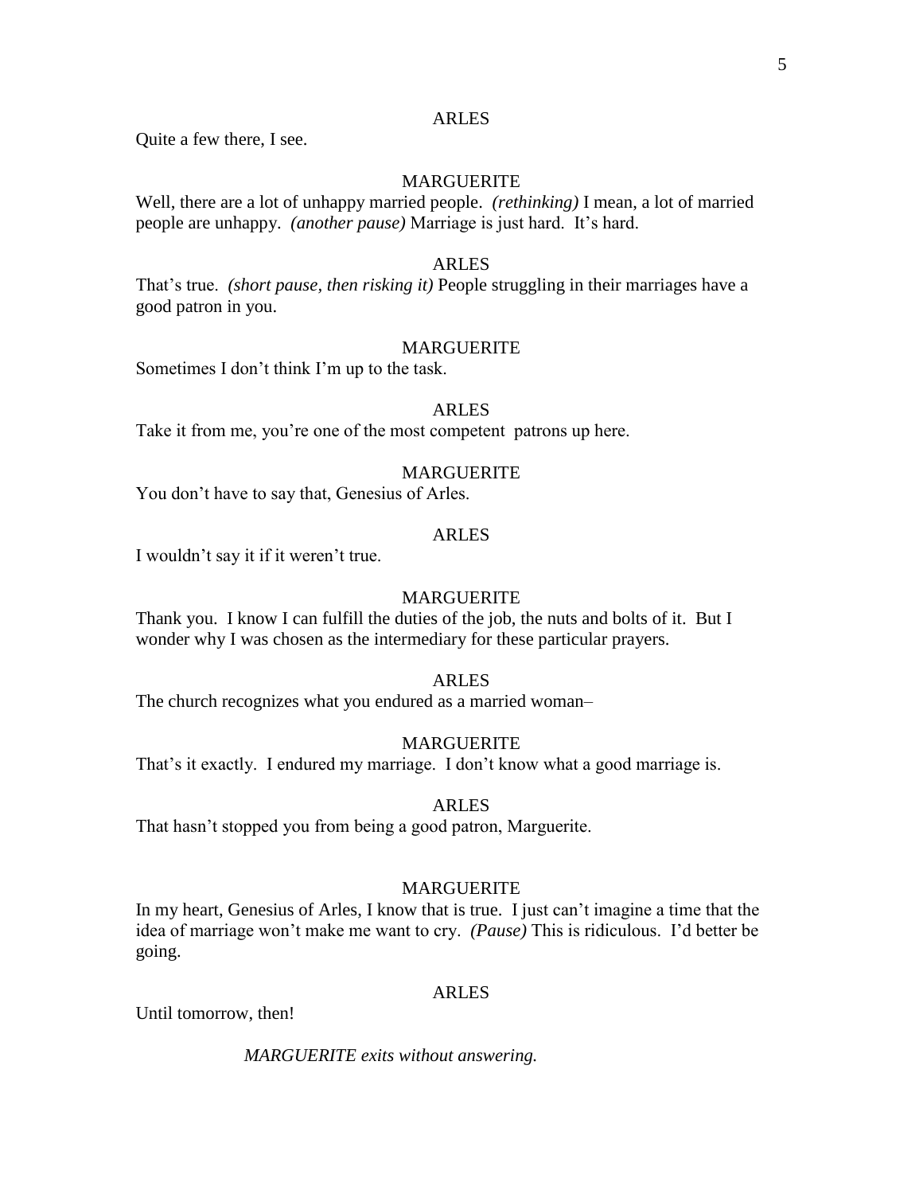ARLES

Quite a few there, I see.

MARGUERITE

Well, there are a lot of unhappy married people. *(rethinking)* I mean, a lot of married people are unhappy. *(another pause)* Marriage is just hard. It's hard.

ARLES

That's true. *(short pause, then risking it)* People struggling in their marriages have a good patron in you.

MARGUERITE

Sometimes I don't think I'm up to the task.

ARLES

Take it from me, you're one of the most competent patrons up here.

MARGUERITE

You don't have to say that, Genesius of Arles.

ARLES

I wouldn't say it if it weren't true.

MARGUERITE

Thank you. I know I can fulfill the duties of the job, the nuts and bolts of it. But I wonder why I was chosen as the intermediary for these particular prayers.

ARLES

The church recognizes what you endured as a married woman–

MARGUERITE

That's it exactly. I endured my marriage. I don't know what a good marriage is.

ARLES

That hasn't stopped you from being a good patron, Marguerite.

MARGUERITE

In my heart, Genesius of Arles, I know that is true. I just can't imagine a time that the idea of marriage won't make me want to cry. *(Pause)* This is ridiculous. I'd better be going.

ARLES

Until tomorrow, then!

*MARGUERITE exits without answering.*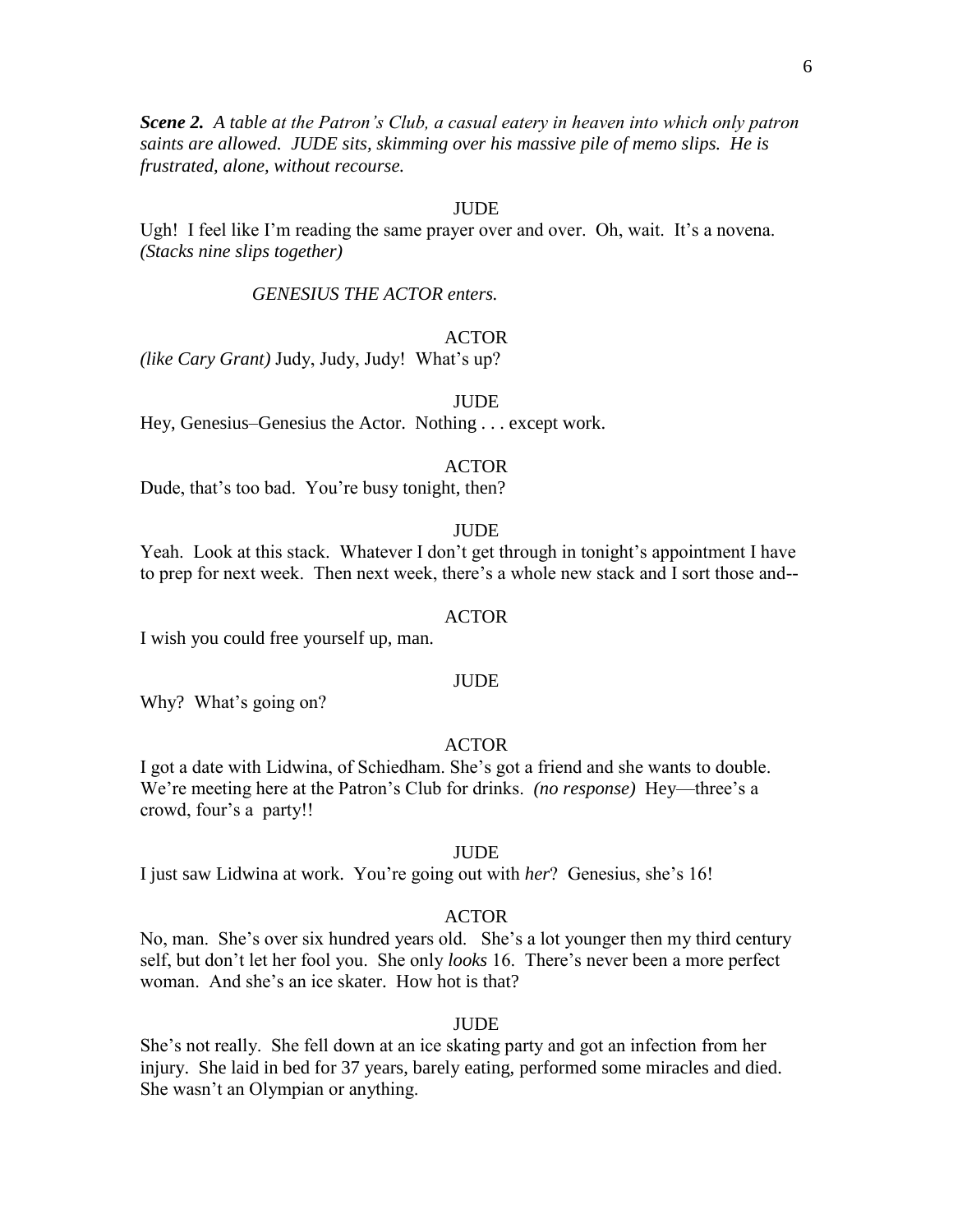***Scene 2.*** *A table at the Patron's Club, a casual eatery in heaven into which only patron saints are allowed. JUDE sits, skimming over his massive pile of memo slips. He is frustrated, alone, without recourse.*

JUDE

Ugh! I feel like I'm reading the same prayer over and over. Oh, wait. It's a novena. *(Stacks nine slips together)*

*GENESIUS THE ACTOR enters.*

ACTOR

*(like Cary Grant)* Judy, Judy, Judy! What's up?

JUDE

Hey, Genesius–Genesius the Actor. Nothing . . . except work.

ACTOR

Dude, that's too bad. You're busy tonight, then?

JUDE

Yeah. Look at this stack. Whatever I don't get through in tonight's appointment I have to prep for next week. Then next week, there's a whole new stack and I sort those and--

ACTOR

I wish you could free yourself up, man.

JUDE

Why? What's going on?

ACTOR

I got a date with Lidwina, of Schiedham. She's got a friend and she wants to double. We're meeting here at the Patron's Club for drinks. *(no response)* Hey—three's a crowd, four's a party!!

JUDE

I just saw Lidwina at work. You're going out with *her*? Genesius, she's 16!

ACTOR

No, man. She's over six hundred years old. She's a lot younger then my third century self, but don't let her fool you. She only *looks* 16. There's never been a more perfect woman. And she's an ice skater. How hot is that?

JUDE

She's not really. She fell down at an ice skating party and got an infection from her injury. She laid in bed for 37 years, barely eating, performed some miracles and died. She wasn't an Olympian or anything.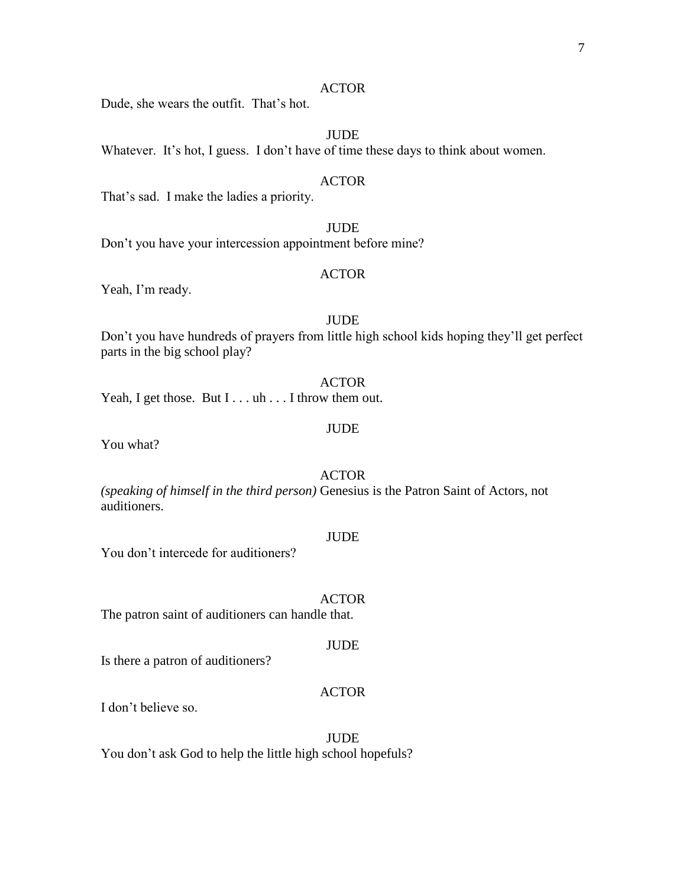ACTOR

Dude, she wears the outfit. That's hot.

JUDE

Whatever. It's hot, I guess. I don't have of time these days to think about women.

ACTOR

That's sad. I make the ladies a priority.

JUDE

Don't you have your intercession appointment before mine?

ACTOR

Yeah, I'm ready.

JUDE

Don't you have hundreds of prayers from little high school kids hoping they'll get perfect parts in the big school play?

ACTOR

Yeah, I get those. But I . . . uh . . . I throw them out.

JUDE

You what?

ACTOR

*(speaking of himself in the third person)* Genesius is the Patron Saint of Actors, not auditioners.

JUDE

You don't intercede for auditioners?

ACTOR

The patron saint of auditioners can handle that.

JUDE

Is there a patron of auditioners?

ACTOR

I don't believe so.

JUDE

You don't ask God to help the little high school hopefuls?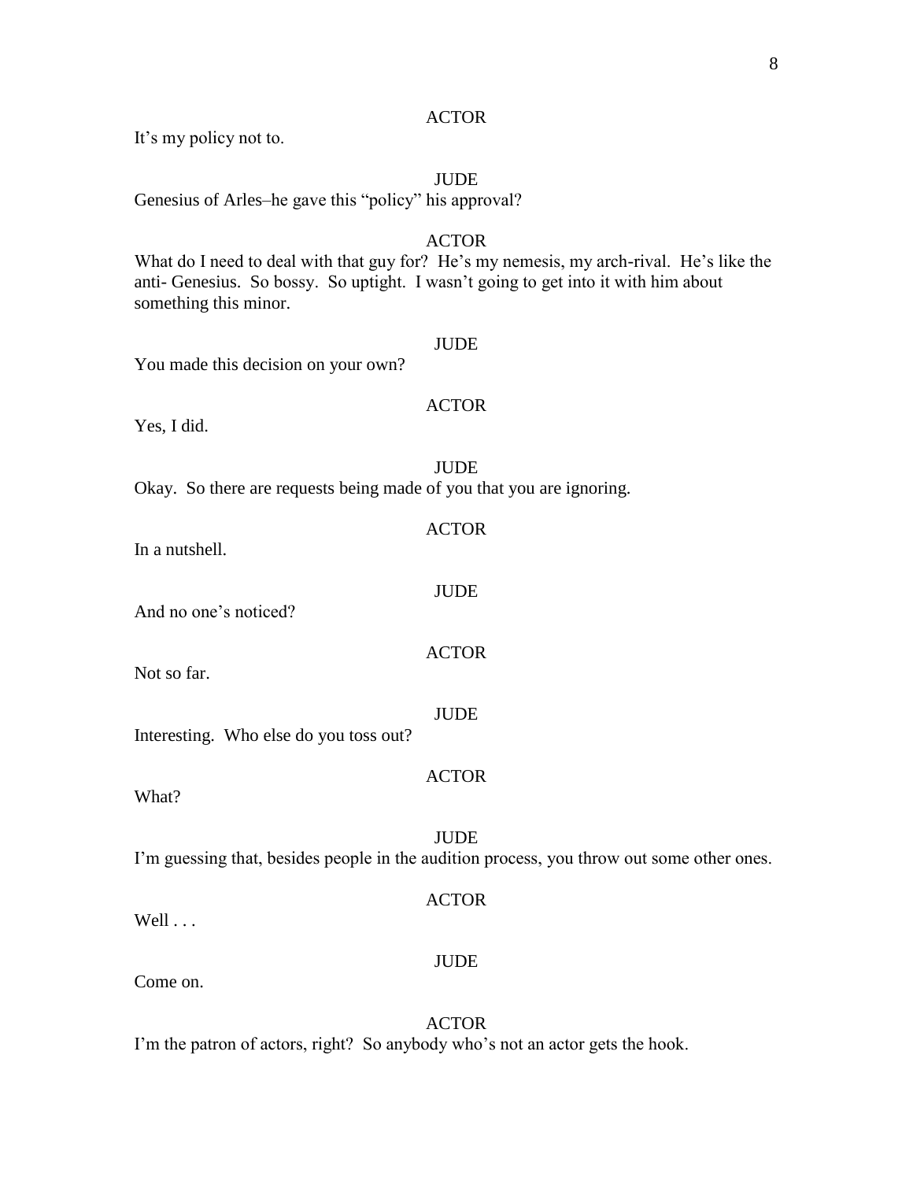ACTOR

It's my policy not to.

JUDE

Genesius of Arles–he gave this "policy" his approval?

ACTOR

What do I need to deal with that guy for? He's my nemesis, my arch-rival. He's like the anti- Genesius. So bossy. So uptight. I wasn't going to get into it with him about something this minor.

JUDE

You made this decision on your own?

ACTOR

Yes, I did.

JUDE

Okay. So there are requests being made of you that you are ignoring.

ACTOR

In a nutshell.

JUDE

And no one's noticed?

ACTOR

Not so far.

JUDE

Interesting. Who else do you toss out?

ACTOR

What?

JUDE

I'm guessing that, besides people in the audition process, you throw out some other ones.

ACTOR

Well . . .

JUDE

Come on.

ACTOR

I'm the patron of actors, right? So anybody who's not an actor gets the hook.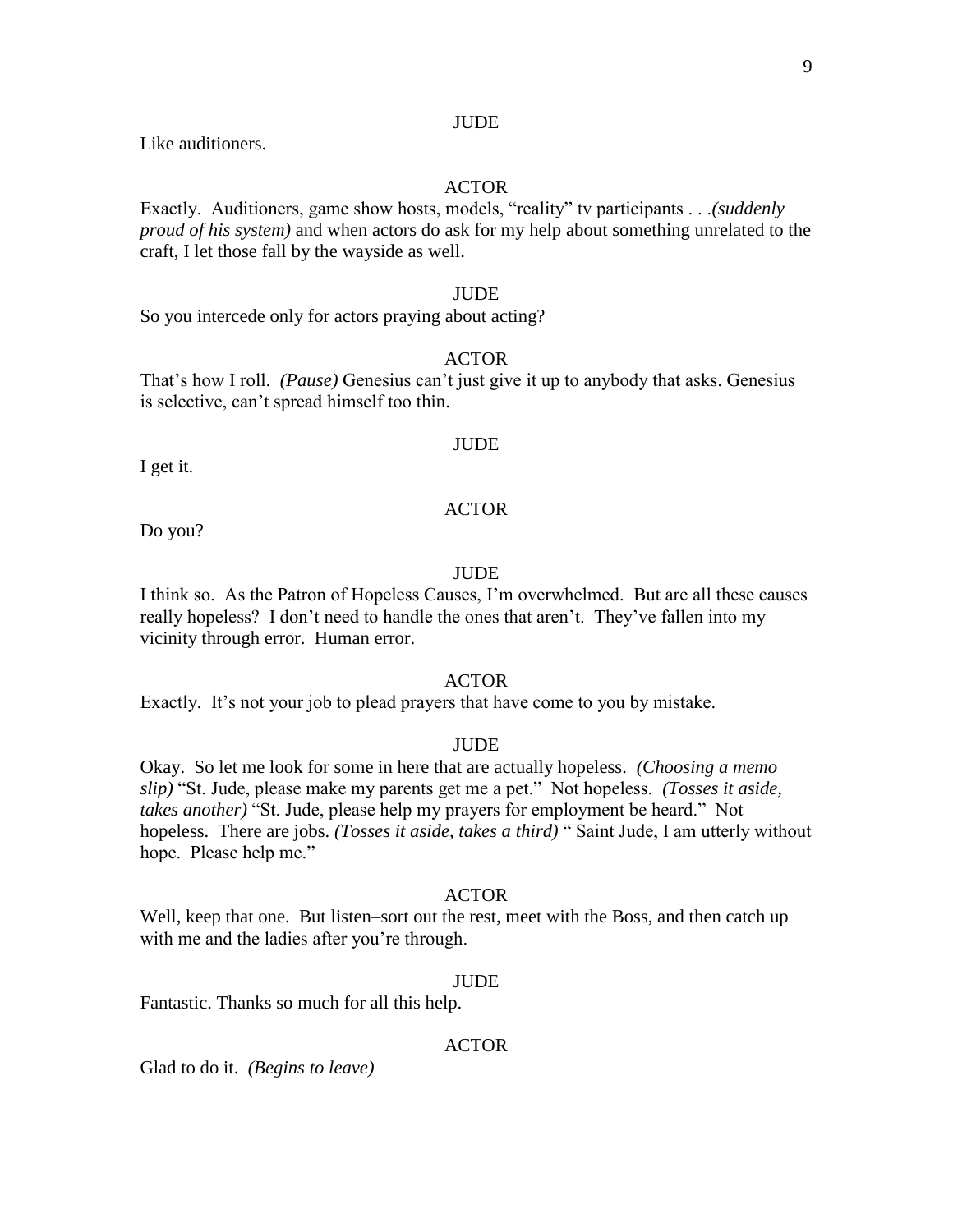JUDE

Like auditioners.

ACTOR

Exactly. Auditioners, game show hosts, models, "reality" tv participants . . .*(suddenly proud of his system)* and when actors do ask for my help about something unrelated to the craft, I let those fall by the wayside as well.

JUDE

So you intercede only for actors praying about acting?

ACTOR

That's how I roll. *(Pause)* Genesius can't just give it up to anybody that asks. Genesius is selective, can't spread himself too thin.

JUDE

I get it.

ACTOR

Do you?

JUDE

I think so. As the Patron of Hopeless Causes, I'm overwhelmed. But are all these causes really hopeless? I don't need to handle the ones that aren't. They've fallen into my vicinity through error. Human error.

ACTOR

Exactly. It's not your job to plead prayers that have come to you by mistake.

JUDE

Okay. So let me look for some in here that are actually hopeless. *(Choosing a memo slip)* "St. Jude, please make my parents get me a pet." Not hopeless. *(Tosses it aside, takes another)* "St. Jude, please help my prayers for employment be heard." Not hopeless. There are jobs. *(Tosses it aside, takes a third)* " Saint Jude, I am utterly without hope. Please help me."

ACTOR

Well, keep that one. But listen–sort out the rest, meet with the Boss, and then catch up with me and the ladies after you're through.

JUDE

Fantastic. Thanks so much for all this help.

ACTOR

Glad to do it. *(Begins to leave)*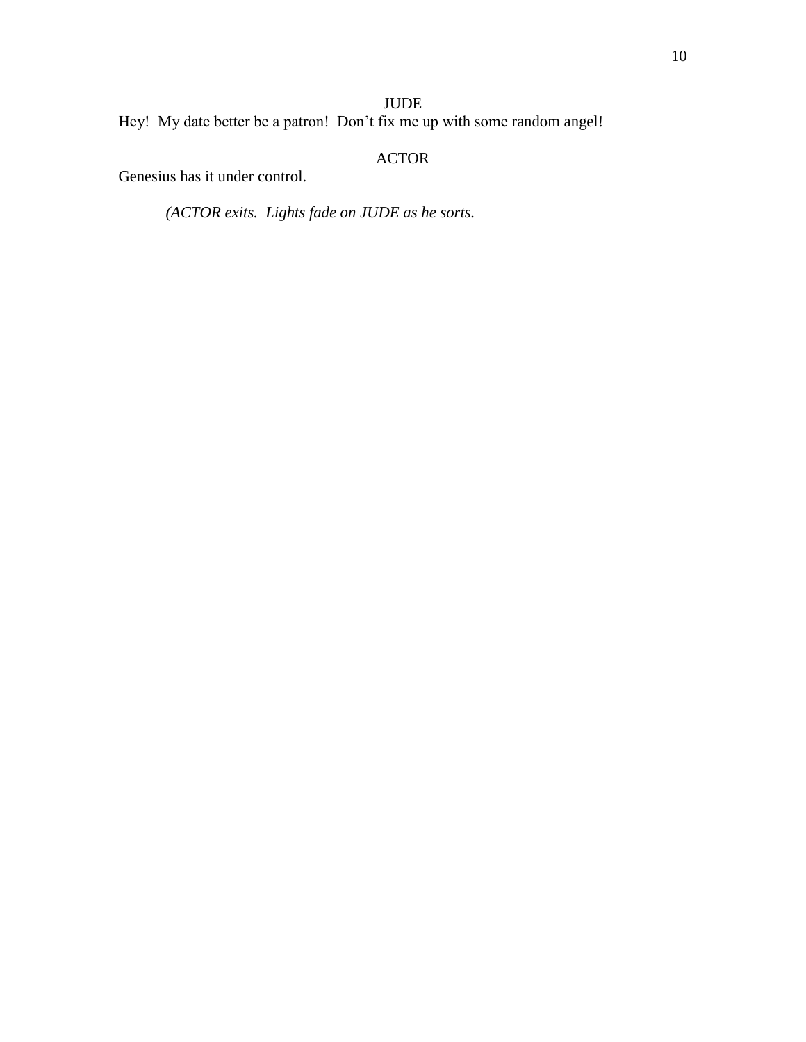JUDE

Hey!  My date better be a patron!  Don't fix me up with some random angel!

ACTOR

Genesius has it under control.

*(ACTOR exits.  Lights fade on JUDE as he sorts.*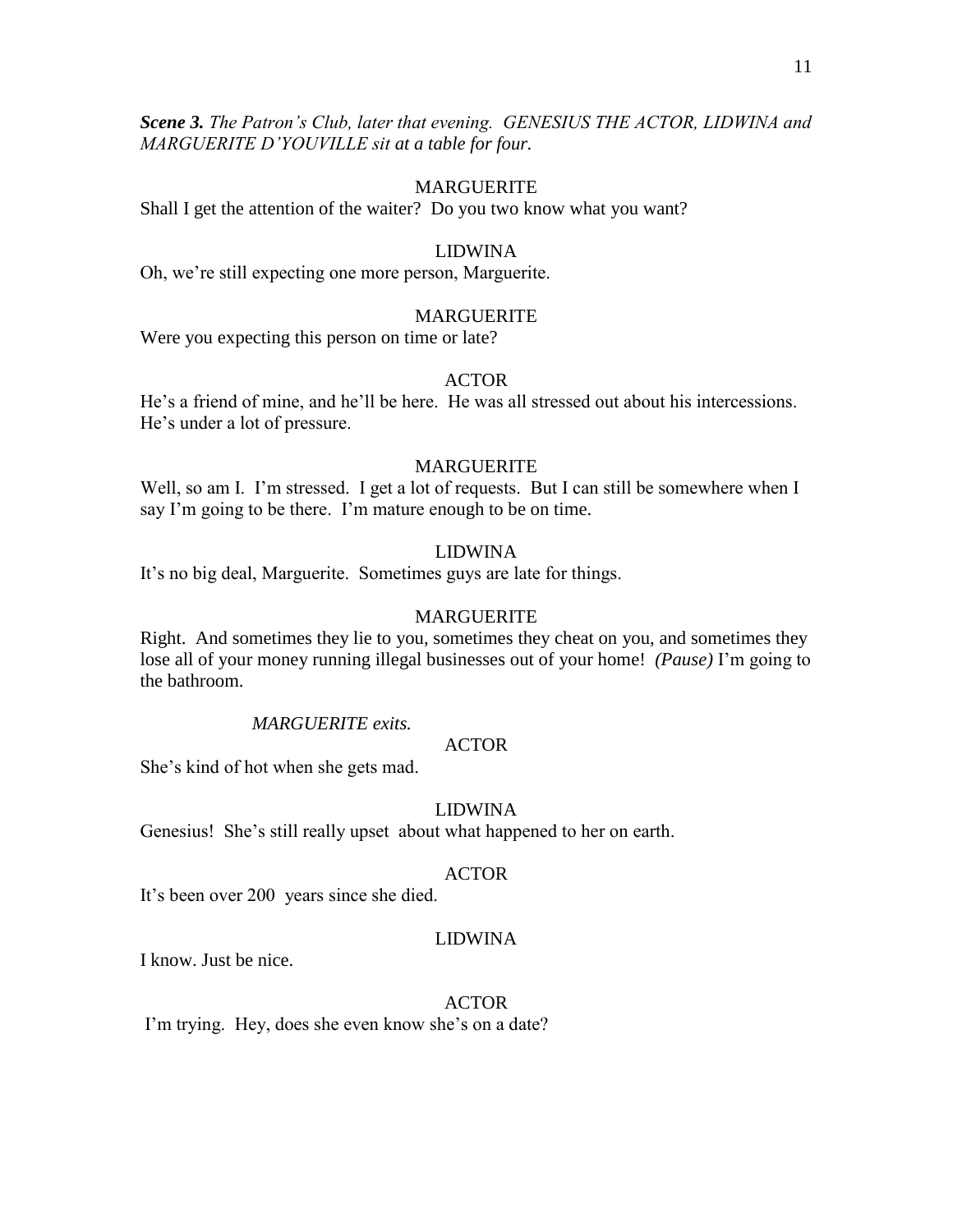***Scene 3.*** *The Patron's Club, later that evening. GENESIUS THE ACTOR, LIDWINA and MARGUERITE D'YOUVILLE sit at a table for four.*

MARGUERITE

Shall I get the attention of the waiter? Do you two know what you want?

LIDWINA

Oh, we're still expecting one more person, Marguerite.

MARGUERITE

Were you expecting this person on time or late?

ACTOR

He's a friend of mine, and he'll be here. He was all stressed out about his intercessions. He's under a lot of pressure.

MARGUERITE

Well, so am I. I'm stressed. I get a lot of requests. But I can still be somewhere when I say I'm going to be there. I'm mature enough to be on time.

LIDWINA

It's no big deal, Marguerite. Sometimes guys are late for things.

MARGUERITE

Right. And sometimes they lie to you, sometimes they cheat on you, and sometimes they lose all of your money running illegal businesses out of your home! *(Pause)* I'm going to the bathroom.

*MARGUERITE exits.*

ACTOR

She's kind of hot when she gets mad.

LIDWINA

Genesius! She's still really upset about what happened to her on earth.

ACTOR

It's been over 200 years since she died.

LIDWINA

I know. Just be nice.

ACTOR

I'm trying. Hey, does she even know she's on a date?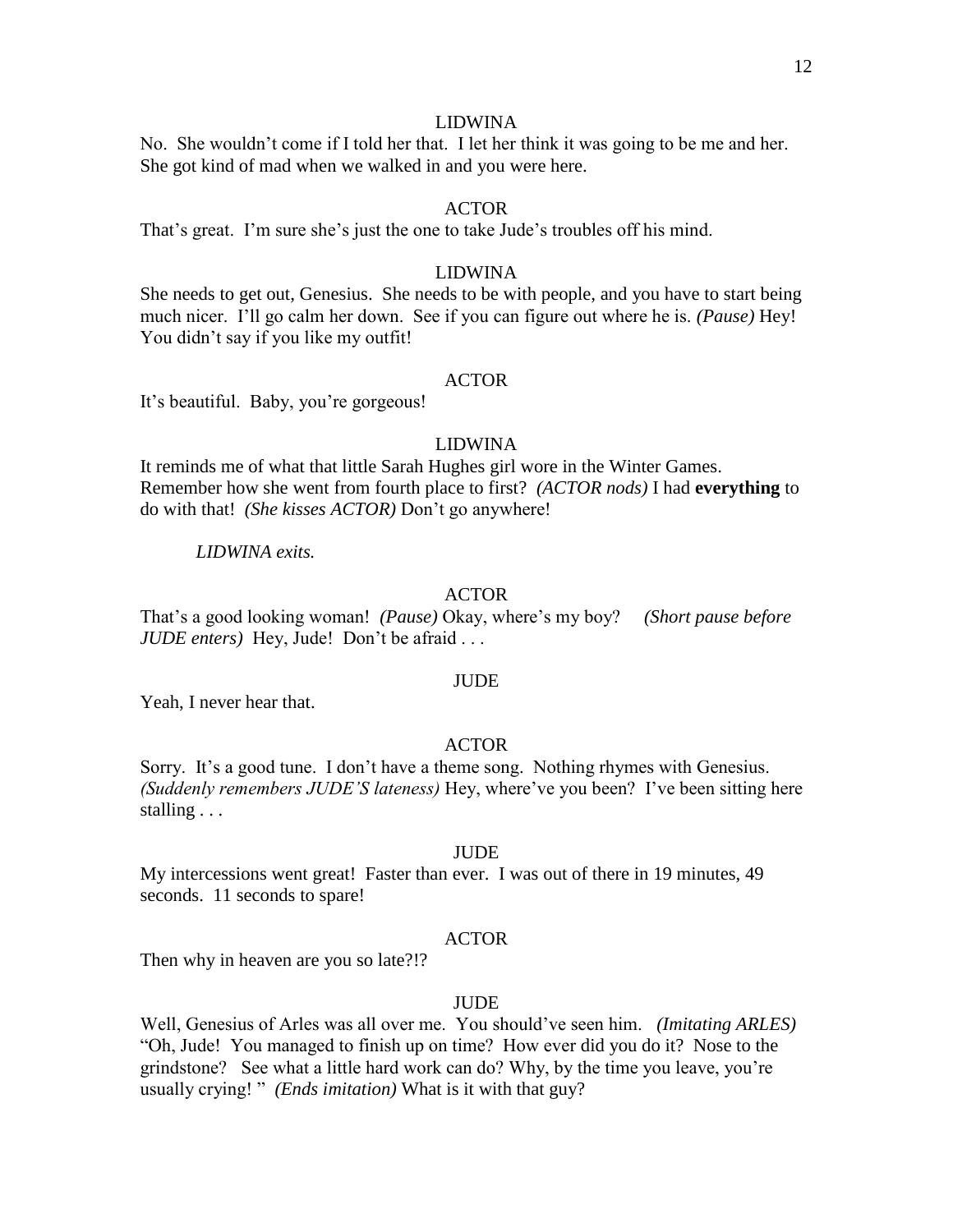LIDWINA

No. She wouldn't come if I told her that. I let her think it was going to be me and her. She got kind of mad when we walked in and you were here.

ACTOR

That's great. I'm sure she's just the one to take Jude's troubles off his mind.

LIDWINA

She needs to get out, Genesius. She needs to be with people, and you have to start being much nicer. I'll go calm her down. See if you can figure out where he is. *(Pause)* Hey! You didn't say if you like my outfit!

ACTOR

It's beautiful. Baby, you're gorgeous!

LIDWINA

It reminds me of what that little Sarah Hughes girl wore in the Winter Games. Remember how she went from fourth place to first? *(ACTOR nods)* I had **everything** to do with that! *(She kisses ACTOR)* Don't go anywhere!

*LIDWINA exits.*

ACTOR

That's a good looking woman! *(Pause)* Okay, where's my boy? *(Short pause before JUDE enters)* Hey, Jude! Don't be afraid . . .

JUDE

Yeah, I never hear that.

ACTOR

Sorry. It's a good tune. I don't have a theme song. Nothing rhymes with Genesius. *(Suddenly remembers JUDE'S lateness)* Hey, where've you been? I've been sitting here stalling . . .

JUDE

My intercessions went great! Faster than ever. I was out of there in 19 minutes, 49 seconds. 11 seconds to spare!

ACTOR

Then why in heaven are you so late?!?

JUDE

Well, Genesius of Arles was all over me. You should've seen him. *(Imitating ARLES)* "Oh, Jude! You managed to finish up on time? How ever did you do it? Nose to the grindstone? See what a little hard work can do? Why, by the time you leave, you're usually crying! " *(Ends imitation)* What is it with that guy?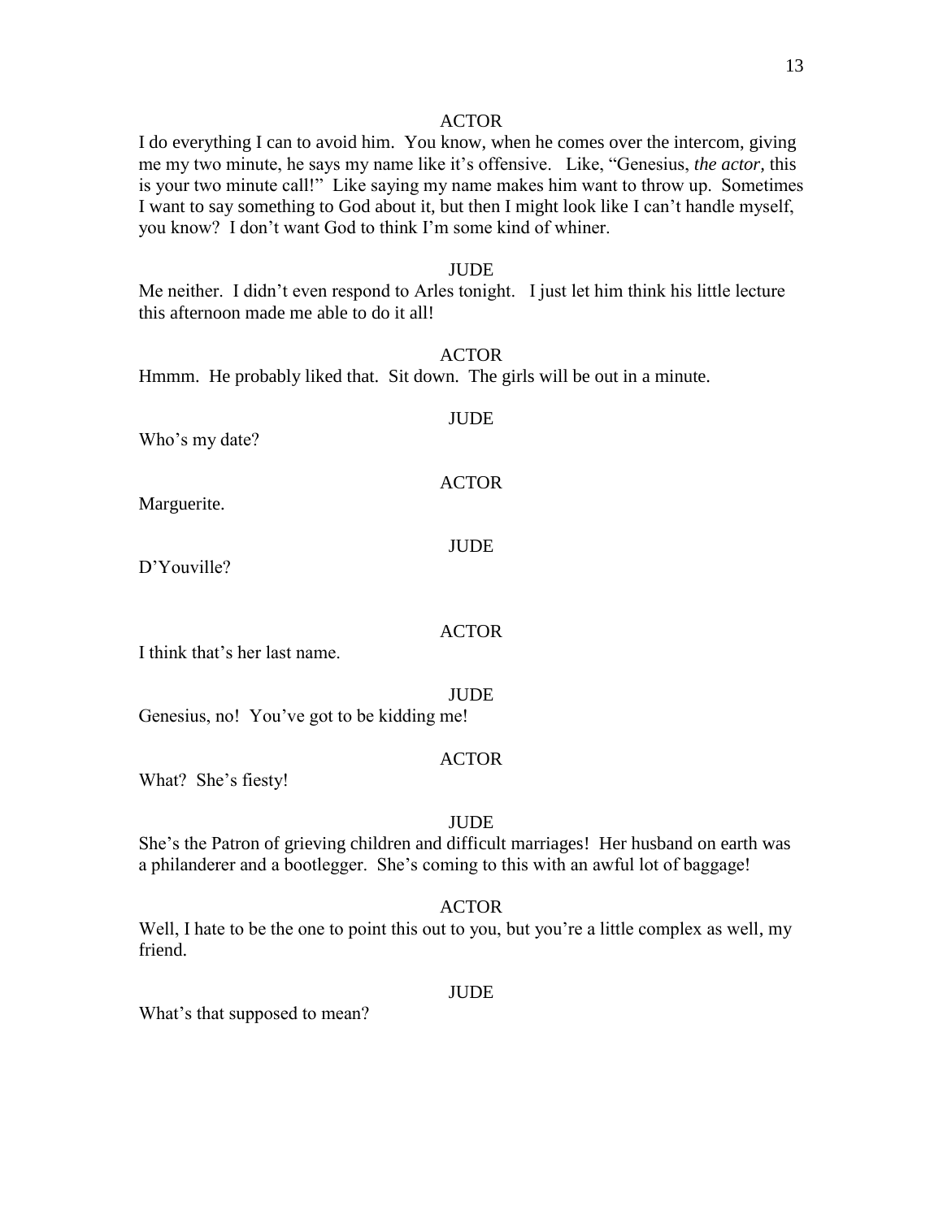ACTOR

I do everything I can to avoid him. You know, when he comes over the intercom, giving me my two minute, he says my name like it's offensive. Like, "Genesius, *the actor*, this is your two minute call!" Like saying my name makes him want to throw up. Sometimes I want to say something to God about it, but then I might look like I can't handle myself, you know? I don't want God to think I'm some kind of whiner.

JUDE

Me neither. I didn't even respond to Arles tonight. I just let him think his little lecture this afternoon made me able to do it all!

ACTOR

Hmmm. He probably liked that. Sit down. The girls will be out in a minute.

JUDE

Who's my date?

ACTOR

Marguerite.

JUDE

D'Youville?

ACTOR

I think that's her last name.

JUDE

Genesius, no! You've got to be kidding me!

ACTOR

What? She's fiesty!

JUDE

She's the Patron of grieving children and difficult marriages! Her husband on earth was a philanderer and a bootlegger. She's coming to this with an awful lot of baggage!

ACTOR

Well, I hate to be the one to point this out to you, but you're a little complex as well, my friend.

JUDE

What's that supposed to mean?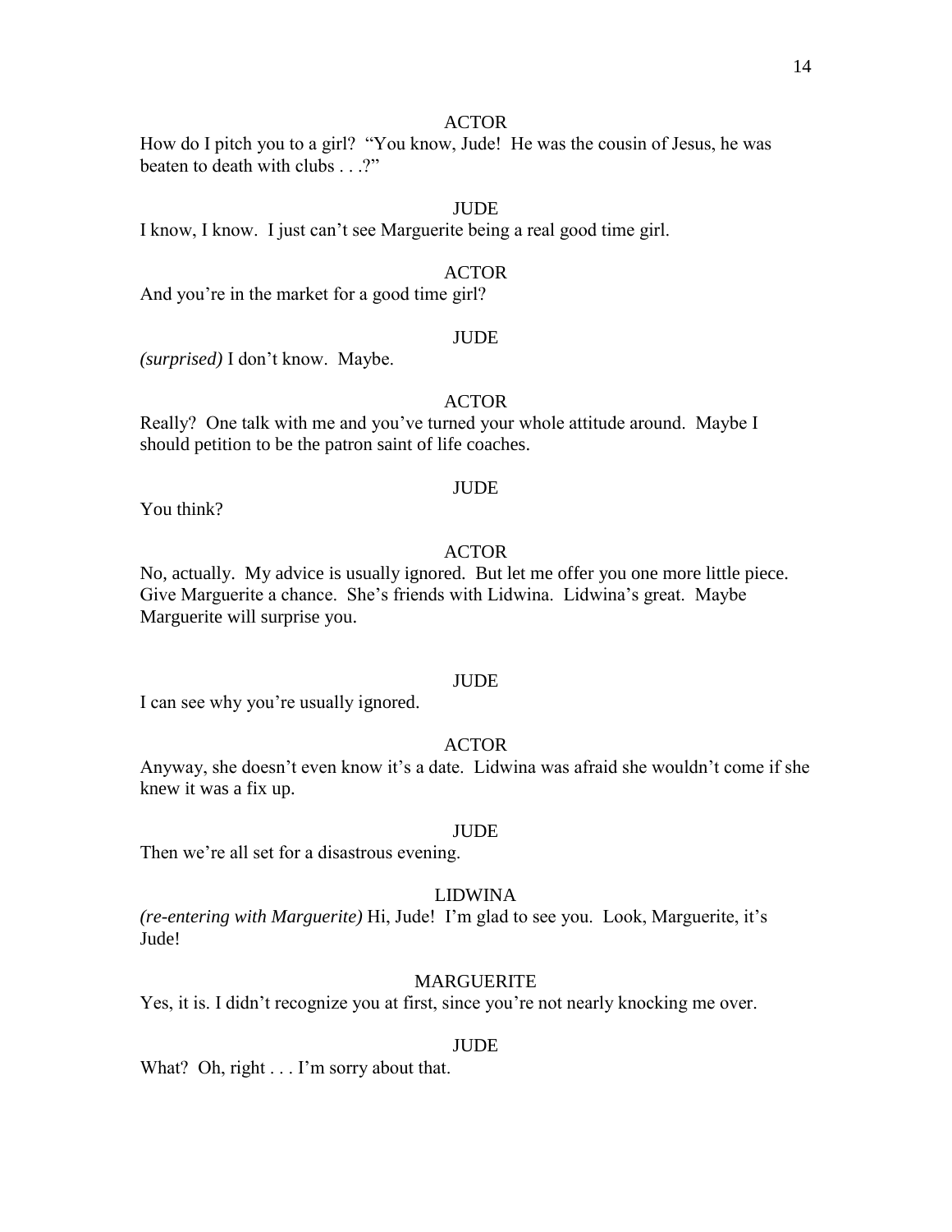ACTOR

How do I pitch you to a girl? "You know, Jude! He was the cousin of Jesus, he was beaten to death with clubs . . .?"

JUDE

I know, I know. I just can't see Marguerite being a real good time girl.

ACTOR

And you're in the market for a good time girl?

JUDE

*(surprised)* I don't know. Maybe.

ACTOR

Really? One talk with me and you've turned your whole attitude around. Maybe I should petition to be the patron saint of life coaches.

JUDE

You think?

ACTOR

No, actually. My advice is usually ignored. But let me offer you one more little piece. Give Marguerite a chance. She's friends with Lidwina. Lidwina's great. Maybe Marguerite will surprise you.

JUDE

I can see why you're usually ignored.

ACTOR

Anyway, she doesn't even know it's a date. Lidwina was afraid she wouldn't come if she knew it was a fix up.

JUDE

Then we're all set for a disastrous evening.

LIDWINA

*(re-entering with Marguerite)* Hi, Jude! I'm glad to see you. Look, Marguerite, it's Jude!

MARGUERITE

Yes, it is. I didn't recognize you at first, since you're not nearly knocking me over.

JUDE

What? Oh, right . . . I'm sorry about that.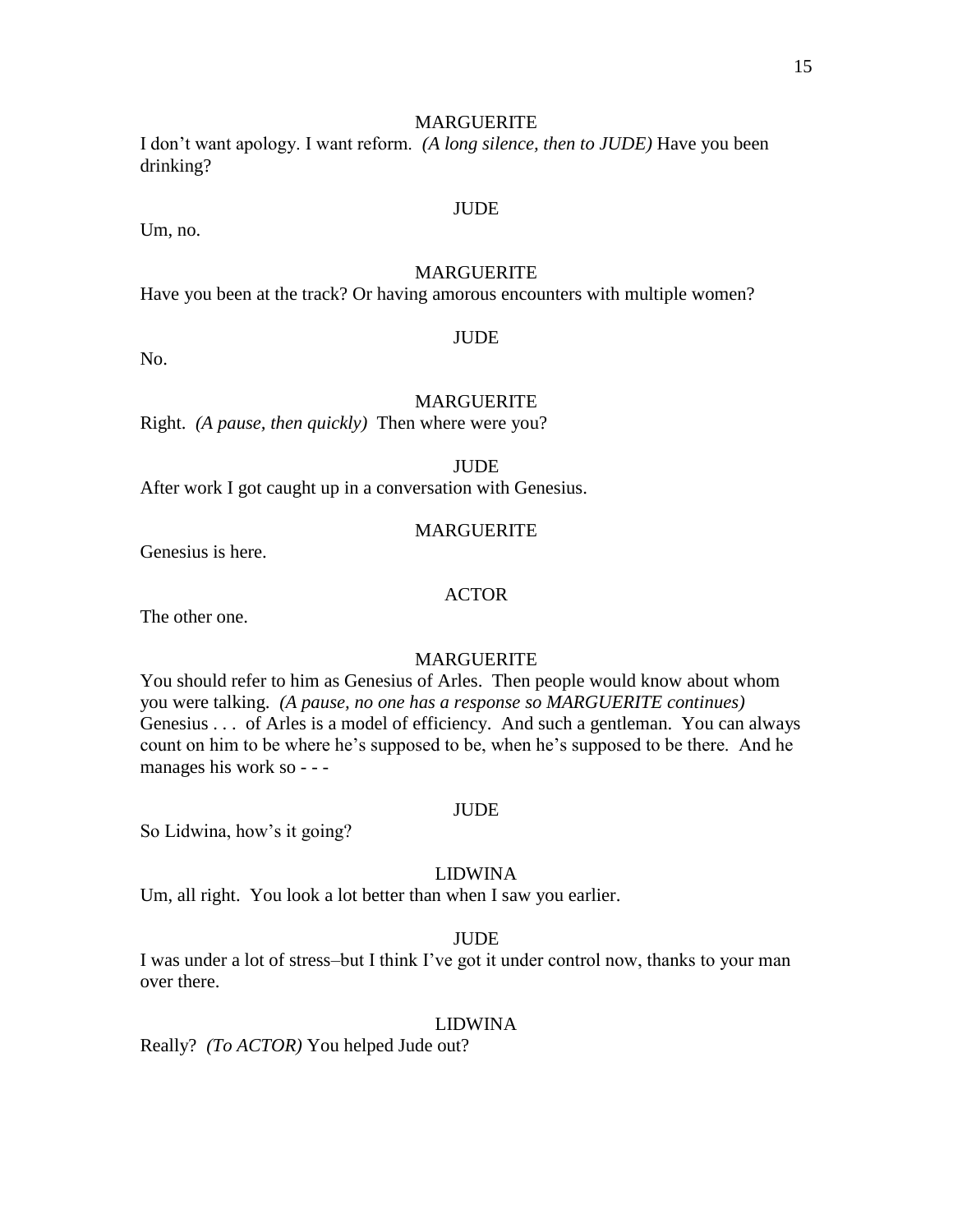MARGUERITE

I don't want apology. I want reform. *(A long silence, then to JUDE)* Have you been drinking?

JUDE

Um, no.

MARGUERITE

Have you been at the track? Or having amorous encounters with multiple women?

JUDE

No.

MARGUERITE

Right. *(A pause, then quickly)* Then where were you?

JUDE

After work I got caught up in a conversation with Genesius.

MARGUERITE

Genesius is here.

ACTOR

The other one.

MARGUERITE

You should refer to him as Genesius of Arles. Then people would know about whom you were talking. *(A pause, no one has a response so MARGUERITE continues)* Genesius . . . of Arles is a model of efficiency. And such a gentleman. You can always count on him to be where he's supposed to be, when he's supposed to be there. And he manages his work so - - -

JUDE

So Lidwina, how's it going?

LIDWINA

Um, all right. You look a lot better than when I saw you earlier.

JUDE

I was under a lot of stress–but I think I've got it under control now, thanks to your man over there.

LIDWINA

Really? *(To ACTOR)* You helped Jude out?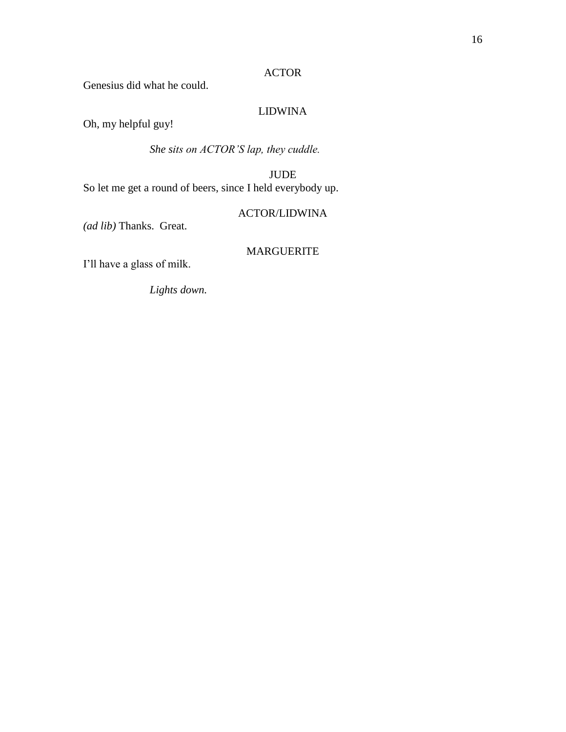ACTOR

Genesius did what he could.

LIDWINA

Oh, my helpful guy!

*She sits on ACTOR'S lap, they cuddle.*

JUDE

So let me get a round of beers, since I held everybody up.

ACTOR/LIDWINA

*(ad lib)* Thanks. Great.

MARGUERITE

I'll have a glass of milk.

*Lights down.*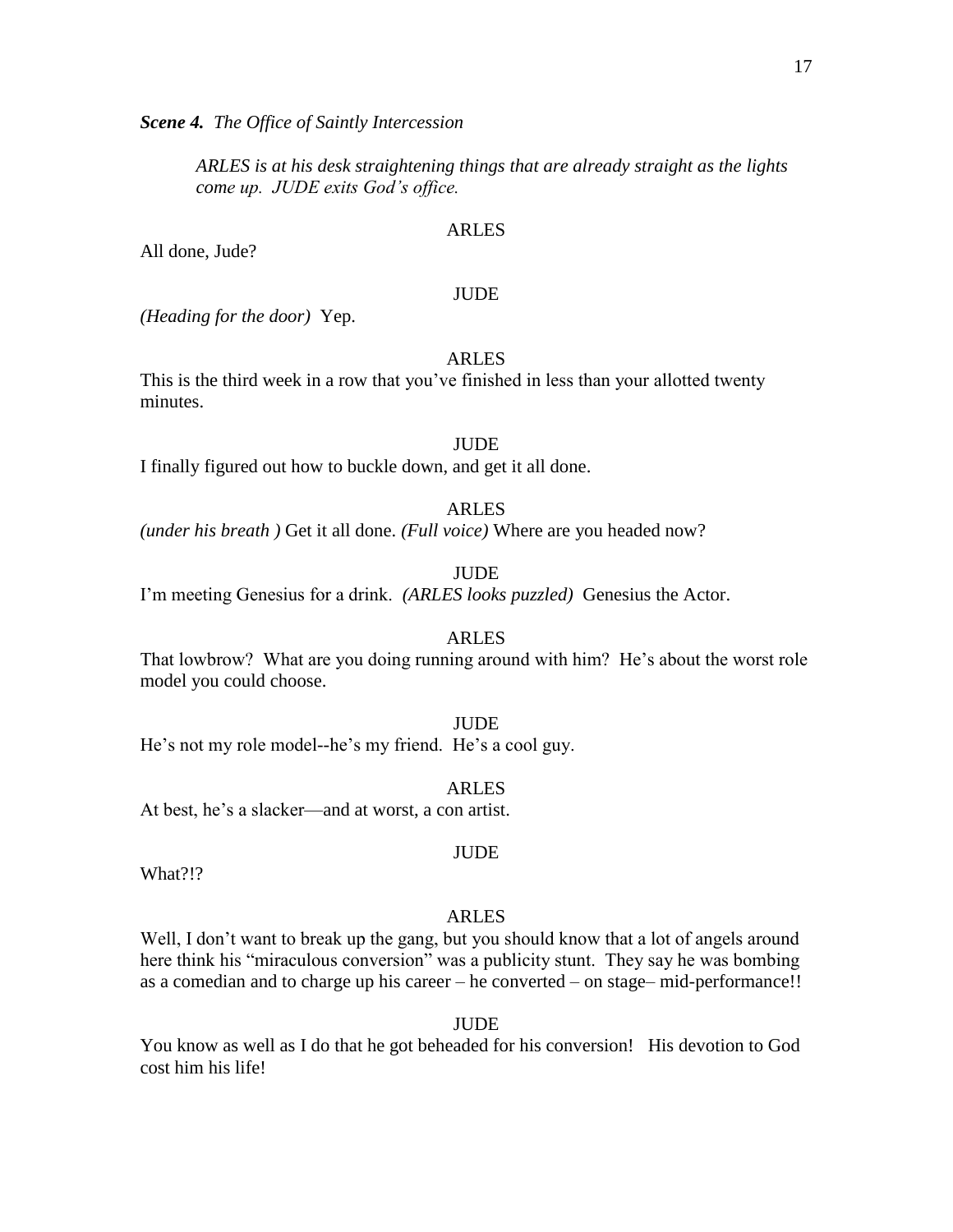***Scene 4.*** *The Office of Saintly Intercession*

> *ARLES is at his desk straightening things that are already straight as the lights come up. JUDE exits God's office.*

ARLES

All done, Jude?

JUDE

*(Heading for the door)* Yep.

ARLES

This is the third week in a row that you've finished in less than your allotted twenty minutes.

JUDE

I finally figured out how to buckle down, and get it all done.

ARLES

*(under his breath )* Get it all done. *(Full voice)* Where are you headed now?

JUDE

I'm meeting Genesius for a drink. *(ARLES looks puzzled)* Genesius the Actor.

ARLES

That lowbrow? What are you doing running around with him? He's about the worst role model you could choose.

JUDE

He's not my role model--he's my friend. He's a cool guy.

ARLES

At best, he's a slacker—and at worst, a con artist.

JUDE

What?!?

ARLES

Well, I don't want to break up the gang, but you should know that a lot of angels around here think his "miraculous conversion" was a publicity stunt. They say he was bombing as a comedian and to charge up his career – he converted – on stage– mid-performance!!

JUDE

You know as well as I do that he got beheaded for his conversion! His devotion to God cost him his life!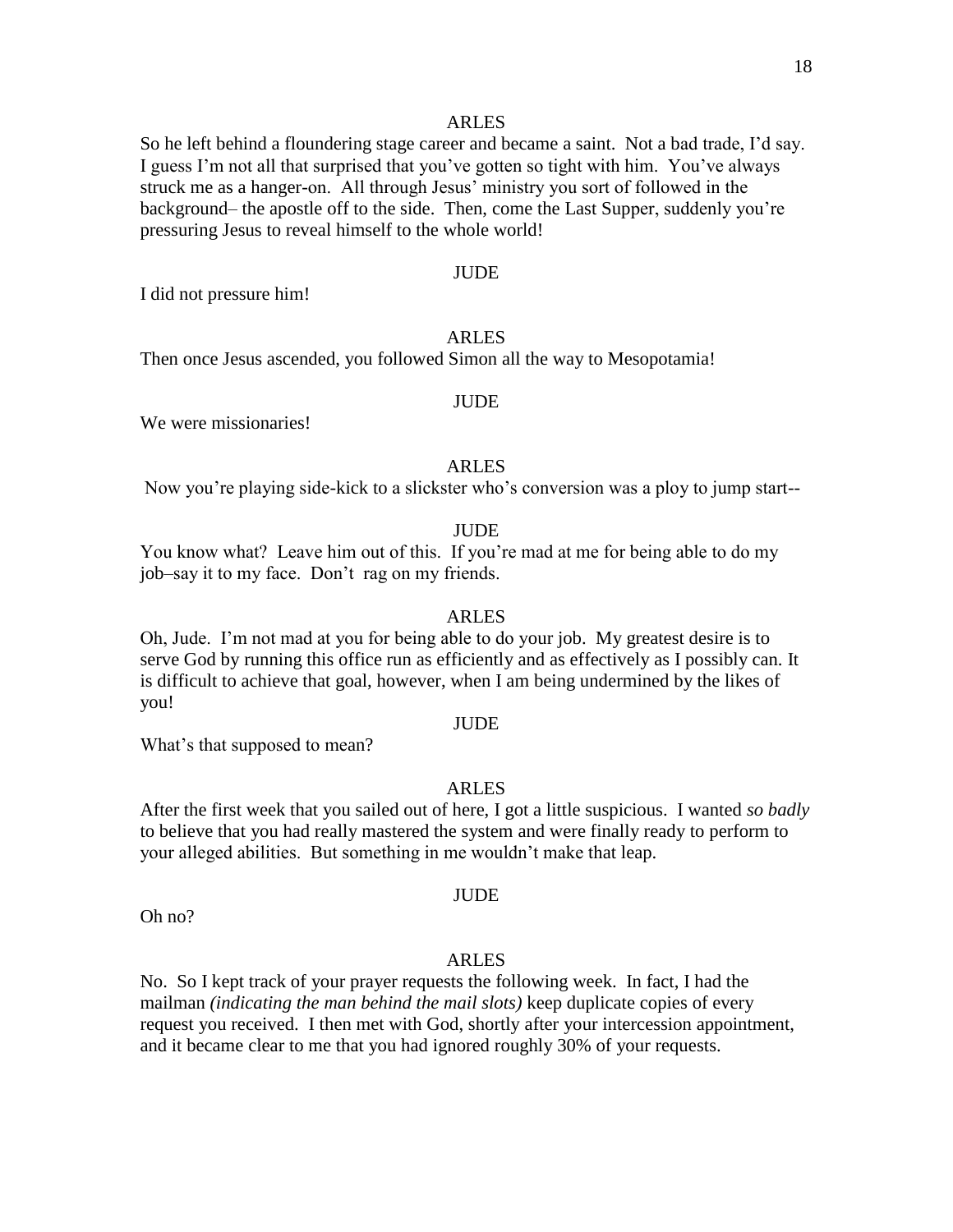ARLES

So he left behind a floundering stage career and became a saint. Not a bad trade, I'd say. I guess I'm not all that surprised that you've gotten so tight with him. You've always struck me as a hanger-on. All through Jesus' ministry you sort of followed in the background– the apostle off to the side. Then, come the Last Supper, suddenly you're pressuring Jesus to reveal himself to the whole world!

JUDE

I did not pressure him!

ARLES

Then once Jesus ascended, you followed Simon all the way to Mesopotamia!

JUDE

We were missionaries!

ARLES

Now you're playing side-kick to a slickster who's conversion was a ploy to jump start--

JUDE

You know what? Leave him out of this. If you're mad at me for being able to do my job–say it to my face. Don't rag on my friends.

ARLES

Oh, Jude. I'm not mad at you for being able to do your job. My greatest desire is to serve God by running this office run as efficiently and as effectively as I possibly can. It is difficult to achieve that goal, however, when I am being undermined by the likes of you!

JUDE

What's that supposed to mean?

ARLES

After the first week that you sailed out of here, I got a little suspicious. I wanted *so badly* to believe that you had really mastered the system and were finally ready to perform to your alleged abilities. But something in me wouldn't make that leap.

JUDE

Oh no?

ARLES

No. So I kept track of your prayer requests the following week. In fact, I had the mailman *(indicating the man behind the mail slots)* keep duplicate copies of every request you received. I then met with God, shortly after your intercession appointment, and it became clear to me that you had ignored roughly 30% of your requests.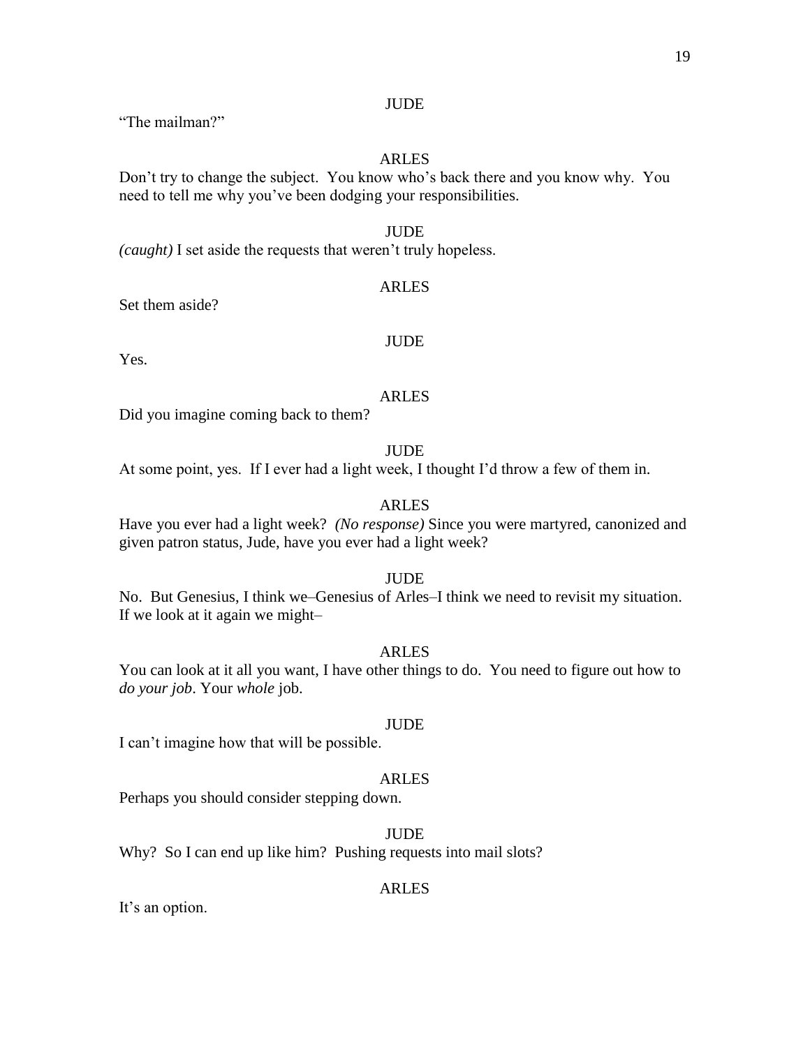JUDE

"The mailman?"

ARLES

Don't try to change the subject. You know who's back there and you know why. You need to tell me why you've been dodging your responsibilities.

JUDE

*(caught)* I set aside the requests that weren't truly hopeless.

ARLES

Set them aside?

JUDE

Yes.

ARLES

Did you imagine coming back to them?

JUDE

At some point, yes. If I ever had a light week, I thought I'd throw a few of them in.

ARLES

Have you ever had a light week? *(No response)* Since you were martyred, canonized and given patron status, Jude, have you ever had a light week?

JUDE

No. But Genesius, I think we–Genesius of Arles–I think we need to revisit my situation. If we look at it again we might–

ARLES

You can look at it all you want, I have other things to do. You need to figure out how to *do your job*. Your *whole* job.

JUDE

I can't imagine how that will be possible.

ARLES

Perhaps you should consider stepping down.

JUDE

Why? So I can end up like him? Pushing requests into mail slots?

ARLES

It's an option.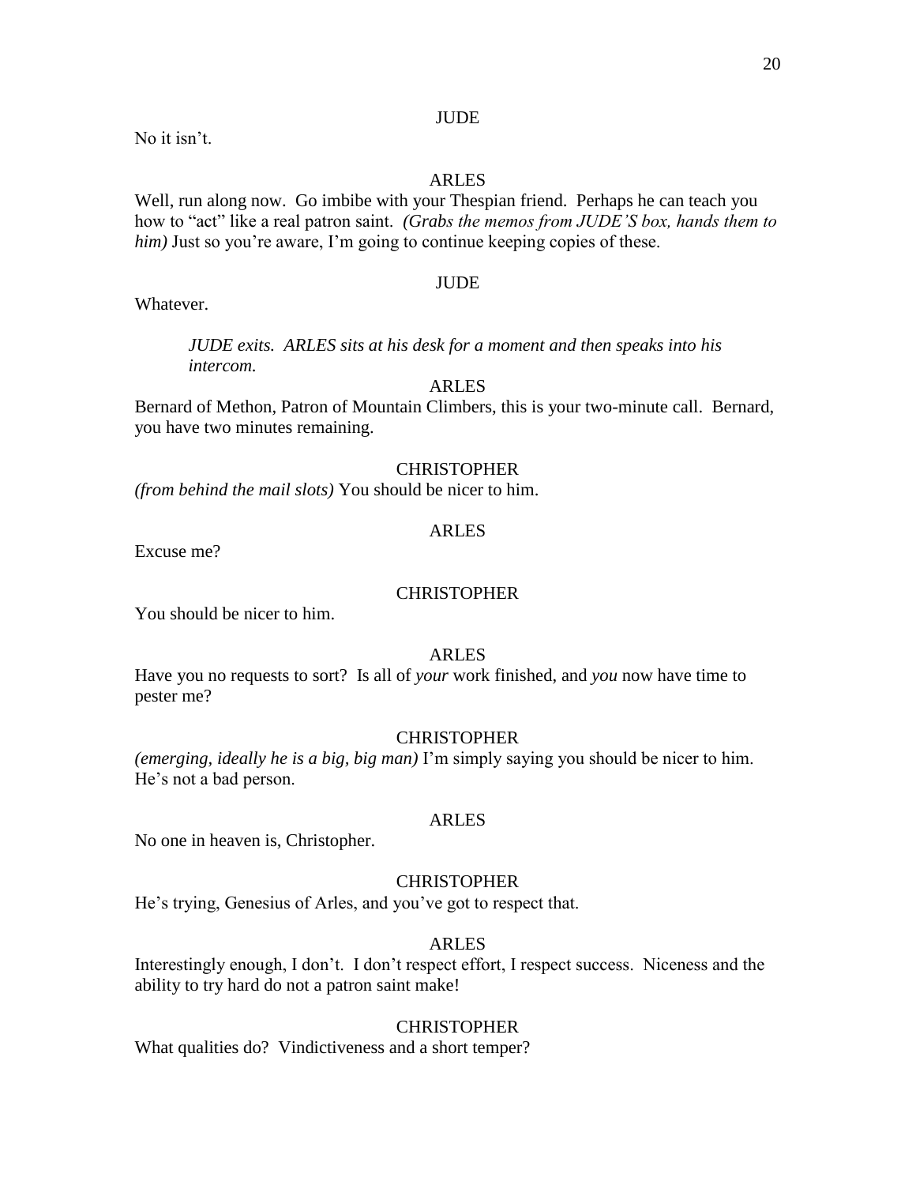JUDE

No it isn't.

ARLES

Well, run along now. Go imbibe with your Thespian friend. Perhaps he can teach you how to "act" like a real patron saint. *(Grabs the memos from JUDE'S box, hands them to him)* Just so you're aware, I'm going to continue keeping copies of these.

JUDE

Whatever.

*JUDE exits. ARLES sits at his desk for a moment and then speaks into his intercom.*

ARLES

Bernard of Methon, Patron of Mountain Climbers, this is your two-minute call. Bernard, you have two minutes remaining.

CHRISTOPHER

*(from behind the mail slots)* You should be nicer to him.

ARLES

Excuse me?

CHRISTOPHER

You should be nicer to him.

ARLES

Have you no requests to sort? Is all of *your* work finished, and *you* now have time to pester me?

CHRISTOPHER

*(emerging, ideally he is a big, big man)* I'm simply saying you should be nicer to him. He's not a bad person.

ARLES

No one in heaven is, Christopher.

CHRISTOPHER

He's trying, Genesius of Arles, and you've got to respect that.

ARLES

Interestingly enough, I don't. I don't respect effort, I respect success. Niceness and the ability to try hard do not a patron saint make!

CHRISTOPHER

What qualities do? Vindictiveness and a short temper?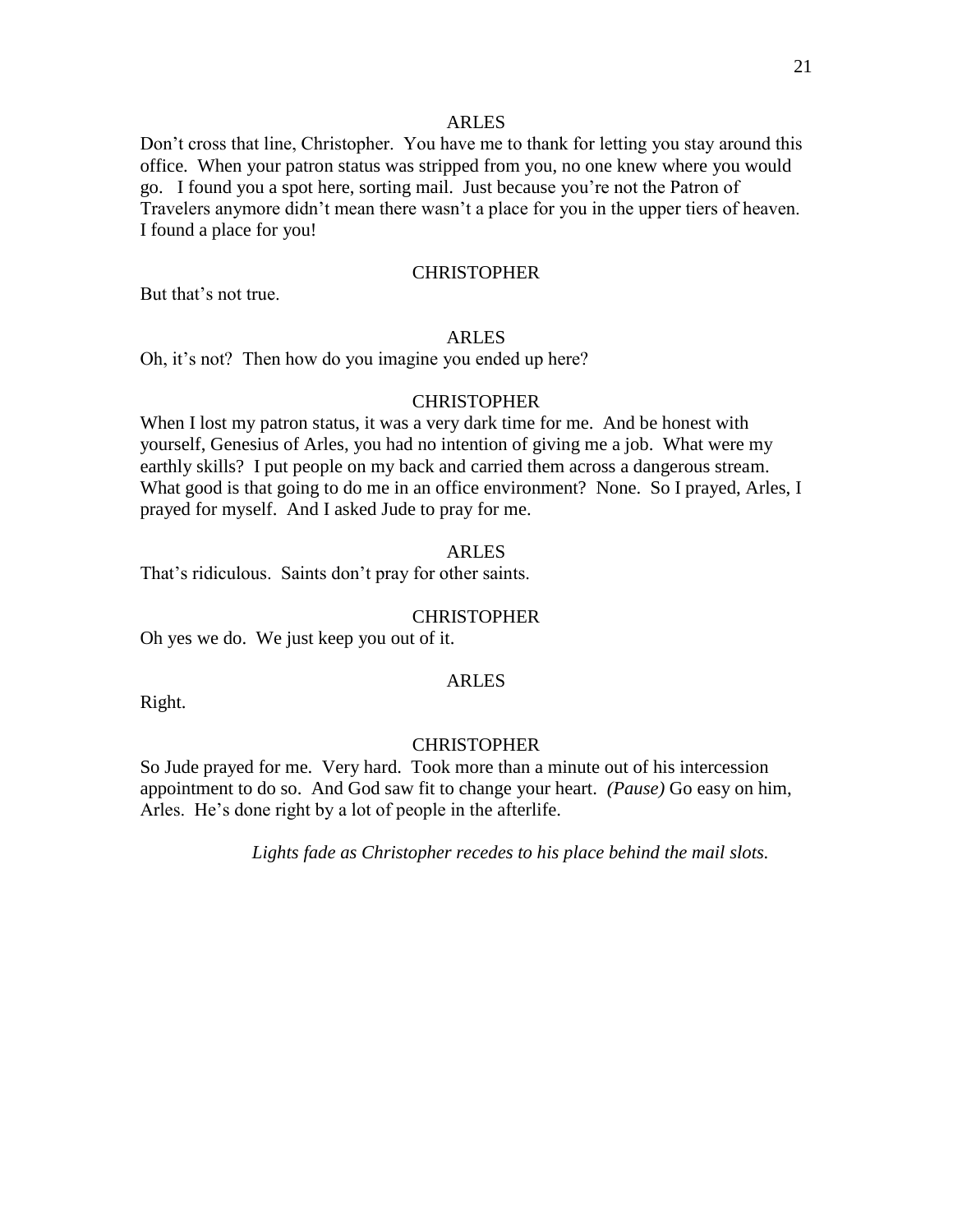ARLES

Don't cross that line, Christopher. You have me to thank for letting you stay around this office. When your patron status was stripped from you, no one knew where you would go. I found you a spot here, sorting mail. Just because you're not the Patron of Travelers anymore didn't mean there wasn't a place for you in the upper tiers of heaven. I found a place for you!

CHRISTOPHER

But that's not true.

ARLES

Oh, it's not? Then how do you imagine you ended up here?

CHRISTOPHER

When I lost my patron status, it was a very dark time for me. And be honest with yourself, Genesius of Arles, you had no intention of giving me a job. What were my earthly skills? I put people on my back and carried them across a dangerous stream. What good is that going to do me in an office environment? None. So I prayed, Arles, I prayed for myself. And I asked Jude to pray for me.

ARLES

That's ridiculous. Saints don't pray for other saints.

CHRISTOPHER

Oh yes we do. We just keep you out of it.

ARLES

Right.

CHRISTOPHER

So Jude prayed for me. Very hard. Took more than a minute out of his intercession appointment to do so. And God saw fit to change your heart. *(Pause)* Go easy on him, Arles. He's done right by a lot of people in the afterlife.

*Lights fade as Christopher recedes to his place behind the mail slots.*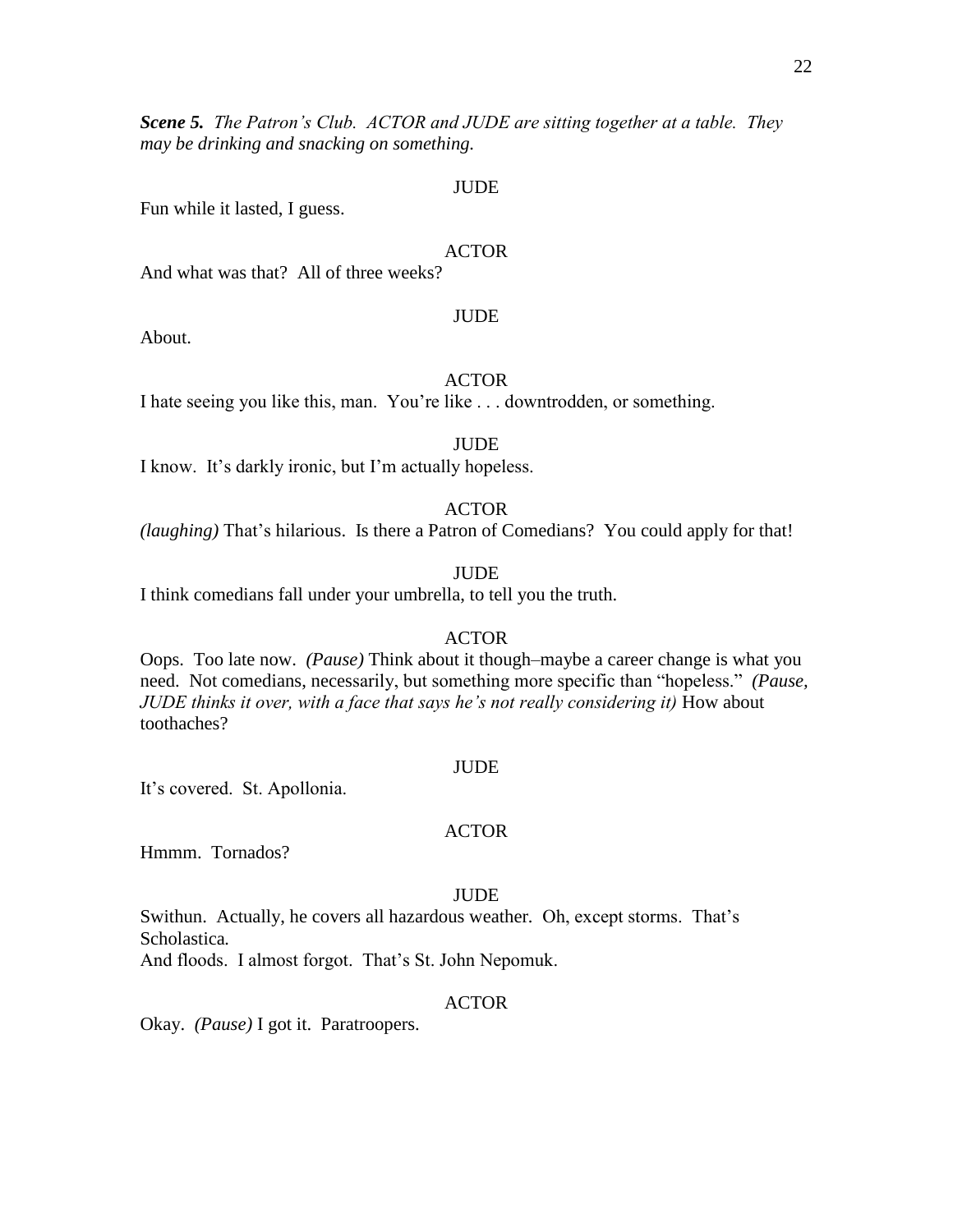***Scene 5.*** *The Patron's Club. ACTOR and JUDE are sitting together at a table. They may be drinking and snacking on something.*

JUDE

Fun while it lasted, I guess.

ACTOR

And what was that? All of three weeks?

JUDE

About.

ACTOR

I hate seeing you like this, man. You're like . . . downtrodden, or something.

JUDE

I know. It's darkly ironic, but I'm actually hopeless.

ACTOR

*(laughing)* That's hilarious. Is there a Patron of Comedians? You could apply for that!

JUDE

I think comedians fall under your umbrella, to tell you the truth.

ACTOR

Oops. Too late now. *(Pause)* Think about it though–maybe a career change is what you need. Not comedians, necessarily, but something more specific than "hopeless." *(Pause, JUDE thinks it over, with a face that says he's not really considering it)* How about toothaches?

JUDE

It's covered. St. Apollonia.

ACTOR

Hmmm. Tornados?

JUDE

Swithun. Actually, he covers all hazardous weather. Oh, except storms. That's Scholastica.
And floods. I almost forgot. That's St. John Nepomuk.

ACTOR

Okay. *(Pause)* I got it. Paratroopers.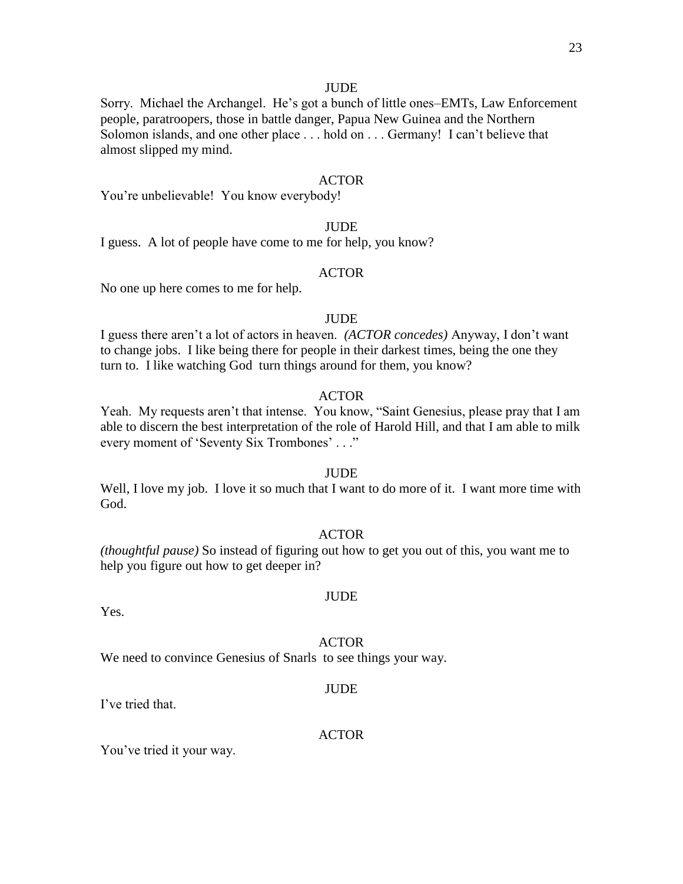JUDE

Sorry. Michael the Archangel. He's got a bunch of little ones–EMTs, Law Enforcement people, paratroopers, those in battle danger, Papua New Guinea and the Northern Solomon islands, and one other place . . . hold on . . . Germany! I can't believe that almost slipped my mind.

ACTOR

You're unbelievable! You know everybody!

JUDE

I guess. A lot of people have come to me for help, you know?

ACTOR

No one up here comes to me for help.

JUDE

I guess there aren't a lot of actors in heaven. *(ACTOR concedes)* Anyway, I don't want to change jobs. I like being there for people in their darkest times, being the one they turn to. I like watching God turn things around for them, you know?

ACTOR

Yeah. My requests aren't that intense. You know, "Saint Genesius, please pray that I am able to discern the best interpretation of the role of Harold Hill, and that I am able to milk every moment of 'Seventy Six Trombones' . . ."

JUDE

Well, I love my job. I love it so much that I want to do more of it. I want more time with God.

ACTOR

*(thoughtful pause)* So instead of figuring out how to get you out of this, you want me to help you figure out how to get deeper in?

JUDE

Yes.

ACTOR

We need to convince Genesius of Snarls to see things your way.

JUDE

I've tried that.

ACTOR

You've tried it your way.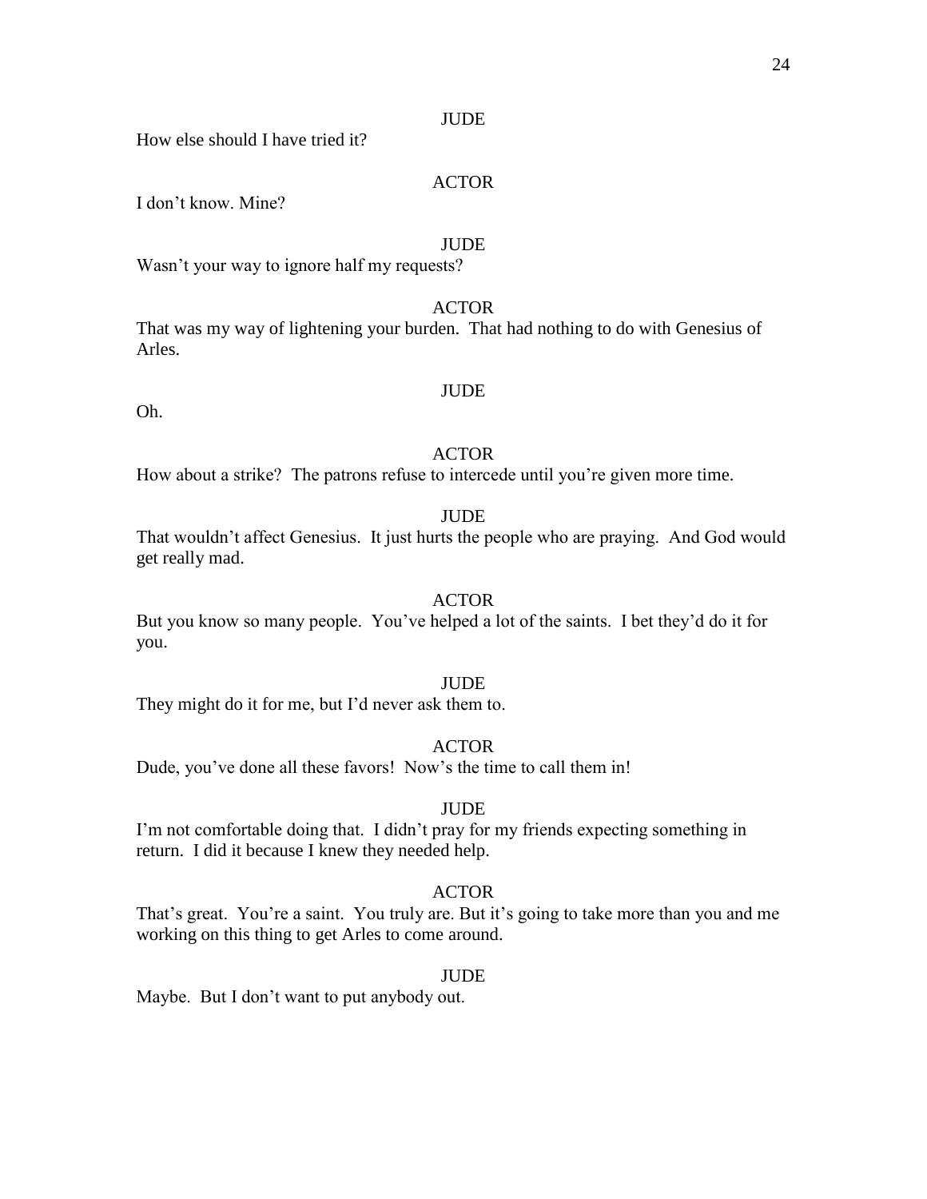JUDE

How else should I have tried it?

ACTOR

I don't know. Mine?

JUDE

Wasn't your way to ignore half my requests?

ACTOR

That was my way of lightening your burden. That had nothing to do with Genesius of Arles.

JUDE

Oh.

ACTOR

How about a strike? The patrons refuse to intercede until you're given more time.

JUDE

That wouldn't affect Genesius. It just hurts the people who are praying. And God would get really mad.

ACTOR

But you know so many people. You've helped a lot of the saints. I bet they'd do it for you.

JUDE

They might do it for me, but I'd never ask them to.

ACTOR

Dude, you've done all these favors! Now's the time to call them in!

JUDE

I'm not comfortable doing that. I didn't pray for my friends expecting something in return. I did it because I knew they needed help.

ACTOR

That's great. You're a saint. You truly are. But it's going to take more than you and me working on this thing to get Arles to come around.

JUDE

Maybe. But I don't want to put anybody out.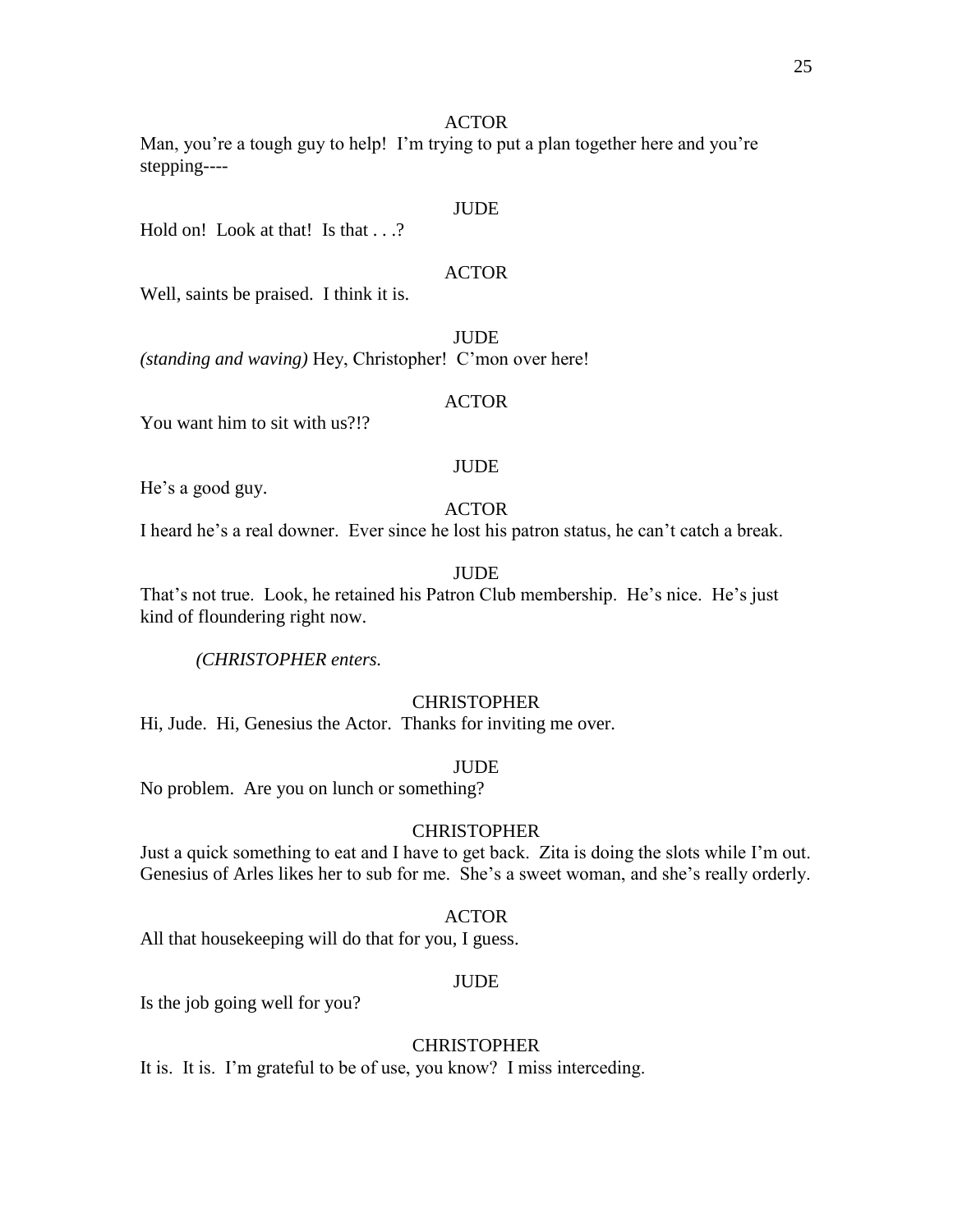ACTOR

Man, you're a tough guy to help! I'm trying to put a plan together here and you're stepping----

JUDE

Hold on! Look at that! Is that . . .?

ACTOR

Well, saints be praised. I think it is.

JUDE

*(standing and waving)* Hey, Christopher! C'mon over here!

ACTOR

You want him to sit with us?!?

JUDE

He's a good guy.

ACTOR

I heard he's a real downer. Ever since he lost his patron status, he can't catch a break.

JUDE

That's not true. Look, he retained his Patron Club membership. He's nice. He's just kind of floundering right now.

*(CHRISTOPHER enters.*

CHRISTOPHER

Hi, Jude. Hi, Genesius the Actor. Thanks for inviting me over.

JUDE

No problem. Are you on lunch or something?

CHRISTOPHER

Just a quick something to eat and I have to get back. Zita is doing the slots while I'm out. Genesius of Arles likes her to sub for me. She's a sweet woman, and she's really orderly.

ACTOR

All that housekeeping will do that for you, I guess.

JUDE

Is the job going well for you?

CHRISTOPHER

It is. It is. I'm grateful to be of use, you know? I miss interceding.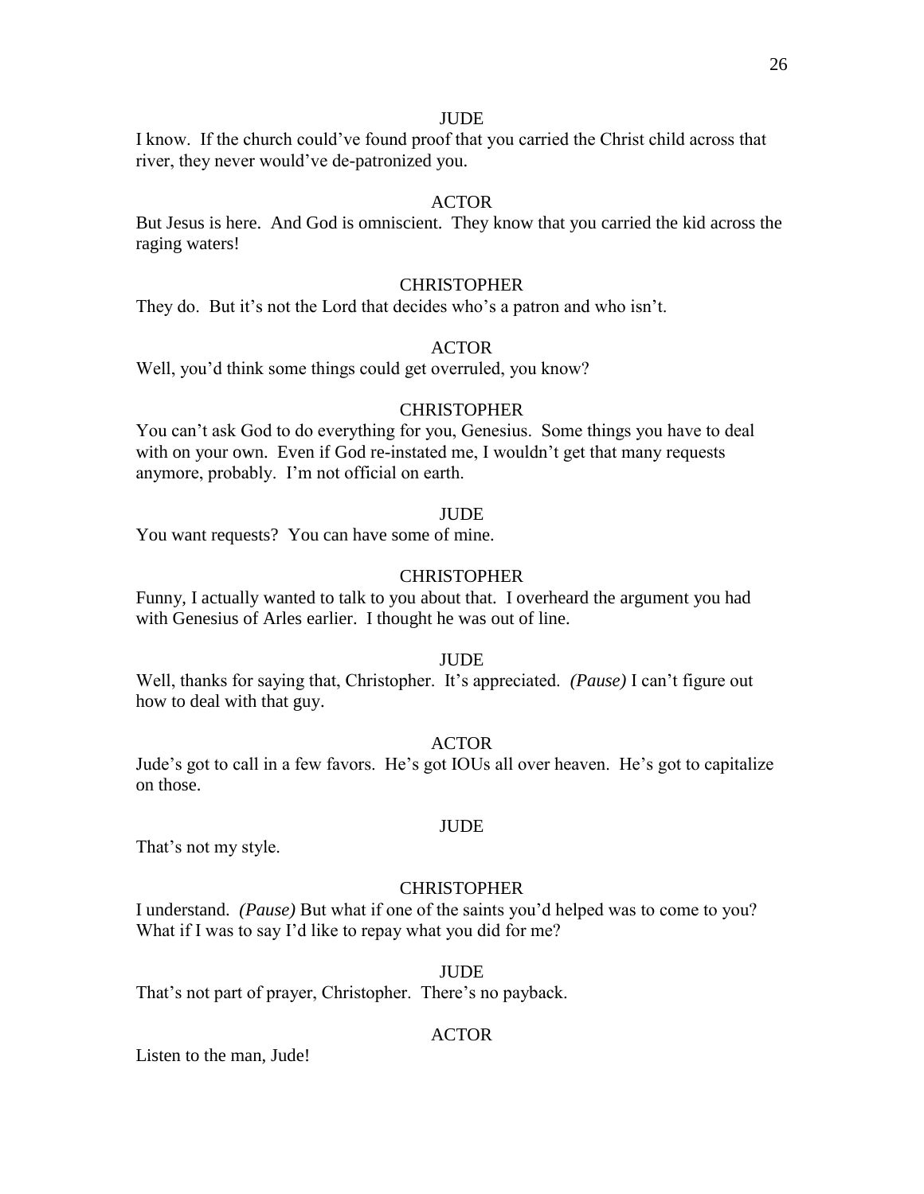JUDE

I know. If the church could've found proof that you carried the Christ child across that river, they never would've de-patronized you.

ACTOR

But Jesus is here. And God is omniscient. They know that you carried the kid across the raging waters!

CHRISTOPHER

They do. But it's not the Lord that decides who's a patron and who isn't.

ACTOR

Well, you'd think some things could get overruled, you know?

CHRISTOPHER

You can't ask God to do everything for you, Genesius. Some things you have to deal with on your own. Even if God re-instated me, I wouldn't get that many requests anymore, probably. I'm not official on earth.

JUDE

You want requests? You can have some of mine.

CHRISTOPHER

Funny, I actually wanted to talk to you about that. I overheard the argument you had with Genesius of Arles earlier. I thought he was out of line.

JUDE

Well, thanks for saying that, Christopher. It's appreciated. *(Pause)* I can't figure out how to deal with that guy.

ACTOR

Jude's got to call in a few favors. He's got IOUs all over heaven. He's got to capitalize on those.

JUDE

That's not my style.

CHRISTOPHER

I understand. *(Pause)* But what if one of the saints you'd helped was to come to you? What if I was to say I'd like to repay what you did for me?

JUDE

That's not part of prayer, Christopher. There's no payback.

ACTOR

Listen to the man, Jude!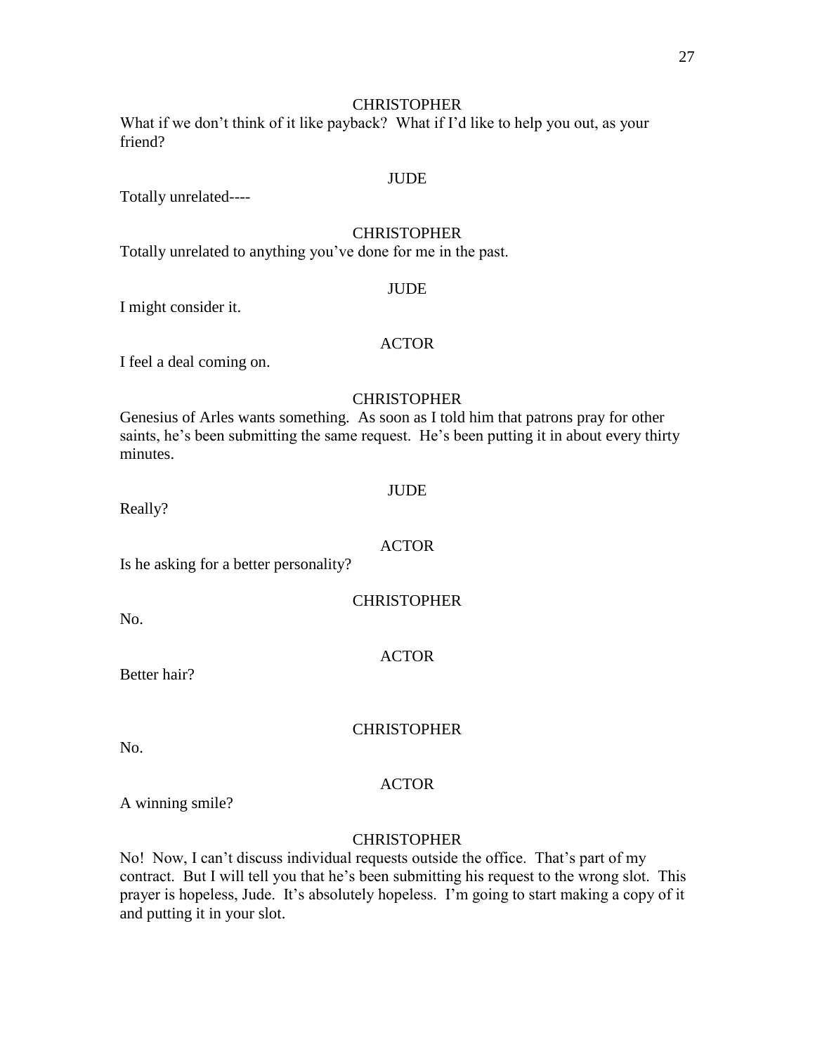CHRISTOPHER

What if we don't think of it like payback? What if I'd like to help you out, as your friend?

JUDE

Totally unrelated----

CHRISTOPHER

Totally unrelated to anything you've done for me in the past.

JUDE

I might consider it.

ACTOR

I feel a deal coming on.

CHRISTOPHER

Genesius of Arles wants something. As soon as I told him that patrons pray for other saints, he's been submitting the same request. He's been putting it in about every thirty minutes.

JUDE

Really?

ACTOR

Is he asking for a better personality?

CHRISTOPHER

No.

ACTOR

Better hair?

CHRISTOPHER

No.

ACTOR

A winning smile?

CHRISTOPHER

No! Now, I can't discuss individual requests outside the office. That's part of my contract. But I will tell you that he's been submitting his request to the wrong slot. This prayer is hopeless, Jude. It's absolutely hopeless. I'm going to start making a copy of it and putting it in your slot.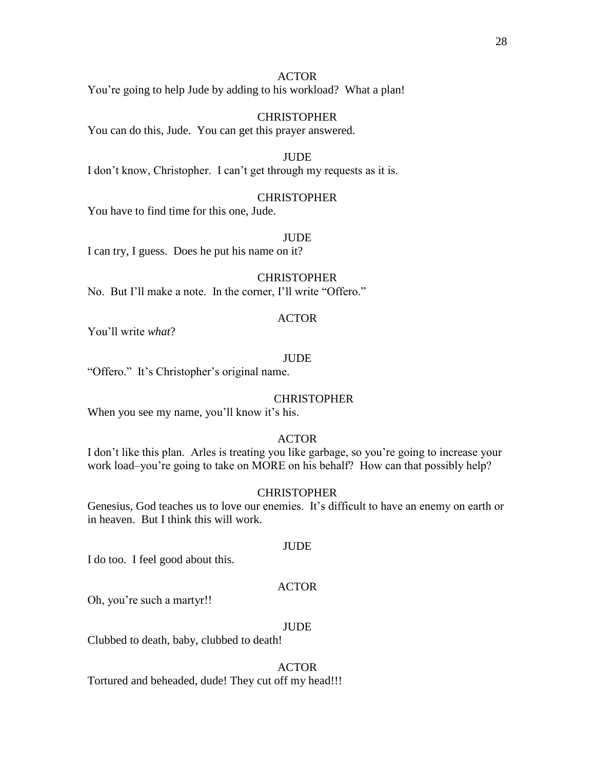ACTOR

You're going to help Jude by adding to his workload? What a plan!

CHRISTOPHER

You can do this, Jude. You can get this prayer answered.

JUDE

I don't know, Christopher. I can't get through my requests as it is.

CHRISTOPHER

You have to find time for this one, Jude.

JUDE

I can try, I guess. Does he put his name on it?

CHRISTOPHER

No. But I'll make a note. In the corner, I'll write "Offero."

ACTOR

You'll write *what*?

JUDE

"Offero." It's Christopher's original name.

CHRISTOPHER

When you see my name, you'll know it's his.

ACTOR

I don't like this plan. Arles is treating you like garbage, so you're going to increase your work load–you're going to take on MORE on his behalf? How can that possibly help?

CHRISTOPHER

Genesius, God teaches us to love our enemies. It's difficult to have an enemy on earth or in heaven. But I think this will work.

JUDE

I do too. I feel good about this.

ACTOR

Oh, you're such a martyr!!

JUDE

Clubbed to death, baby, clubbed to death!

ACTOR

Tortured and beheaded, dude! They cut off my head!!!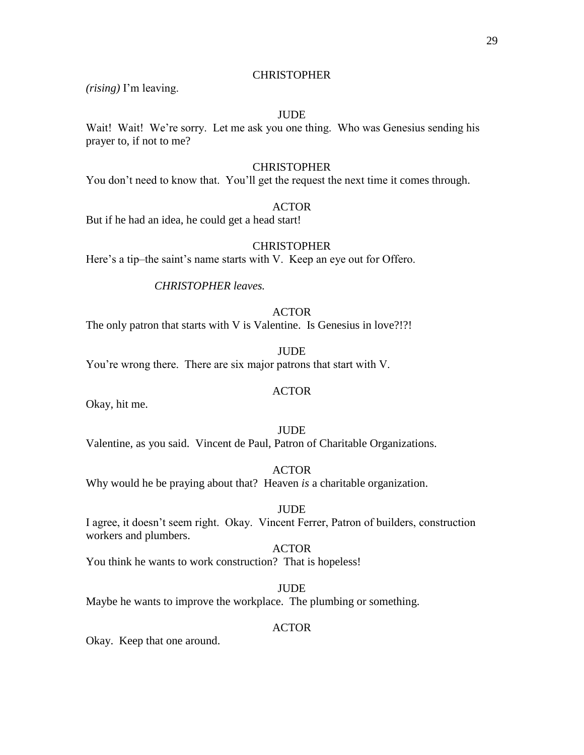CHRISTOPHER

*(rising)* I'm leaving.

JUDE

Wait! Wait! We're sorry. Let me ask you one thing. Who was Genesius sending his prayer to, if not to me?

CHRISTOPHER

You don't need to know that. You'll get the request the next time it comes through.

ACTOR

But if he had an idea, he could get a head start!

CHRISTOPHER

Here's a tip–the saint's name starts with V. Keep an eye out for Offero.

*CHRISTOPHER leaves.*

ACTOR

The only patron that starts with V is Valentine. Is Genesius in love?!?!

JUDE

You're wrong there. There are six major patrons that start with V.

ACTOR

Okay, hit me.

JUDE

Valentine, as you said. Vincent de Paul, Patron of Charitable Organizations.

ACTOR

Why would he be praying about that? Heaven *is* a charitable organization.

JUDE

I agree, it doesn't seem right. Okay. Vincent Ferrer, Patron of builders, construction workers and plumbers.

ACTOR

You think he wants to work construction? That is hopeless!

JUDE

Maybe he wants to improve the workplace. The plumbing or something.

ACTOR

Okay. Keep that one around.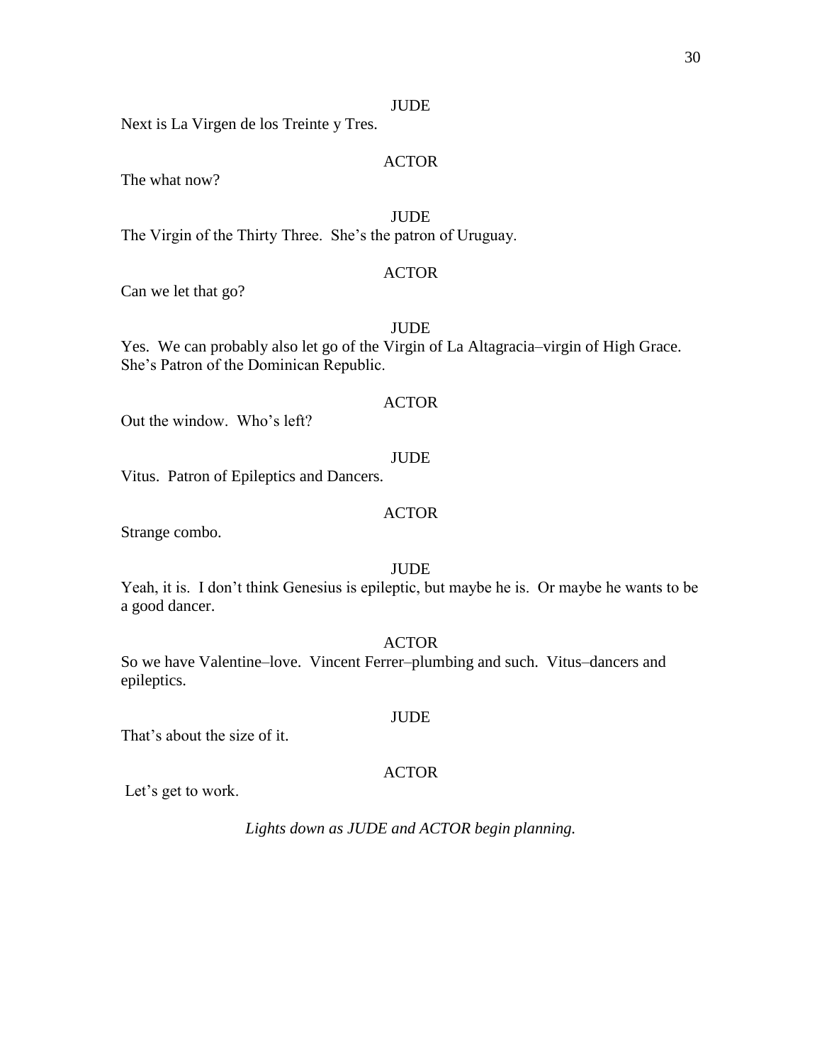JUDE

Next is La Virgen de los Treinte y Tres.

ACTOR

The what now?

JUDE

The Virgin of the Thirty Three. She's the patron of Uruguay.

ACTOR

Can we let that go?

JUDE

Yes. We can probably also let go of the Virgin of La Altagracia–virgin of High Grace. She's Patron of the Dominican Republic.

ACTOR

Out the window. Who's left?

JUDE

Vitus. Patron of Epileptics and Dancers.

ACTOR

Strange combo.

JUDE

Yeah, it is. I don't think Genesius is epileptic, but maybe he is. Or maybe he wants to be a good dancer.

ACTOR

So we have Valentine–love. Vincent Ferrer–plumbing and such. Vitus–dancers and epileptics.

JUDE

That's about the size of it.

ACTOR

Let's get to work.

*Lights down as JUDE and ACTOR begin planning.*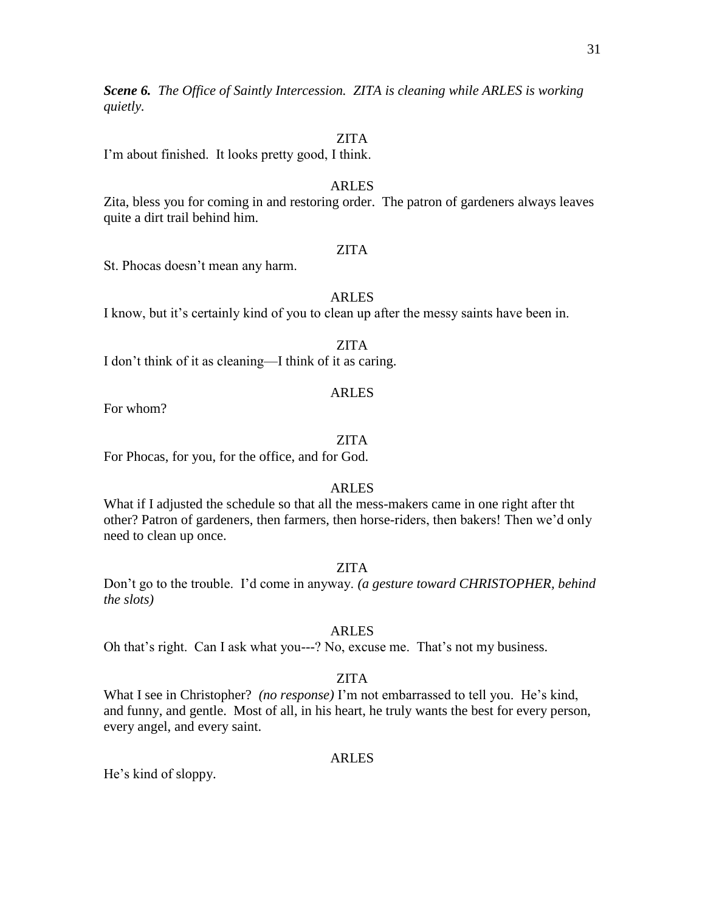***Scene 6.*** *The Office of Saintly Intercession. ZITA is cleaning while ARLES is working quietly.*

ZITA

I'm about finished. It looks pretty good, I think.

ARLES

Zita, bless you for coming in and restoring order. The patron of gardeners always leaves quite a dirt trail behind him.

ZITA

St. Phocas doesn't mean any harm.

ARLES

I know, but it's certainly kind of you to clean up after the messy saints have been in.

ZITA

I don't think of it as cleaning—I think of it as caring.

ARLES

For whom?

ZITA

For Phocas, for you, for the office, and for God.

ARLES

What if I adjusted the schedule so that all the mess-makers came in one right after tht other? Patron of gardeners, then farmers, then horse-riders, then bakers! Then we'd only need to clean up once.

ZITA

Don't go to the trouble. I'd come in anyway. *(a gesture toward CHRISTOPHER, behind the slots)*

ARLES

Oh that's right. Can I ask what you---? No, excuse me. That's not my business.

ZITA

What I see in Christopher? *(no response)* I'm not embarrassed to tell you. He's kind, and funny, and gentle. Most of all, in his heart, he truly wants the best for every person, every angel, and every saint.

ARLES

He's kind of sloppy.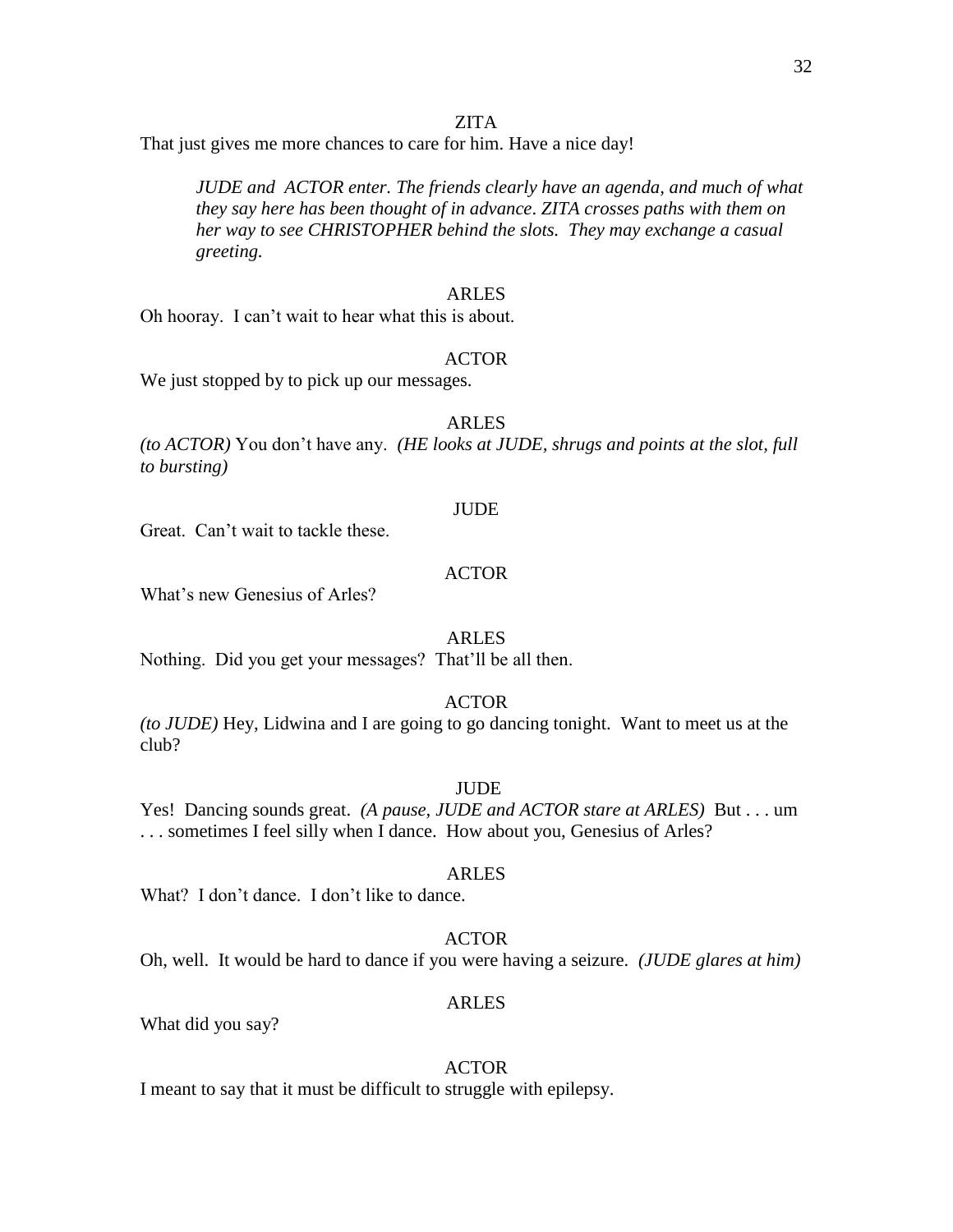ZITA

That just gives me more chances to care for him. Have a nice day!

*JUDE and ACTOR enter. The friends clearly have an agenda, and much of what they say here has been thought of in advance. ZITA crosses paths with them on her way to see CHRISTOPHER behind the slots. They may exchange a casual greeting.*

ARLES

Oh hooray. I can't wait to hear what this is about.

ACTOR

We just stopped by to pick up our messages.

ARLES

*(to ACTOR)* You don't have any. *(HE looks at JUDE, shrugs and points at the slot, full to bursting)*

JUDE

Great. Can't wait to tackle these.

ACTOR

What's new Genesius of Arles?

ARLES

Nothing. Did you get your messages? That'll be all then.

ACTOR

*(to JUDE)* Hey, Lidwina and I are going to go dancing tonight. Want to meet us at the club?

JUDE

Yes! Dancing sounds great. *(A pause, JUDE and ACTOR stare at ARLES)* But . . . um . . . sometimes I feel silly when I dance. How about you, Genesius of Arles?

ARLES

What? I don't dance. I don't like to dance.

ACTOR

Oh, well. It would be hard to dance if you were having a seizure. *(JUDE glares at him)*

ARLES

What did you say?

ACTOR

I meant to say that it must be difficult to struggle with epilepsy.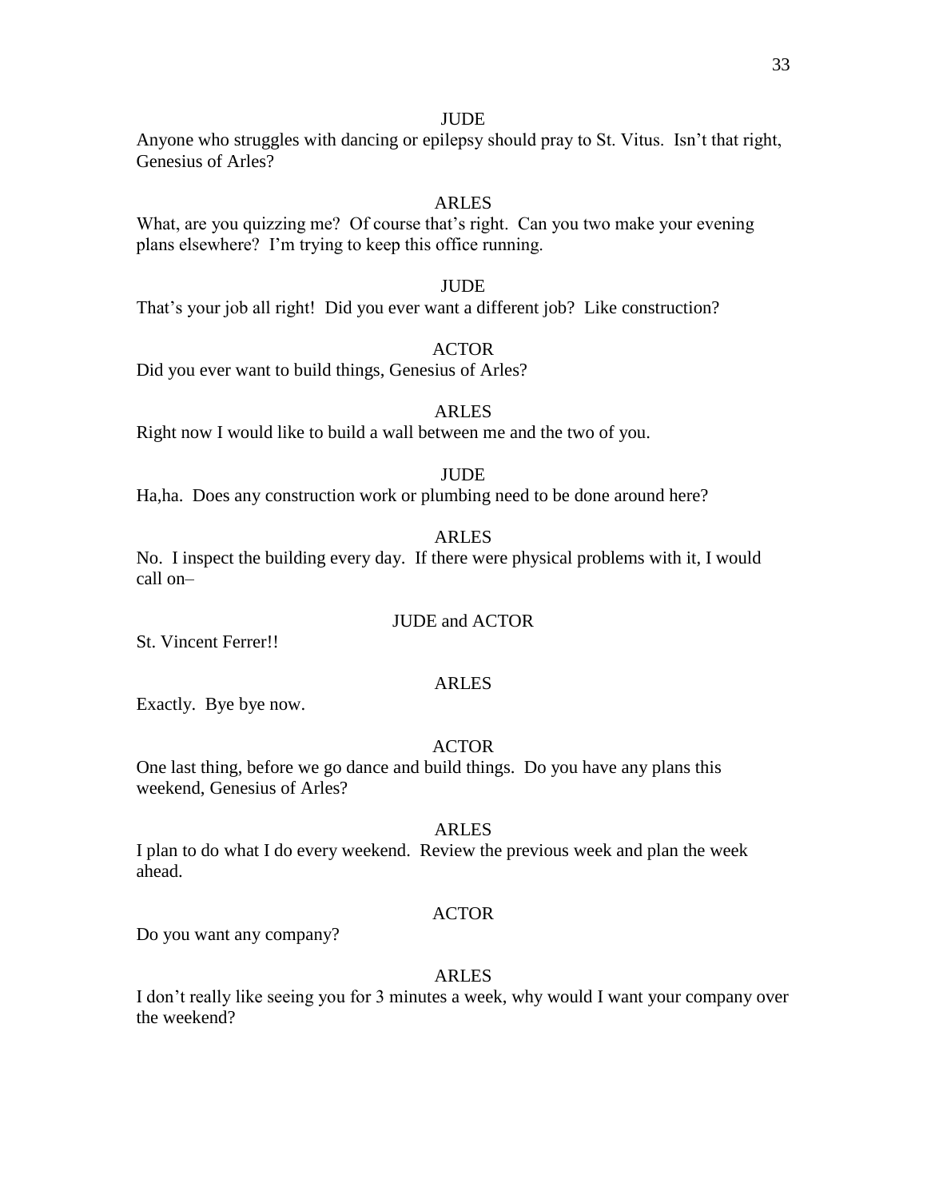JUDE

Anyone who struggles with dancing or epilepsy should pray to St. Vitus. Isn't that right, Genesius of Arles?

ARLES

What, are you quizzing me? Of course that's right. Can you two make your evening plans elsewhere? I'm trying to keep this office running.

JUDE

That's your job all right! Did you ever want a different job? Like construction?

ACTOR

Did you ever want to build things, Genesius of Arles?

ARLES

Right now I would like to build a wall between me and the two of you.

JUDE

Ha,ha. Does any construction work or plumbing need to be done around here?

ARLES

No. I inspect the building every day. If there were physical problems with it, I would call on–

JUDE and ACTOR

St. Vincent Ferrer!!

ARLES

Exactly. Bye bye now.

ACTOR

One last thing, before we go dance and build things. Do you have any plans this weekend, Genesius of Arles?

ARLES

I plan to do what I do every weekend. Review the previous week and plan the week ahead.

ACTOR

Do you want any company?

ARLES

I don't really like seeing you for 3 minutes a week, why would I want your company over the weekend?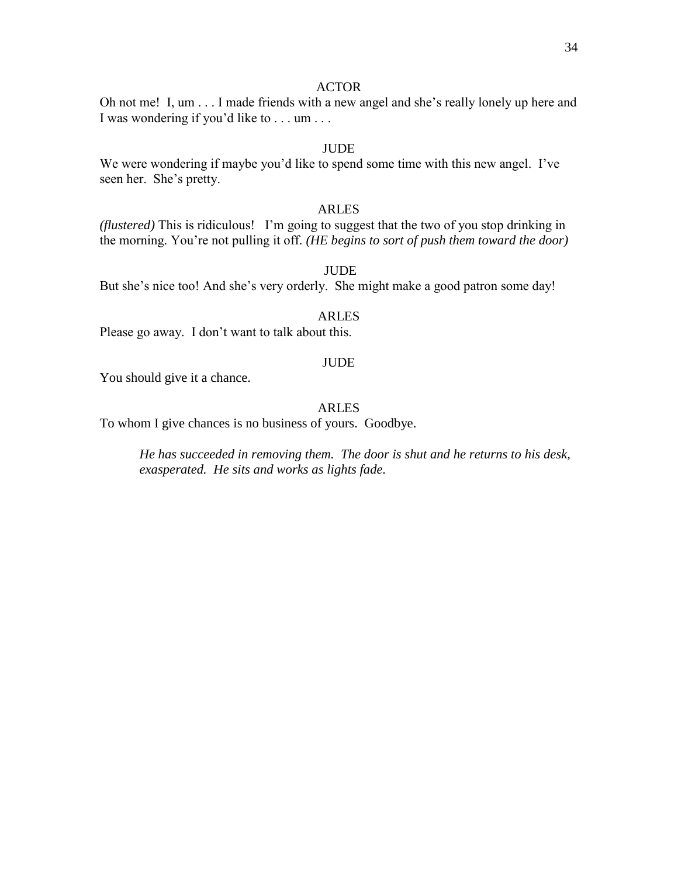ACTOR

Oh not me!  I, um . . . I made friends with a new angel and she's really lonely up here and I was wondering if you'd like to . . . um . . .

JUDE

We were wondering if maybe you'd like to spend some time with this new angel.  I've seen her.  She's pretty.

ARLES

*(flustered)* This is ridiculous!   I'm going to suggest that the two of you stop drinking in the morning. You're not pulling it off. *(HE begins to sort of push them toward the door)*

JUDE

But she's nice too! And she's very orderly.  She might make a good patron some day!

ARLES

Please go away.  I don't want to talk about this.

JUDE

You should give it a chance.

ARLES

To whom I give chances is no business of yours.  Goodbye.

> *He has succeeded in removing them.  The door is shut and he returns to his desk, exasperated.  He sits and works as lights fade.*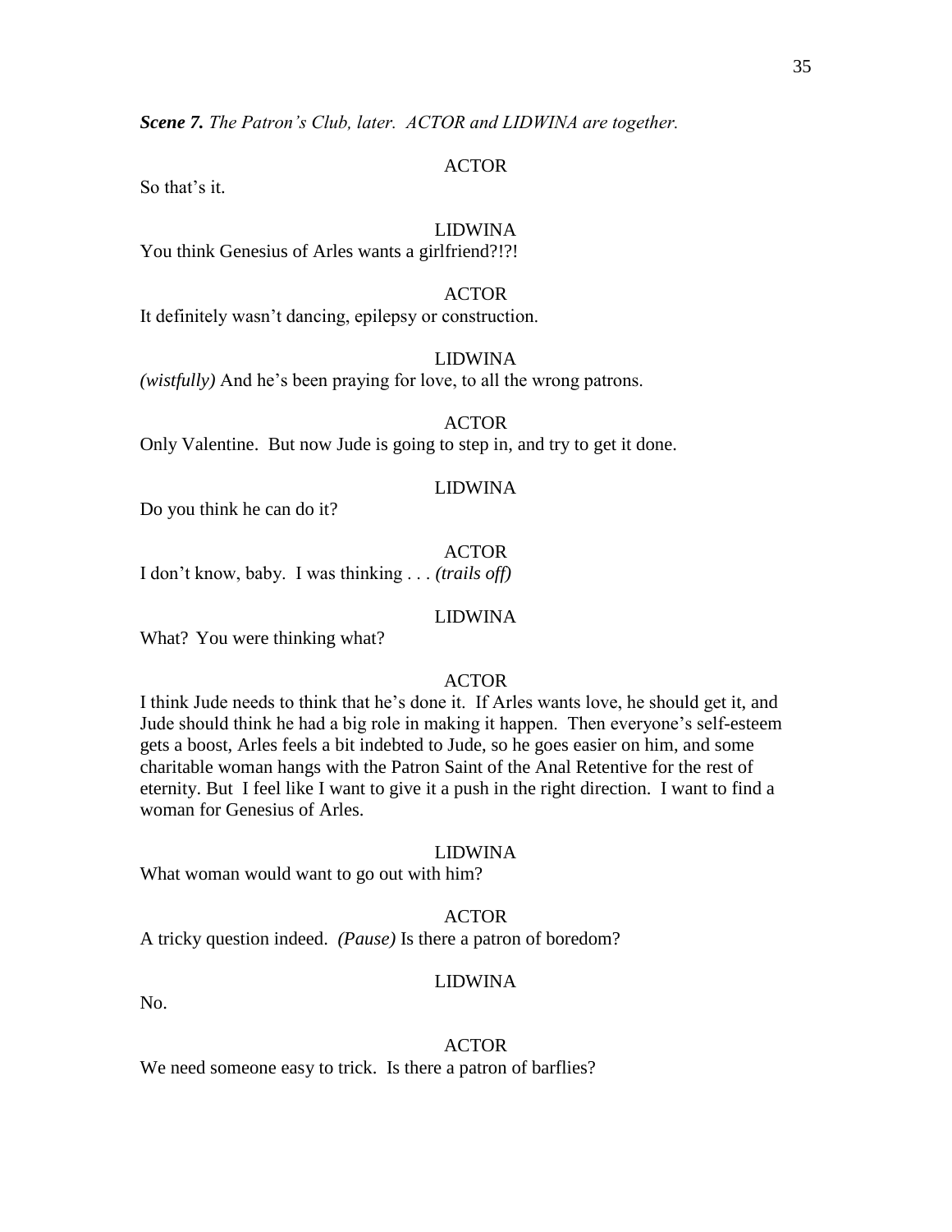***Scene 7.*** *The Patron's Club, later. ACTOR and LIDWINA are together.*

ACTOR

So that's it.

LIDWINA

You think Genesius of Arles wants a girlfriend?!?!

ACTOR

It definitely wasn't dancing, epilepsy or construction.

LIDWINA

*(wistfully)* And he's been praying for love, to all the wrong patrons.

ACTOR

Only Valentine. But now Jude is going to step in, and try to get it done.

LIDWINA

Do you think he can do it?

ACTOR

I don't know, baby. I was thinking . . . *(trails off)*

LIDWINA

What? You were thinking what?

ACTOR

I think Jude needs to think that he's done it. If Arles wants love, he should get it, and Jude should think he had a big role in making it happen. Then everyone's self-esteem gets a boost, Arles feels a bit indebted to Jude, so he goes easier on him, and some charitable woman hangs with the Patron Saint of the Anal Retentive for the rest of eternity. But I feel like I want to give it a push in the right direction. I want to find a woman for Genesius of Arles.

LIDWINA

What woman would want to go out with him?

ACTOR

A tricky question indeed. *(Pause)* Is there a patron of boredom?

LIDWINA

No.

ACTOR

We need someone easy to trick. Is there a patron of barflies?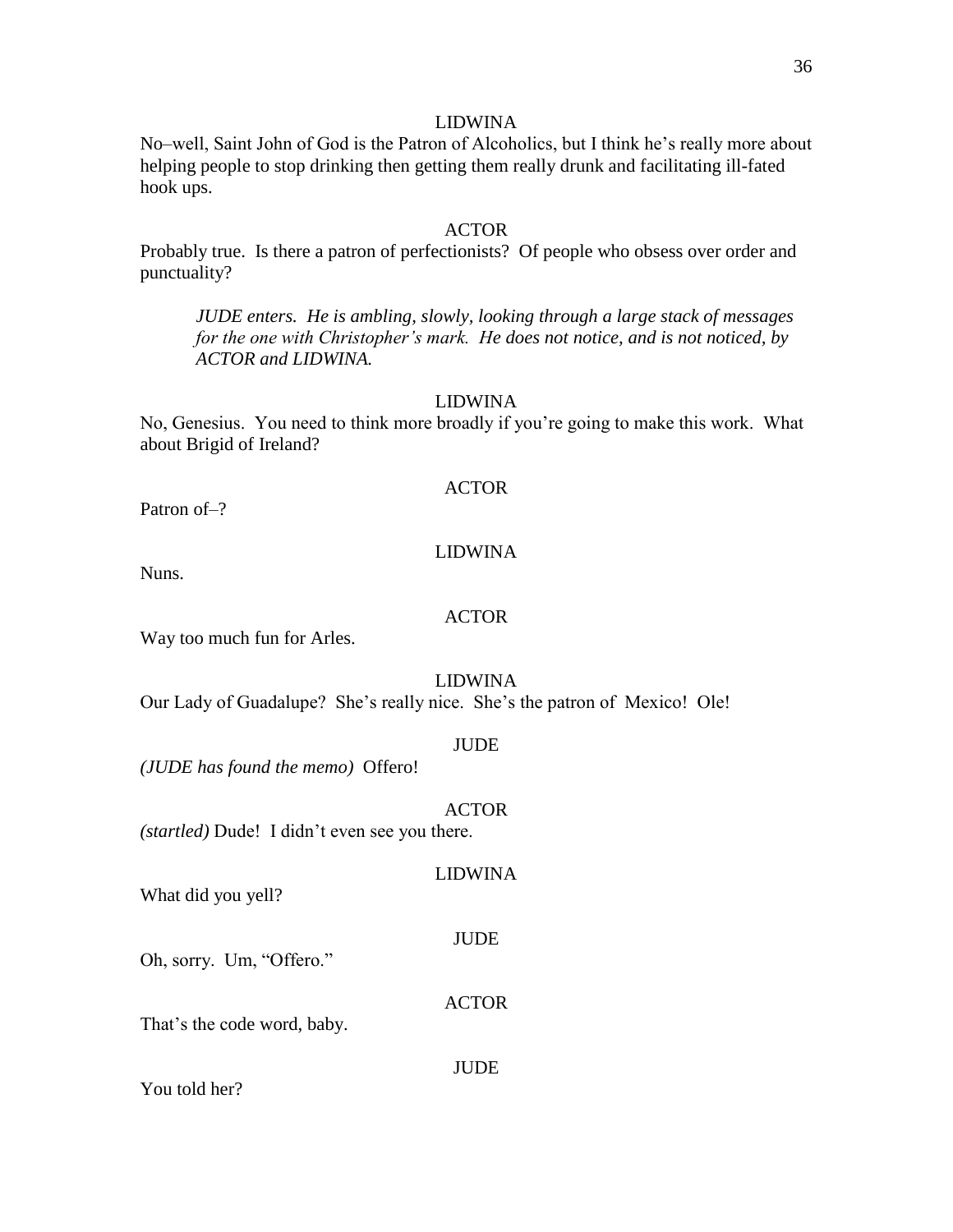LIDWINA

No–well, Saint John of God is the Patron of Alcoholics, but I think he's really more about helping people to stop drinking then getting them really drunk and facilitating ill-fated hook ups.

ACTOR

Probably true. Is there a patron of perfectionists? Of people who obsess over order and punctuality?

*JUDE enters. He is ambling, slowly, looking through a large stack of messages for the one with Christopher's mark. He does not notice, and is not noticed, by ACTOR and LIDWINA.*

LIDWINA

No, Genesius. You need to think more broadly if you're going to make this work. What about Brigid of Ireland?

ACTOR

Patron of–?

LIDWINA

Nuns.

ACTOR

Way too much fun for Arles.

LIDWINA

Our Lady of Guadalupe? She's really nice. She's the patron of Mexico! Ole!

JUDE

*(JUDE has found the memo)* Offero!

ACTOR

*(startled)* Dude! I didn't even see you there.

LIDWINA

What did you yell?

JUDE

Oh, sorry. Um, "Offero."

ACTOR

That's the code word, baby.

JUDE

You told her?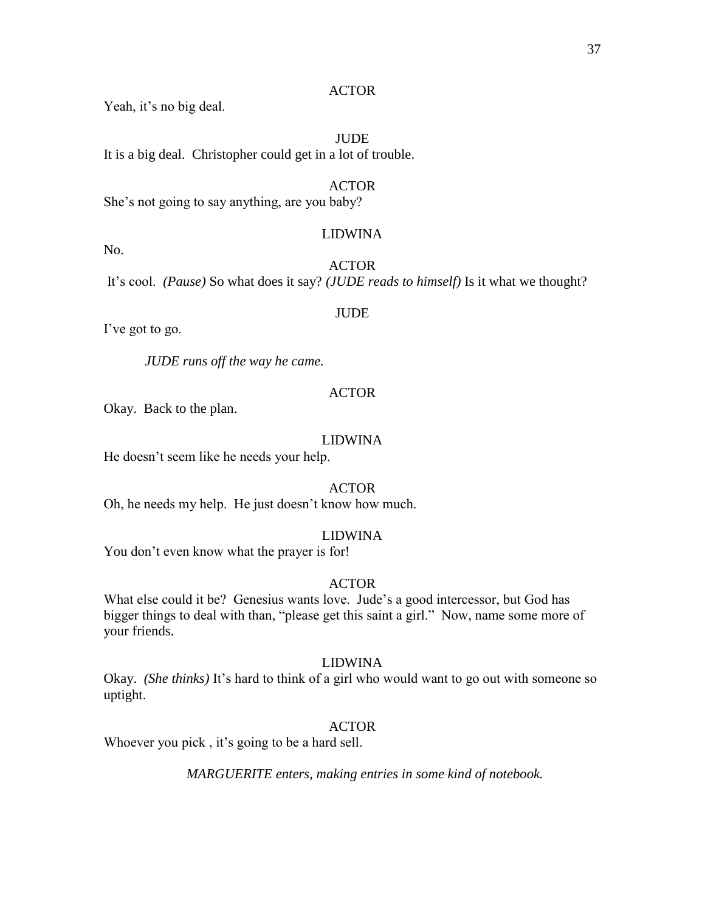ACTOR

Yeah, it's no big deal.

JUDE

It is a big deal.  Christopher could get in a lot of trouble.

ACTOR

She's not going to say anything, are you baby?

LIDWINA

No.

ACTOR

It's cool.  *(Pause)* So what does it say? *(JUDE reads to himself)* Is it what we thought?

JUDE

I've got to go.

*JUDE runs off the way he came.*

ACTOR

Okay.  Back to the plan.

LIDWINA

He doesn't seem like he needs your help.

ACTOR

Oh, he needs my help.  He just doesn't know how much.

LIDWINA

You don't even know what the prayer is for!

ACTOR

What else could it be?  Genesius wants love.  Jude's a good intercessor, but God has bigger things to deal with than, "please get this saint a girl."  Now, name some more of your friends.

LIDWINA

Okay.  *(She thinks)* It's hard to think of a girl who would want to go out with someone so uptight.

ACTOR

Whoever you pick , it's going to be a hard sell.

*MARGUERITE enters, making entries in some kind of notebook.*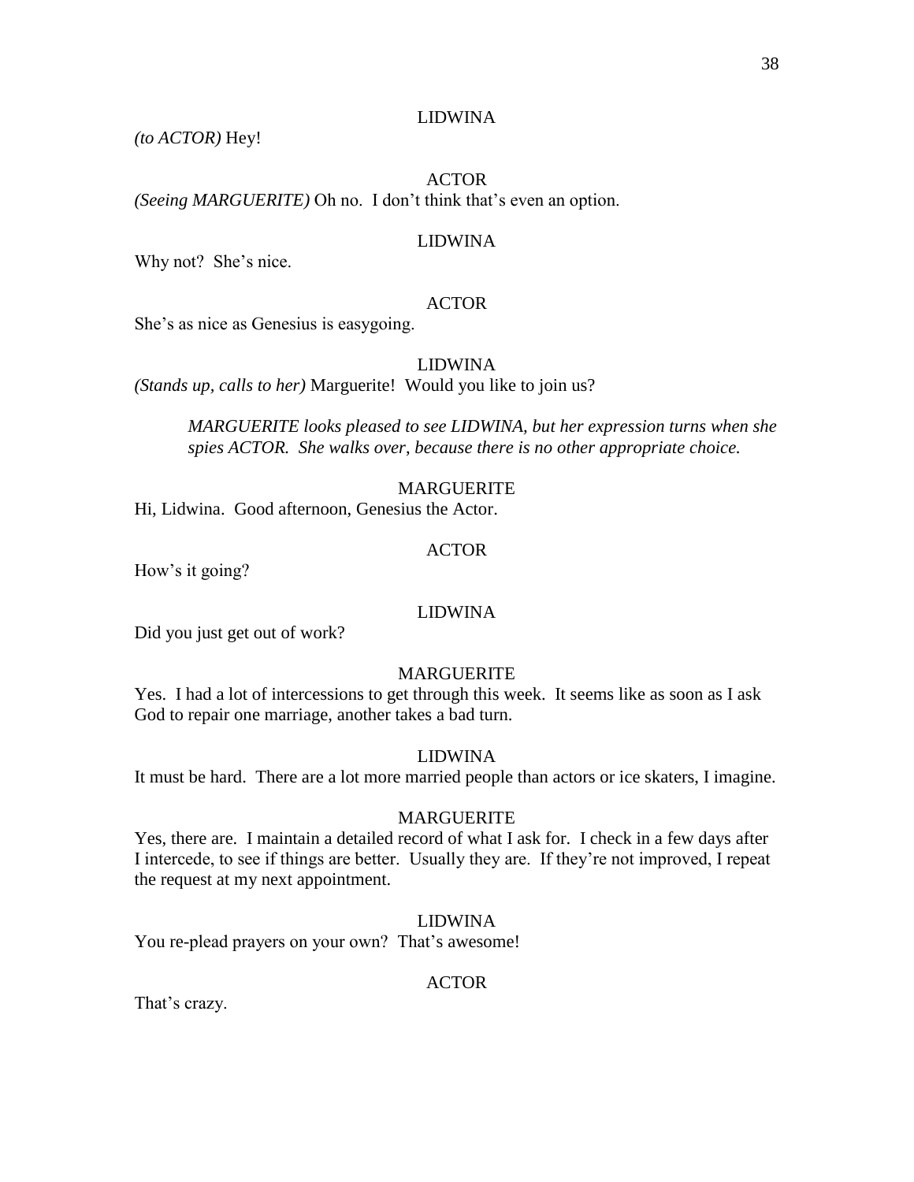LIDWINA

*(to ACTOR)* Hey!

ACTOR

*(Seeing MARGUERITE)* Oh no. I don't think that's even an option.

LIDWINA

Why not? She's nice.

ACTOR

She's as nice as Genesius is easygoing.

LIDWINA

*(Stands up, calls to her)* Marguerite! Would you like to join us?

> *MARGUERITE looks pleased to see LIDWINA, but her expression turns when she spies ACTOR. She walks over, because there is no other appropriate choice.*

MARGUERITE

Hi, Lidwina. Good afternoon, Genesius the Actor.

ACTOR

How's it going?

LIDWINA

Did you just get out of work?

MARGUERITE

Yes. I had a lot of intercessions to get through this week. It seems like as soon as I ask God to repair one marriage, another takes a bad turn.

LIDWINA

It must be hard. There are a lot more married people than actors or ice skaters, I imagine.

MARGUERITE

Yes, there are. I maintain a detailed record of what I ask for. I check in a few days after I intercede, to see if things are better. Usually they are. If they're not improved, I repeat the request at my next appointment.

LIDWINA

You re-plead prayers on your own? That's awesome!

ACTOR

That's crazy.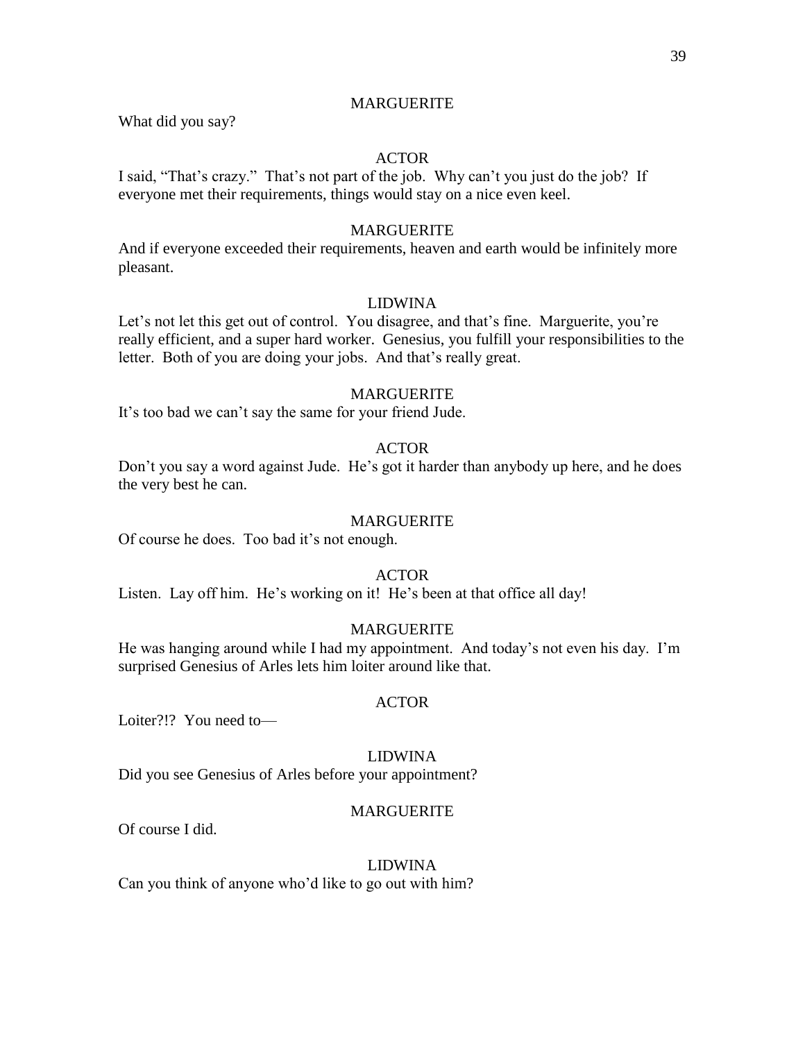MARGUERITE

What did you say?

ACTOR

I said, "That's crazy." That's not part of the job. Why can't you just do the job? If everyone met their requirements, things would stay on a nice even keel.

MARGUERITE

And if everyone exceeded their requirements, heaven and earth would be infinitely more pleasant.

LIDWINA

Let's not let this get out of control. You disagree, and that's fine. Marguerite, you're really efficient, and a super hard worker. Genesius, you fulfill your responsibilities to the letter. Both of you are doing your jobs. And that's really great.

MARGUERITE

It's too bad we can't say the same for your friend Jude.

ACTOR

Don't you say a word against Jude. He's got it harder than anybody up here, and he does the very best he can.

MARGUERITE

Of course he does. Too bad it's not enough.

ACTOR

Listen. Lay off him. He's working on it! He's been at that office all day!

MARGUERITE

He was hanging around while I had my appointment. And today's not even his day. I'm surprised Genesius of Arles lets him loiter around like that.

ACTOR

Loiter?!? You need to—

LIDWINA

Did you see Genesius of Arles before your appointment?

MARGUERITE

Of course I did.

LIDWINA

Can you think of anyone who'd like to go out with him?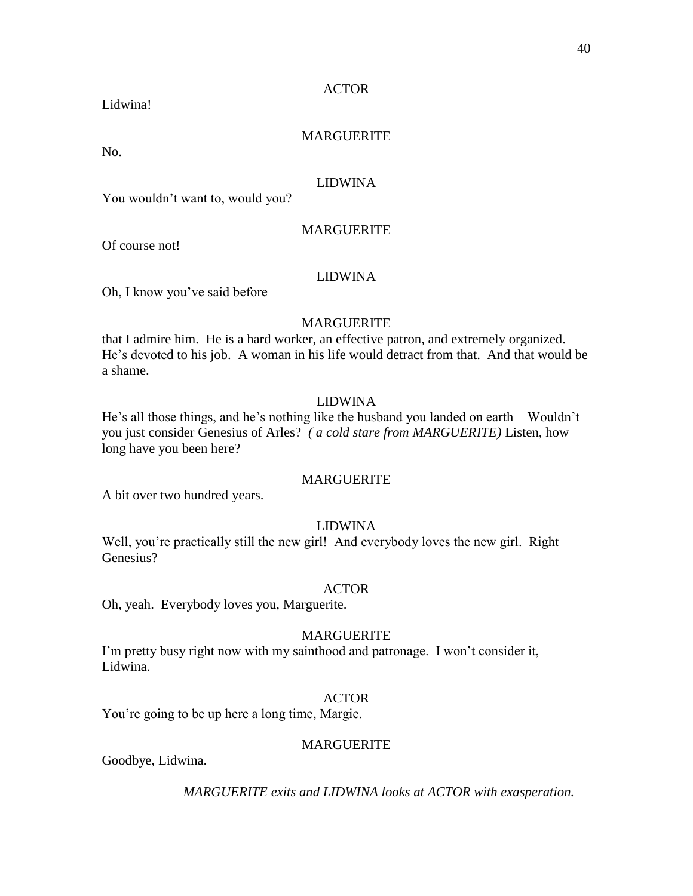ACTOR

Lidwina!

MARGUERITE

No.

LIDWINA

You wouldn't want to, would you?

MARGUERITE

Of course not!

LIDWINA

Oh, I know you've said before–

MARGUERITE

that I admire him.  He is a hard worker, an effective patron, and extremely organized.  He's devoted to his job.  A woman in his life would detract from that.  And that would be a shame.

LIDWINA

He's all those things, and he's nothing like the husband you landed on earth—Wouldn't you just consider Genesius of Arles?  *( a cold stare from MARGUERITE)* Listen, how long have you been here?

MARGUERITE

A bit over two hundred years.

LIDWINA

Well, you're practically still the new girl!  And everybody loves the new girl.  Right Genesius?

ACTOR

Oh, yeah.  Everybody loves you, Marguerite.

MARGUERITE

I'm pretty busy right now with my sainthood and patronage.  I won't consider it, Lidwina.

ACTOR

You're going to be up here a long time, Margie.

MARGUERITE

Goodbye, Lidwina.

*MARGUERITE exits and LIDWINA looks at ACTOR with exasperation.*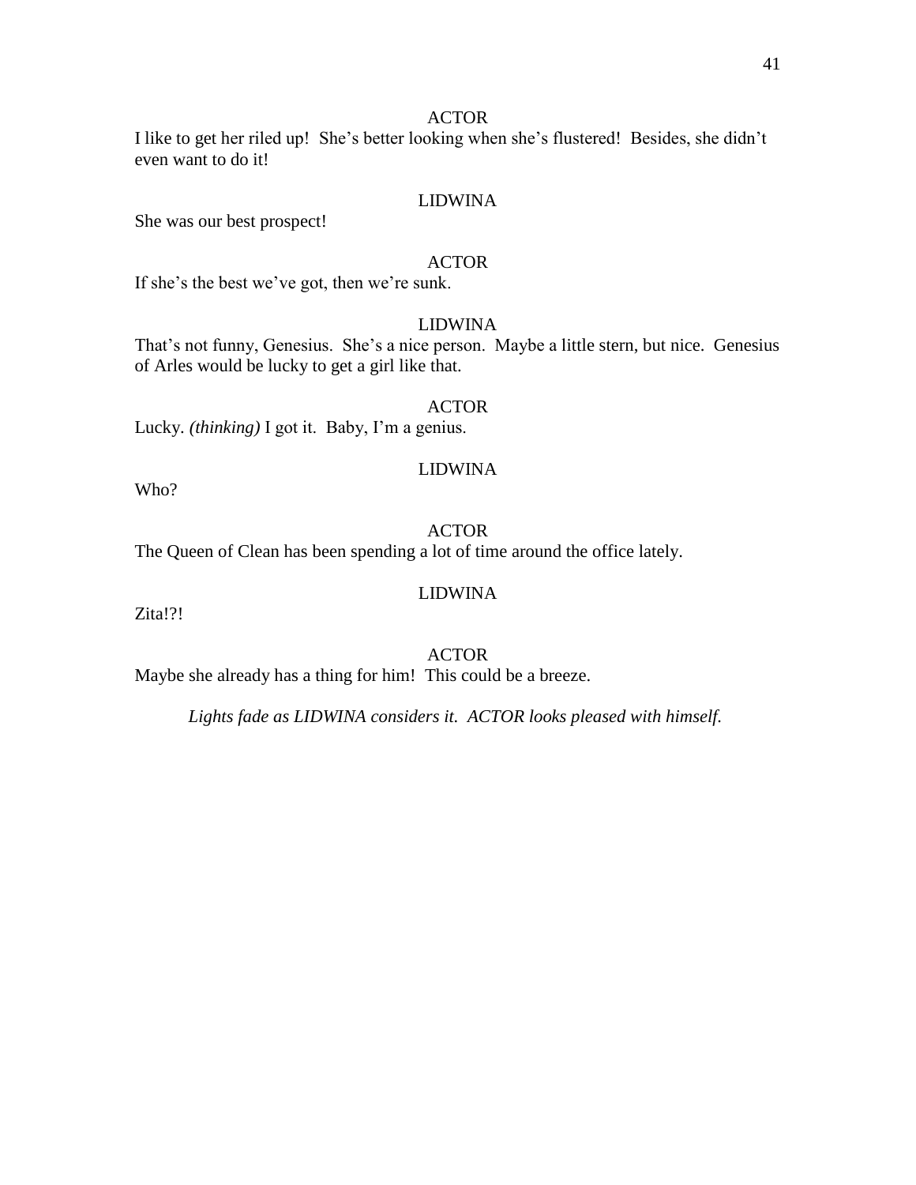ACTOR

I like to get her riled up! She's better looking when she's flustered! Besides, she didn't even want to do it!

LIDWINA

She was our best prospect!

ACTOR

If she's the best we've got, then we're sunk.

LIDWINA

That's not funny, Genesius. She's a nice person. Maybe a little stern, but nice. Genesius of Arles would be lucky to get a girl like that.

ACTOR

Lucky. *(thinking)* I got it. Baby, I'm a genius.

LIDWINA

Who?

ACTOR

The Queen of Clean has been spending a lot of time around the office lately.

LIDWINA

Zita!?!

ACTOR

Maybe she already has a thing for him! This could be a breeze.

*Lights fade as LIDWINA considers it. ACTOR looks pleased with himself.*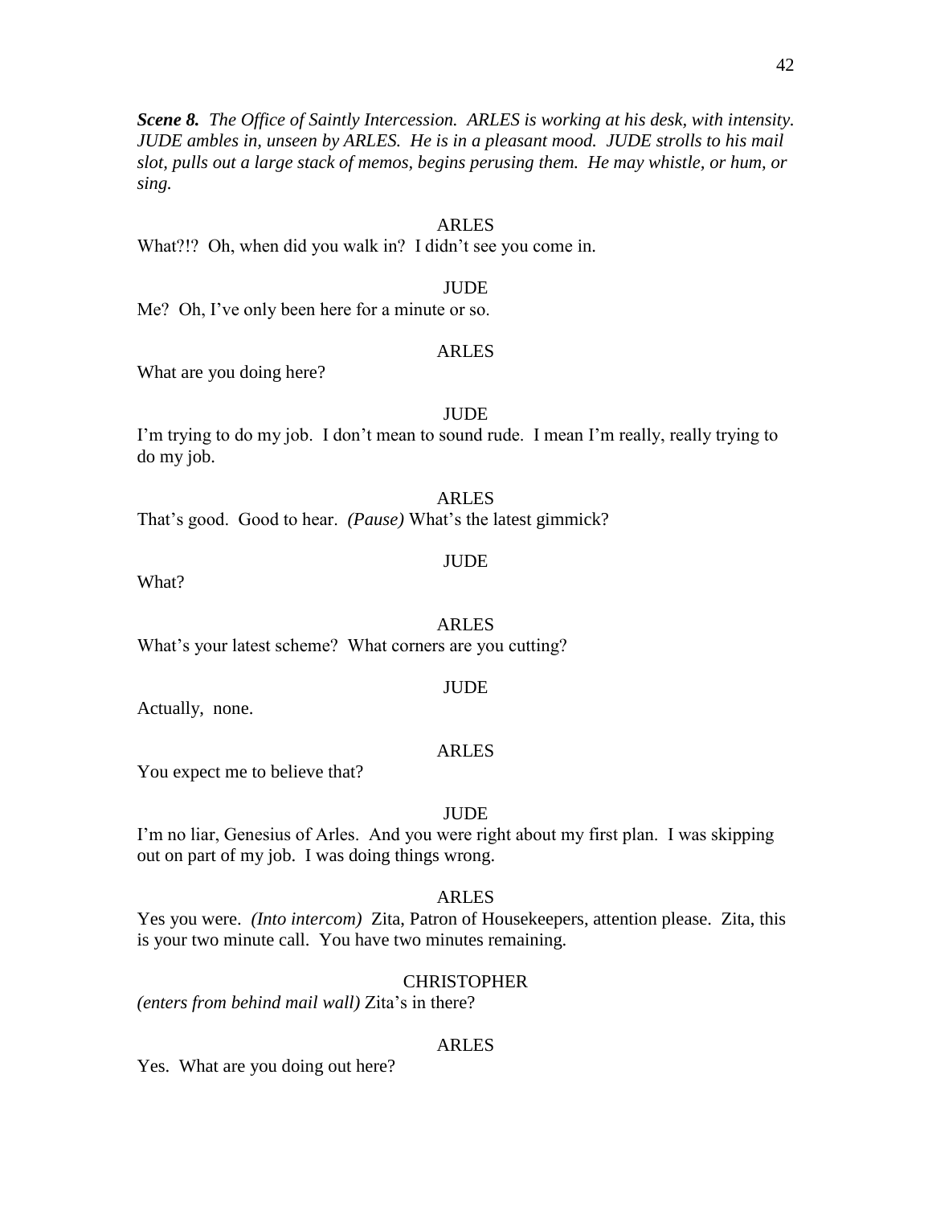***Scene 8.*** *The Office of Saintly Intercession. ARLES is working at his desk, with intensity. JUDE ambles in, unseen by ARLES. He is in a pleasant mood. JUDE strolls to his mail slot, pulls out a large stack of memos, begins perusing them. He may whistle, or hum, or sing.*

ARLES

What?!? Oh, when did you walk in? I didn't see you come in.

JUDE

Me? Oh, I've only been here for a minute or so.

ARLES

What are you doing here?

JUDE

I'm trying to do my job. I don't mean to sound rude. I mean I'm really, really trying to do my job.

ARLES

That's good. Good to hear. *(Pause)* What's the latest gimmick?

JUDE

What?

ARLES

What's your latest scheme? What corners are you cutting?

JUDE

Actually, none.

ARLES

You expect me to believe that?

JUDE

I'm no liar, Genesius of Arles. And you were right about my first plan. I was skipping out on part of my job. I was doing things wrong.

ARLES

Yes you were. *(Into intercom)* Zita, Patron of Housekeepers, attention please. Zita, this is your two minute call. You have two minutes remaining.

CHRISTOPHER

*(enters from behind mail wall)* Zita's in there?

ARLES

Yes. What are you doing out here?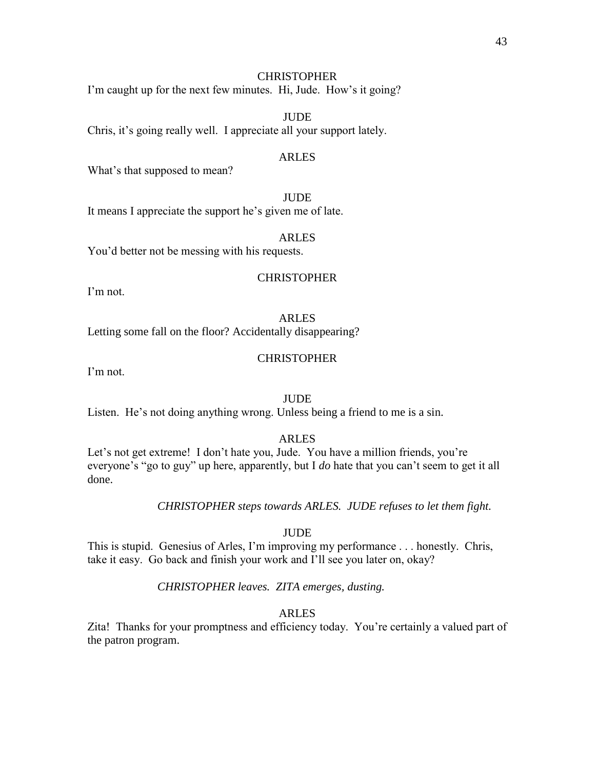CHRISTOPHER

I'm caught up for the next few minutes. Hi, Jude. How's it going?

JUDE

Chris, it's going really well. I appreciate all your support lately.

ARLES

What's that supposed to mean?

JUDE

It means I appreciate the support he's given me of late.

ARLES

You'd better not be messing with his requests.

CHRISTOPHER

I'm not.

ARLES

Letting some fall on the floor? Accidentally disappearing?

CHRISTOPHER

I'm not.

JUDE

Listen. He's not doing anything wrong. Unless being a friend to me is a sin.

ARLES

Let's not get extreme! I don't hate you, Jude. You have a million friends, you're everyone's "go to guy" up here, apparently, but I *do* hate that you can't seem to get it all done.

*CHRISTOPHER steps towards ARLES. JUDE refuses to let them fight.*

JUDE

This is stupid. Genesius of Arles, I'm improving my performance . . . honestly. Chris, take it easy. Go back and finish your work and I'll see you later on, okay?

*CHRISTOPHER leaves. ZITA emerges, dusting.*

ARLES

Zita! Thanks for your promptness and efficiency today. You're certainly a valued part of the patron program.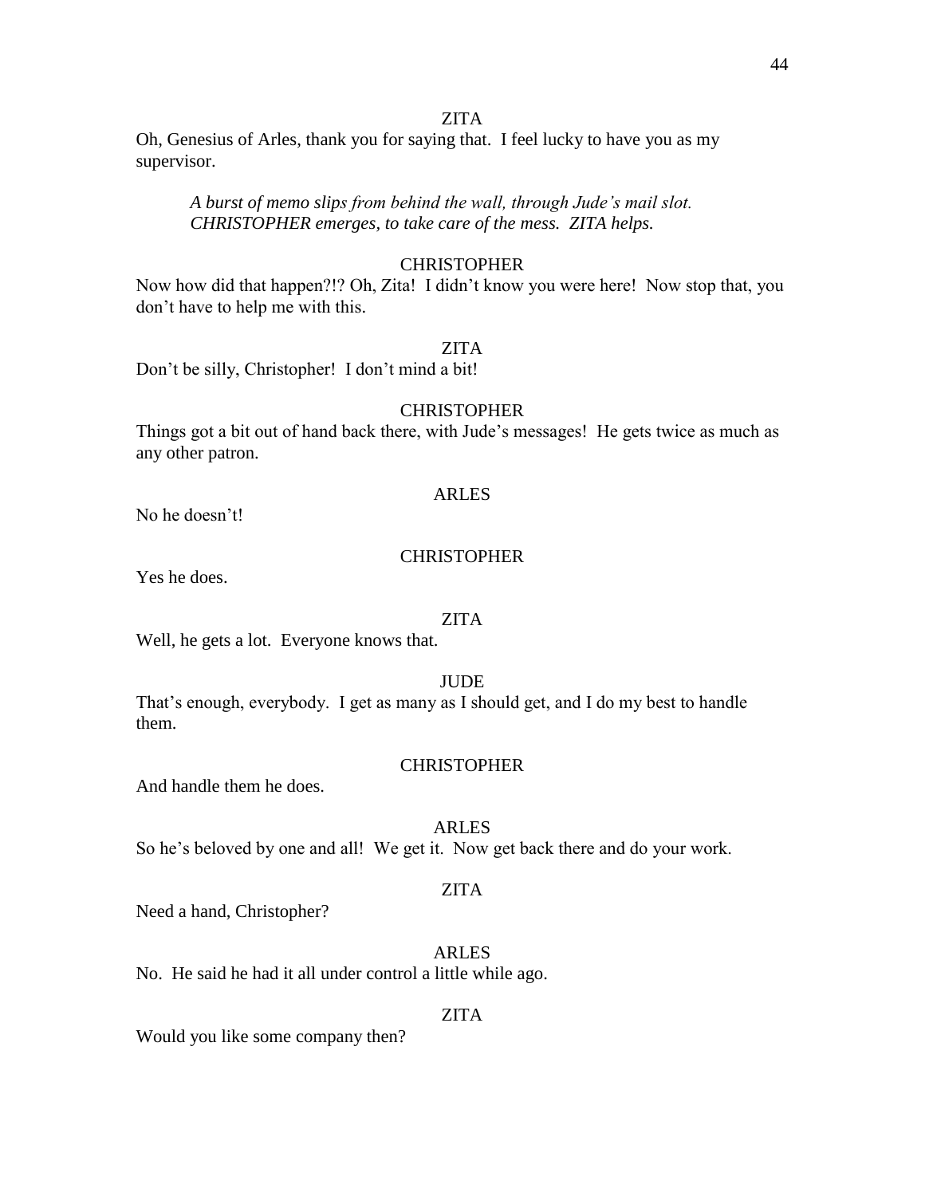ZITA

Oh, Genesius of Arles, thank you for saying that. I feel lucky to have you as my supervisor.

*A burst of memo slips from behind the wall, through Jude's mail slot. CHRISTOPHER emerges, to take care of the mess. ZITA helps.*

CHRISTOPHER

Now how did that happen?!? Oh, Zita! I didn't know you were here! Now stop that, you don't have to help me with this.

ZITA

Don't be silly, Christopher! I don't mind a bit!

CHRISTOPHER

Things got a bit out of hand back there, with Jude's messages! He gets twice as much as any other patron.

ARLES

No he doesn't!

CHRISTOPHER

Yes he does.

ZITA

Well, he gets a lot. Everyone knows that.

JUDE

That's enough, everybody. I get as many as I should get, and I do my best to handle them.

CHRISTOPHER

And handle them he does.

ARLES

So he's beloved by one and all! We get it. Now get back there and do your work.

ZITA

Need a hand, Christopher?

ARLES

No. He said he had it all under control a little while ago.

ZITA

Would you like some company then?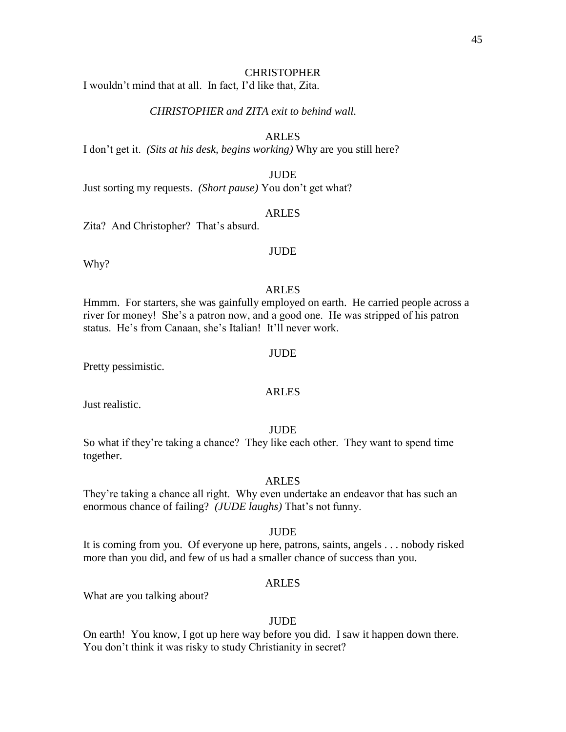CHRISTOPHER

I wouldn't mind that at all. In fact, I'd like that, Zita.

*CHRISTOPHER and ZITA exit to behind wall.*

ARLES

I don't get it. *(Sits at his desk, begins working)* Why are you still here?

JUDE

Just sorting my requests. *(Short pause)* You don't get what?

ARLES

Zita? And Christopher? That's absurd.

JUDE

Why?

ARLES

Hmmm. For starters, she was gainfully employed on earth. He carried people across a river for money! She's a patron now, and a good one. He was stripped of his patron status. He's from Canaan, she's Italian! It'll never work.

JUDE

Pretty pessimistic.

ARLES

Just realistic.

JUDE

So what if they're taking a chance? They like each other. They want to spend time together.

ARLES

They're taking a chance all right. Why even undertake an endeavor that has such an enormous chance of failing? *(JUDE laughs)* That's not funny.

JUDE

It is coming from you. Of everyone up here, patrons, saints, angels . . . nobody risked more than you did, and few of us had a smaller chance of success than you.

ARLES

What are you talking about?

JUDE

On earth! You know, I got up here way before you did. I saw it happen down there. You don't think it was risky to study Christianity in secret?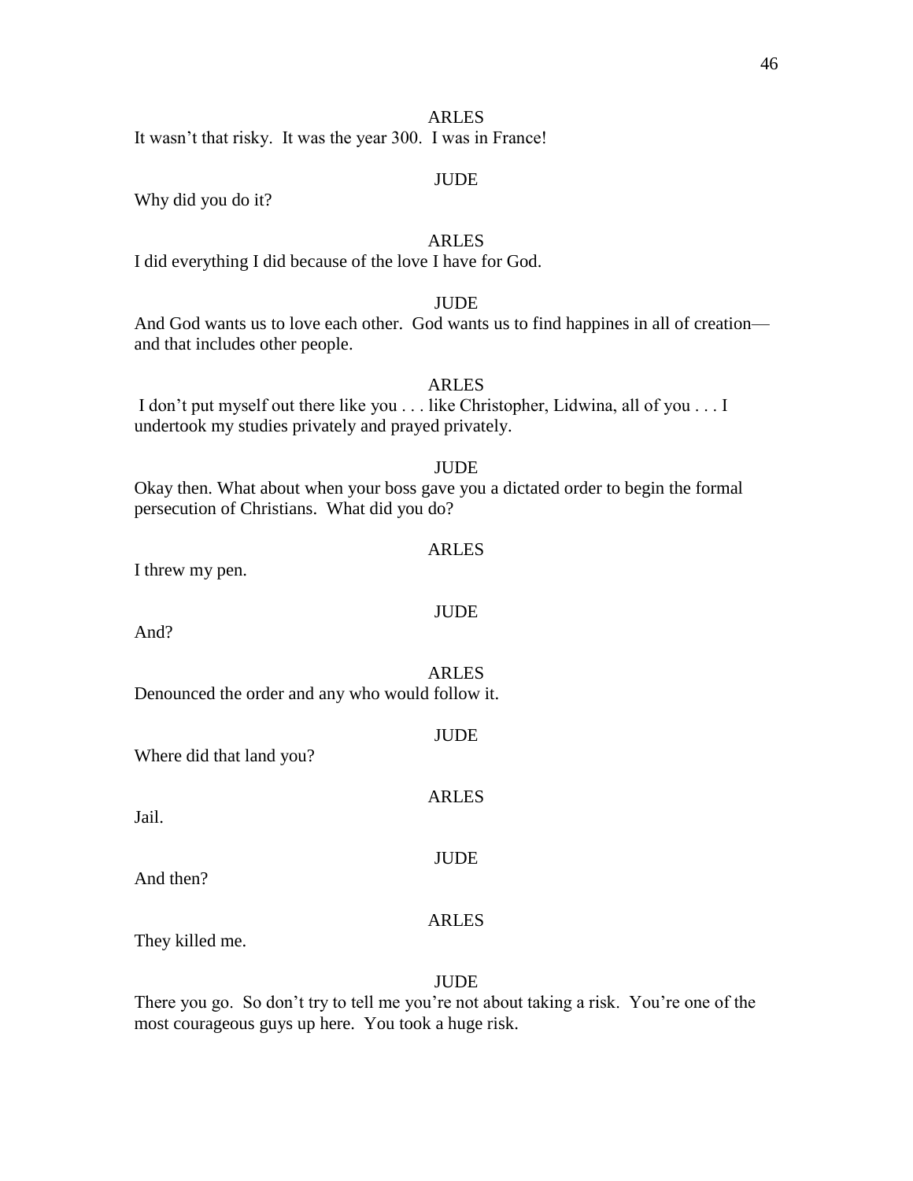ARLES

It wasn't that risky. It was the year 300. I was in France!

JUDE

Why did you do it?

ARLES

I did everything I did because of the love I have for God.

JUDE

And God wants us to love each other. God wants us to find happines in all of creation—and that includes other people.

ARLES

I don't put myself out there like you . . . like Christopher, Lidwina, all of you . . . I undertook my studies privately and prayed privately.

JUDE

Okay then. What about when your boss gave you a dictated order to begin the formal persecution of Christians. What did you do?

ARLES

I threw my pen.

JUDE

And?

ARLES

Denounced the order and any who would follow it.

JUDE

Where did that land you?

ARLES

Jail.

JUDE

And then?

ARLES

They killed me.

JUDE

There you go. So don't try to tell me you're not about taking a risk. You're one of the most courageous guys up here. You took a huge risk.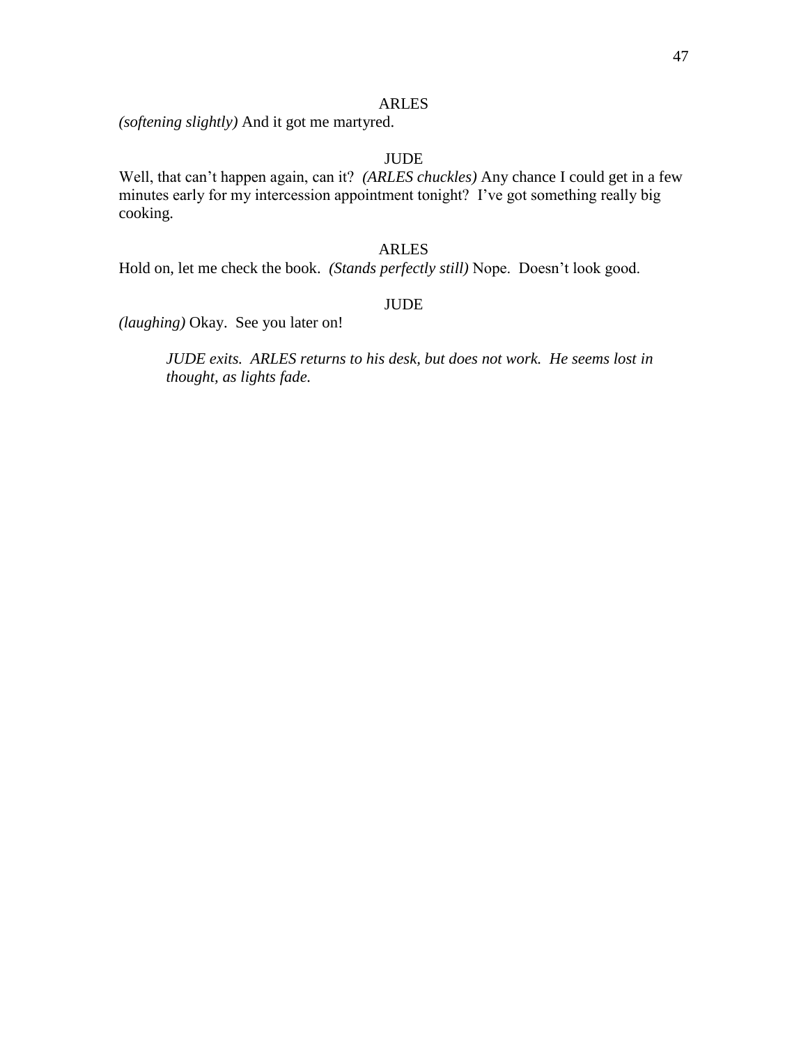ARLES

*(softening slightly)* And it got me martyred.

JUDE

Well, that can't happen again, can it? *(ARLES chuckles)* Any chance I could get in a few minutes early for my intercession appointment tonight? I've got something really big cooking.

ARLES

Hold on, let me check the book. *(Stands perfectly still)* Nope. Doesn't look good.

JUDE

*(laughing)* Okay. See you later on!

> *JUDE exits. ARLES returns to his desk, but does not work. He seems lost in thought, as lights fade.*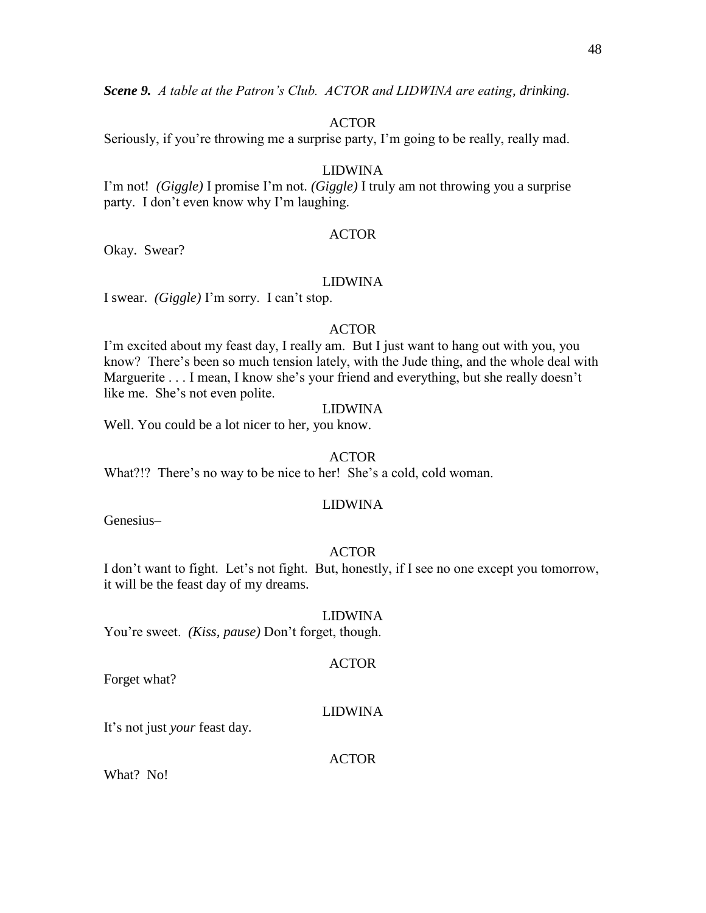***Scene 9.*** *A table at the Patron's Club. ACTOR and LIDWINA are eating, drinking.*

ACTOR

Seriously, if you're throwing me a surprise party, I'm going to be really, really mad.

LIDWINA

I'm not! *(Giggle)* I promise I'm not. *(Giggle)* I truly am not throwing you a surprise party. I don't even know why I'm laughing.

ACTOR

Okay. Swear?

LIDWINA

I swear. *(Giggle)* I'm sorry. I can't stop.

ACTOR

I'm excited about my feast day, I really am. But I just want to hang out with you, you know? There's been so much tension lately, with the Jude thing, and the whole deal with Marguerite . . . I mean, I know she's your friend and everything, but she really doesn't like me. She's not even polite.

LIDWINA

Well. You could be a lot nicer to her, you know.

ACTOR

What?!? There's no way to be nice to her! She's a cold, cold woman.

LIDWINA

Genesius–

ACTOR

I don't want to fight. Let's not fight. But, honestly, if I see no one except you tomorrow, it will be the feast day of my dreams.

LIDWINA

You're sweet. *(Kiss, pause)* Don't forget, though.

ACTOR

Forget what?

LIDWINA

It's not just *your* feast day.

ACTOR

What? No!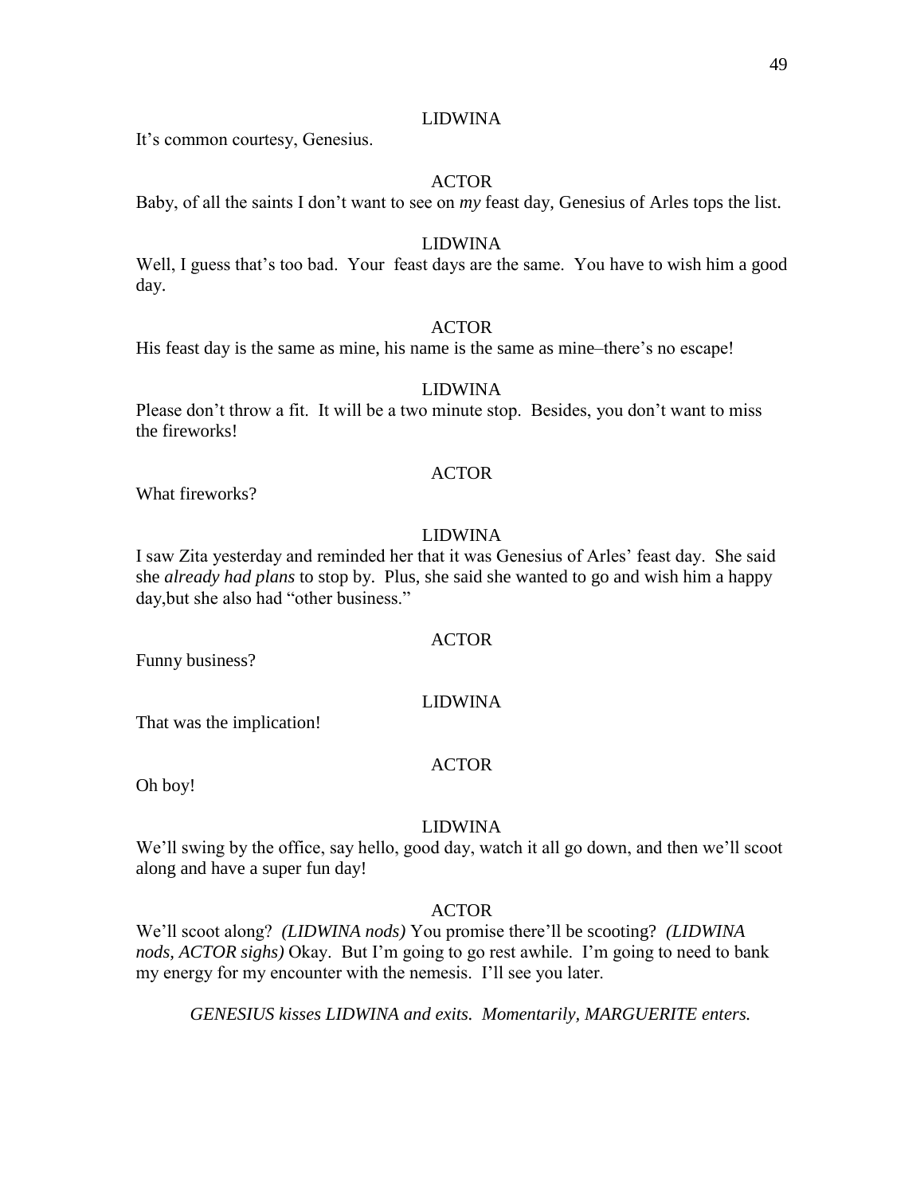LIDWINA

It's common courtesy, Genesius.

ACTOR

Baby, of all the saints I don't want to see on *my* feast day, Genesius of Arles tops the list.

LIDWINA

Well, I guess that's too bad. Your feast days are the same. You have to wish him a good day.

ACTOR

His feast day is the same as mine, his name is the same as mine–there's no escape!

LIDWINA

Please don't throw a fit. It will be a two minute stop. Besides, you don't want to miss the fireworks!

ACTOR

What fireworks?

LIDWINA

I saw Zita yesterday and reminded her that it was Genesius of Arles' feast day. She said she *already had plans* to stop by. Plus, she said she wanted to go and wish him a happy day,but she also had "other business."

ACTOR

Funny business?

LIDWINA

That was the implication!

ACTOR

Oh boy!

LIDWINA

We'll swing by the office, say hello, good day, watch it all go down, and then we'll scoot along and have a super fun day!

ACTOR

We'll scoot along? *(LIDWINA nods)* You promise there'll be scooting? *(LIDWINA nods, ACTOR sighs)* Okay. But I'm going to go rest awhile. I'm going to need to bank my energy for my encounter with the nemesis. I'll see you later.

*GENESIUS kisses LIDWINA and exits. Momentarily, MARGUERITE enters.*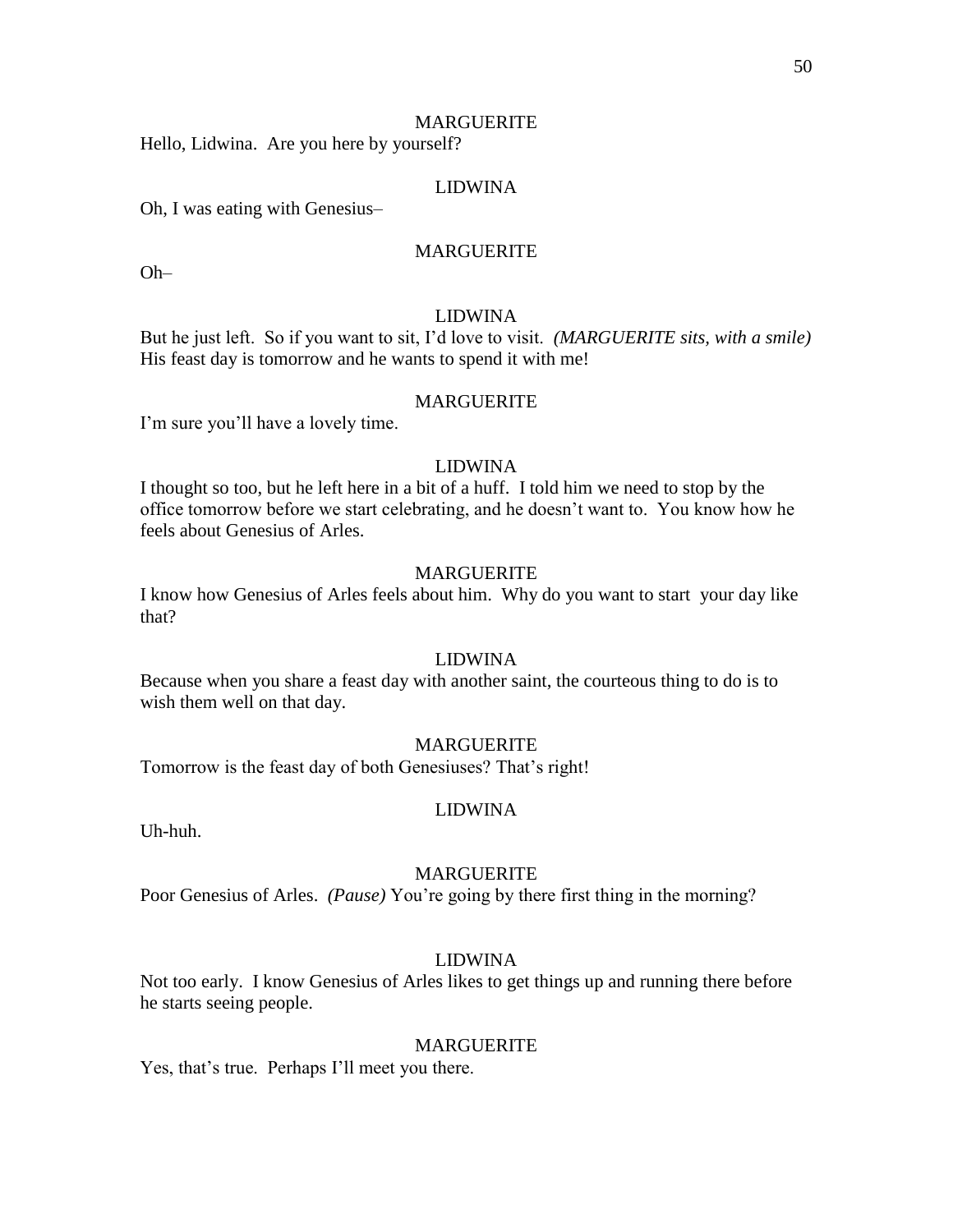MARGUERITE

Hello, Lidwina. Are you here by yourself?

LIDWINA

Oh, I was eating with Genesius–

MARGUERITE

Oh–

LIDWINA

But he just left. So if you want to sit, I'd love to visit. *(MARGUERITE sits, with a smile)* His feast day is tomorrow and he wants to spend it with me!

MARGUERITE

I'm sure you'll have a lovely time.

LIDWINA

I thought so too, but he left here in a bit of a huff. I told him we need to stop by the office tomorrow before we start celebrating, and he doesn't want to. You know how he feels about Genesius of Arles.

MARGUERITE

I know how Genesius of Arles feels about him. Why do you want to start your day like that?

LIDWINA

Because when you share a feast day with another saint, the courteous thing to do is to wish them well on that day.

MARGUERITE

Tomorrow is the feast day of both Genesiuses? That's right!

LIDWINA

Uh-huh.

MARGUERITE

Poor Genesius of Arles. *(Pause)* You're going by there first thing in the morning?

LIDWINA

Not too early. I know Genesius of Arles likes to get things up and running there before he starts seeing people.

MARGUERITE

Yes, that's true. Perhaps I'll meet you there.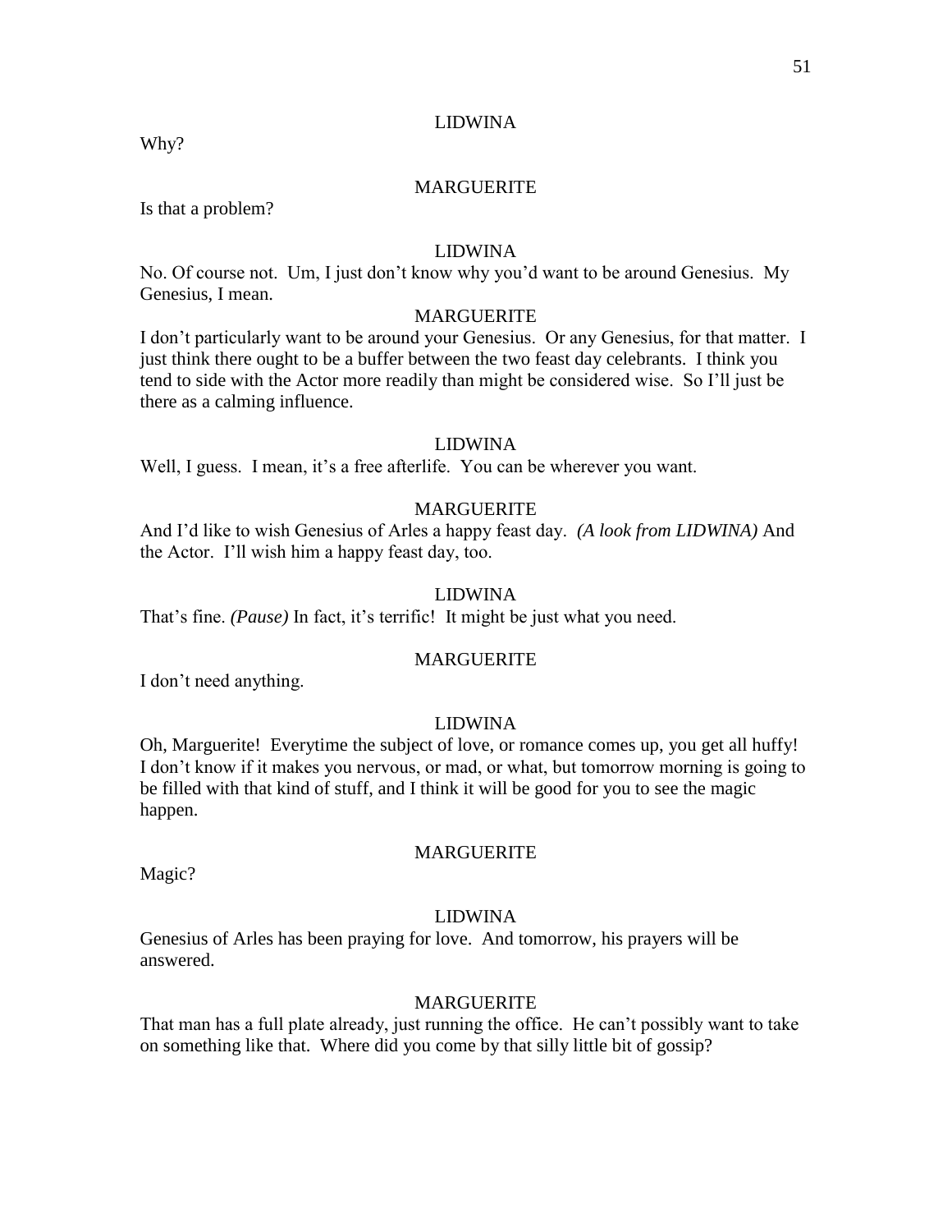LIDWINA

Why?

MARGUERITE

Is that a problem?

LIDWINA

No. Of course not. Um, I just don't know why you'd want to be around Genesius. My Genesius, I mean.

MARGUERITE

I don't particularly want to be around your Genesius. Or any Genesius, for that matter. I just think there ought to be a buffer between the two feast day celebrants. I think you tend to side with the Actor more readily than might be considered wise. So I'll just be there as a calming influence.

LIDWINA

Well, I guess. I mean, it's a free afterlife. You can be wherever you want.

MARGUERITE

And I'd like to wish Genesius of Arles a happy feast day. *(A look from LIDWINA)* And the Actor. I'll wish him a happy feast day, too.

LIDWINA

That's fine. *(Pause)* In fact, it's terrific! It might be just what you need.

MARGUERITE

I don't need anything.

LIDWINA

Oh, Marguerite! Everytime the subject of love, or romance comes up, you get all huffy! I don't know if it makes you nervous, or mad, or what, but tomorrow morning is going to be filled with that kind of stuff, and I think it will be good for you to see the magic happen.

MARGUERITE

Magic?

LIDWINA

Genesius of Arles has been praying for love. And tomorrow, his prayers will be answered.

MARGUERITE

That man has a full plate already, just running the office. He can't possibly want to take on something like that. Where did you come by that silly little bit of gossip?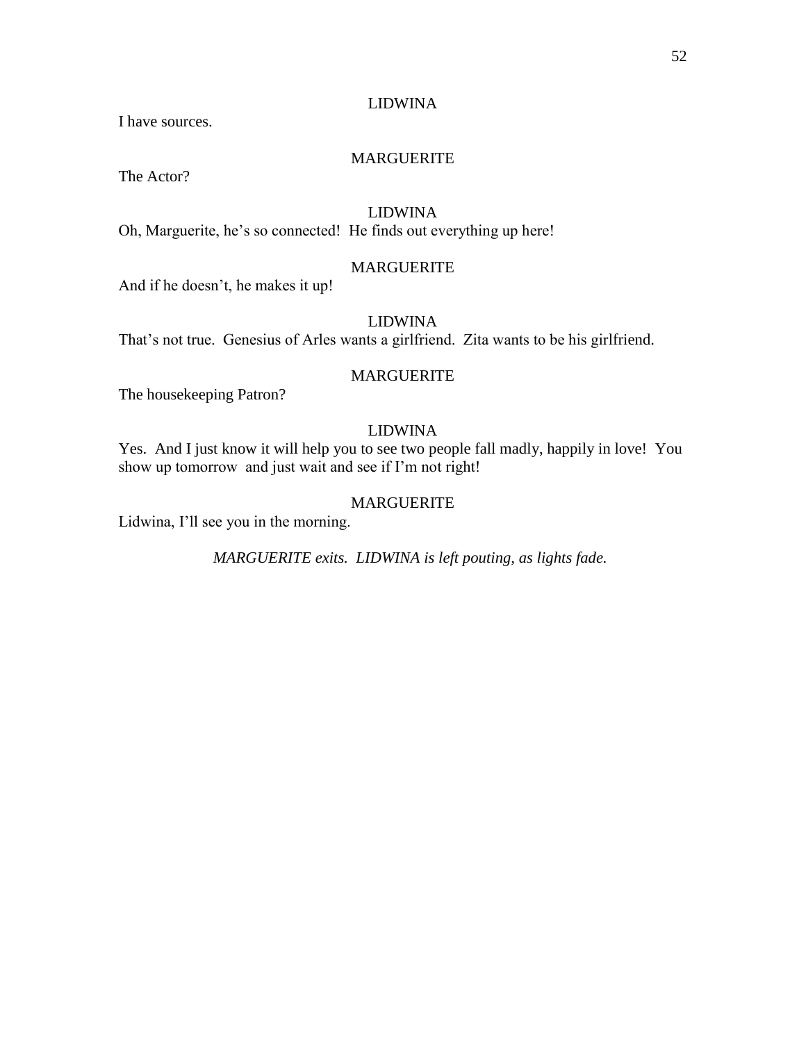LIDWINA

I have sources.

MARGUERITE

The Actor?

LIDWINA

Oh, Marguerite, he's so connected! He finds out everything up here!

MARGUERITE

And if he doesn't, he makes it up!

LIDWINA

That's not true. Genesius of Arles wants a girlfriend. Zita wants to be his girlfriend.

MARGUERITE

The housekeeping Patron?

LIDWINA

Yes. And I just know it will help you to see two people fall madly, happily in love! You show up tomorrow and just wait and see if I'm not right!

MARGUERITE

Lidwina, I'll see you in the morning.

*MARGUERITE exits. LIDWINA is left pouting, as lights fade.*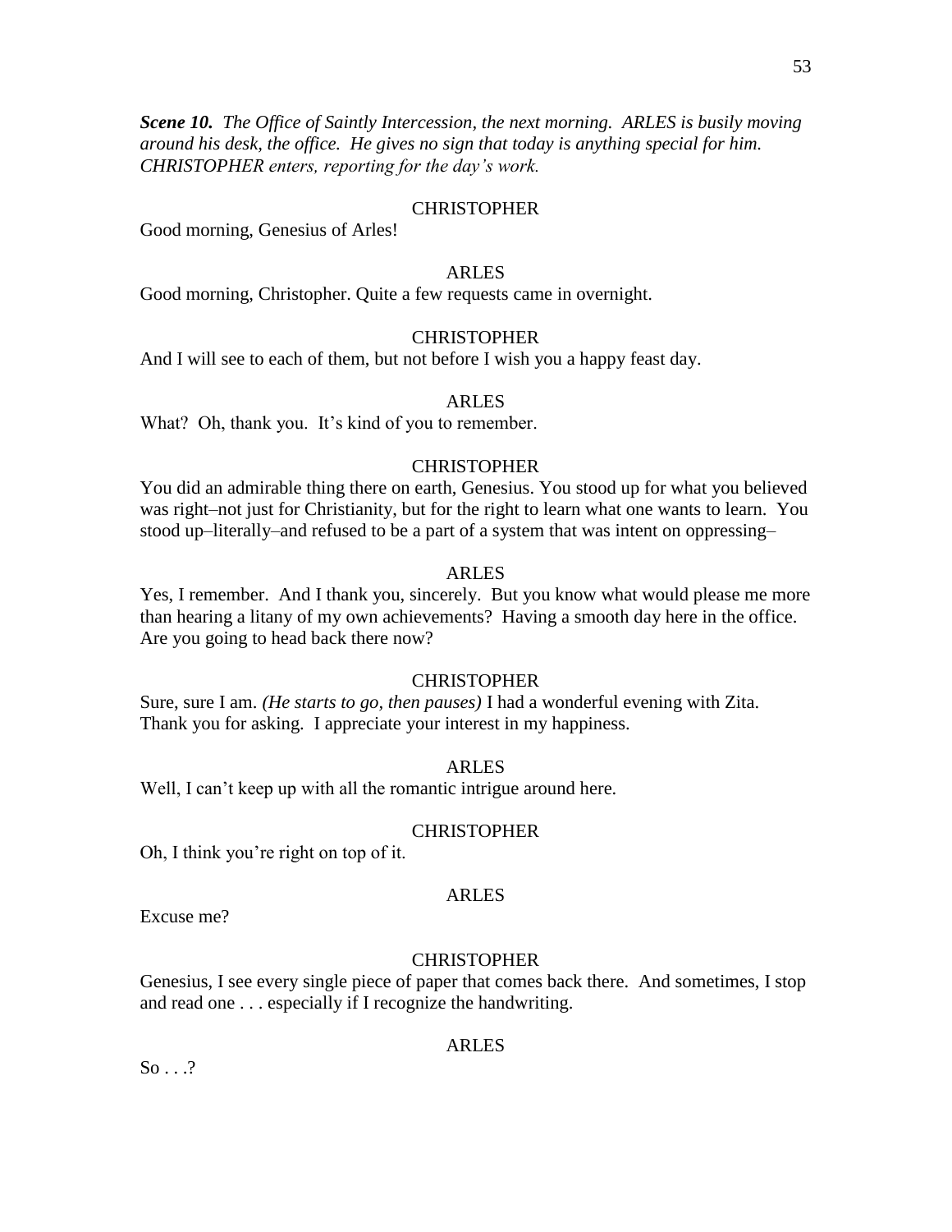***Scene 10.** The Office of Saintly Intercession, the next morning. ARLES is busily moving around his desk, the office. He gives no sign that today is anything special for him. CHRISTOPHER enters, reporting for the day's work.*

CHRISTOPHER

Good morning, Genesius of Arles!

ARLES

Good morning, Christopher. Quite a few requests came in overnight.

CHRISTOPHER

And I will see to each of them, but not before I wish you a happy feast day.

ARLES

What? Oh, thank you. It's kind of you to remember.

CHRISTOPHER

You did an admirable thing there on earth, Genesius. You stood up for what you believed was right–not just for Christianity, but for the right to learn what one wants to learn. You stood up–literally–and refused to be a part of a system that was intent on oppressing–

ARLES

Yes, I remember. And I thank you, sincerely. But you know what would please me more than hearing a litany of my own achievements? Having a smooth day here in the office. Are you going to head back there now?

CHRISTOPHER

Sure, sure I am. *(He starts to go, then pauses)* I had a wonderful evening with Zita. Thank you for asking. I appreciate your interest in my happiness.

ARLES

Well, I can't keep up with all the romantic intrigue around here.

CHRISTOPHER

Oh, I think you're right on top of it.

ARLES

Excuse me?

CHRISTOPHER

Genesius, I see every single piece of paper that comes back there. And sometimes, I stop and read one . . . especially if I recognize the handwriting.

ARLES

So . . .?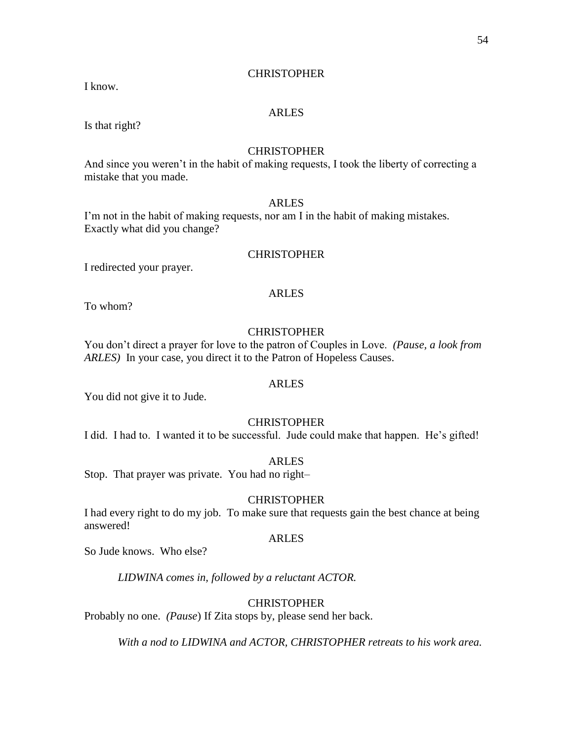CHRISTOPHER

I know.

ARLES

Is that right?

CHRISTOPHER

And since you weren't in the habit of making requests, I took the liberty of correcting a mistake that you made.

ARLES

I'm not in the habit of making requests, nor am I in the habit of making mistakes. Exactly what did you change?

CHRISTOPHER

I redirected your prayer.

ARLES

To whom?

CHRISTOPHER

You don't direct a prayer for love to the patron of Couples in Love. *(Pause, a look from ARLES)* In your case, you direct it to the Patron of Hopeless Causes.

ARLES

You did not give it to Jude.

CHRISTOPHER

I did. I had to. I wanted it to be successful. Jude could make that happen. He's gifted!

ARLES

Stop. That prayer was private. You had no right–

CHRISTOPHER

I had every right to do my job. To make sure that requests gain the best chance at being answered!

ARLES

So Jude knows. Who else?

*LIDWINA comes in, followed by a reluctant ACTOR.*

CHRISTOPHER

Probably no one. *(Pause)* If Zita stops by, please send her back.

*With a nod to LIDWINA and ACTOR, CHRISTOPHER retreats to his work area.*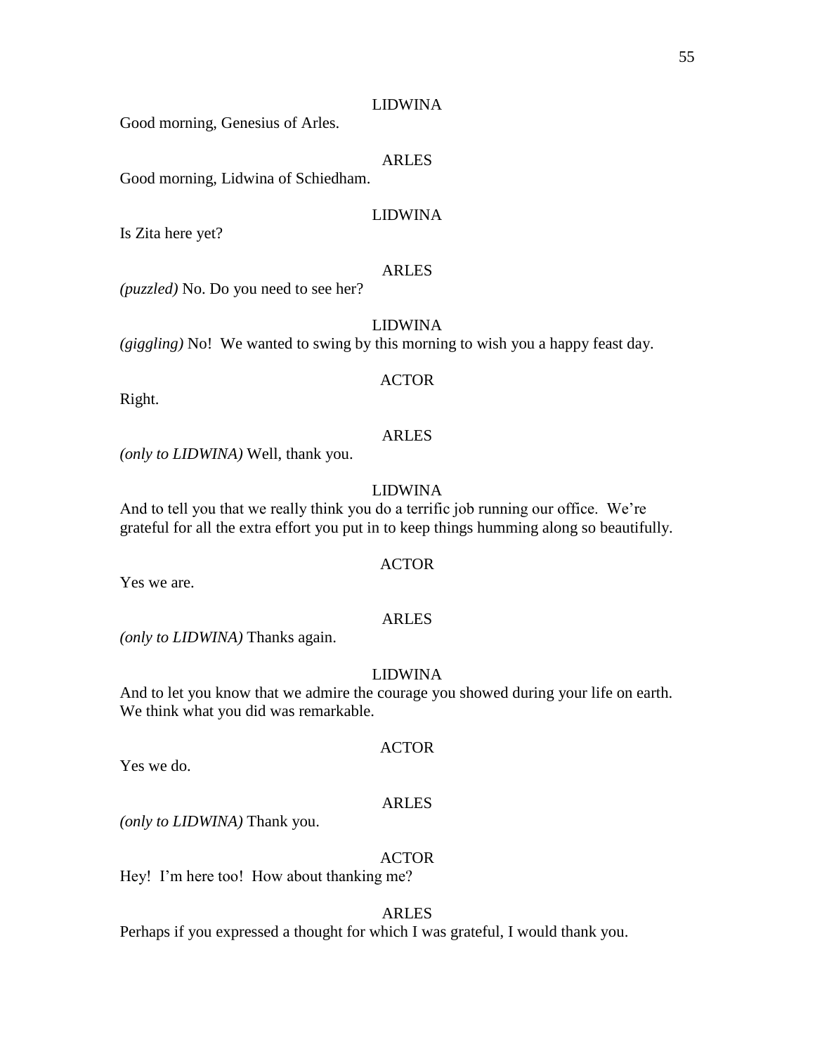LIDWINA

Good morning, Genesius of Arles.

ARLES

Good morning, Lidwina of Schiedham.

LIDWINA

Is Zita here yet?

ARLES

*(puzzled)* No. Do you need to see her?

LIDWINA

*(giggling)* No! We wanted to swing by this morning to wish you a happy feast day.

ACTOR

Right.

ARLES

*(only to LIDWINA)* Well, thank you.

LIDWINA

And to tell you that we really think you do a terrific job running our office. We're grateful for all the extra effort you put in to keep things humming along so beautifully.

ACTOR

Yes we are.

ARLES

*(only to LIDWINA)* Thanks again.

LIDWINA

And to let you know that we admire the courage you showed during your life on earth. We think what you did was remarkable.

ACTOR

Yes we do.

ARLES

*(only to LIDWINA)* Thank you.

ACTOR

Hey! I'm here too! How about thanking me?

ARLES

Perhaps if you expressed a thought for which I was grateful, I would thank you.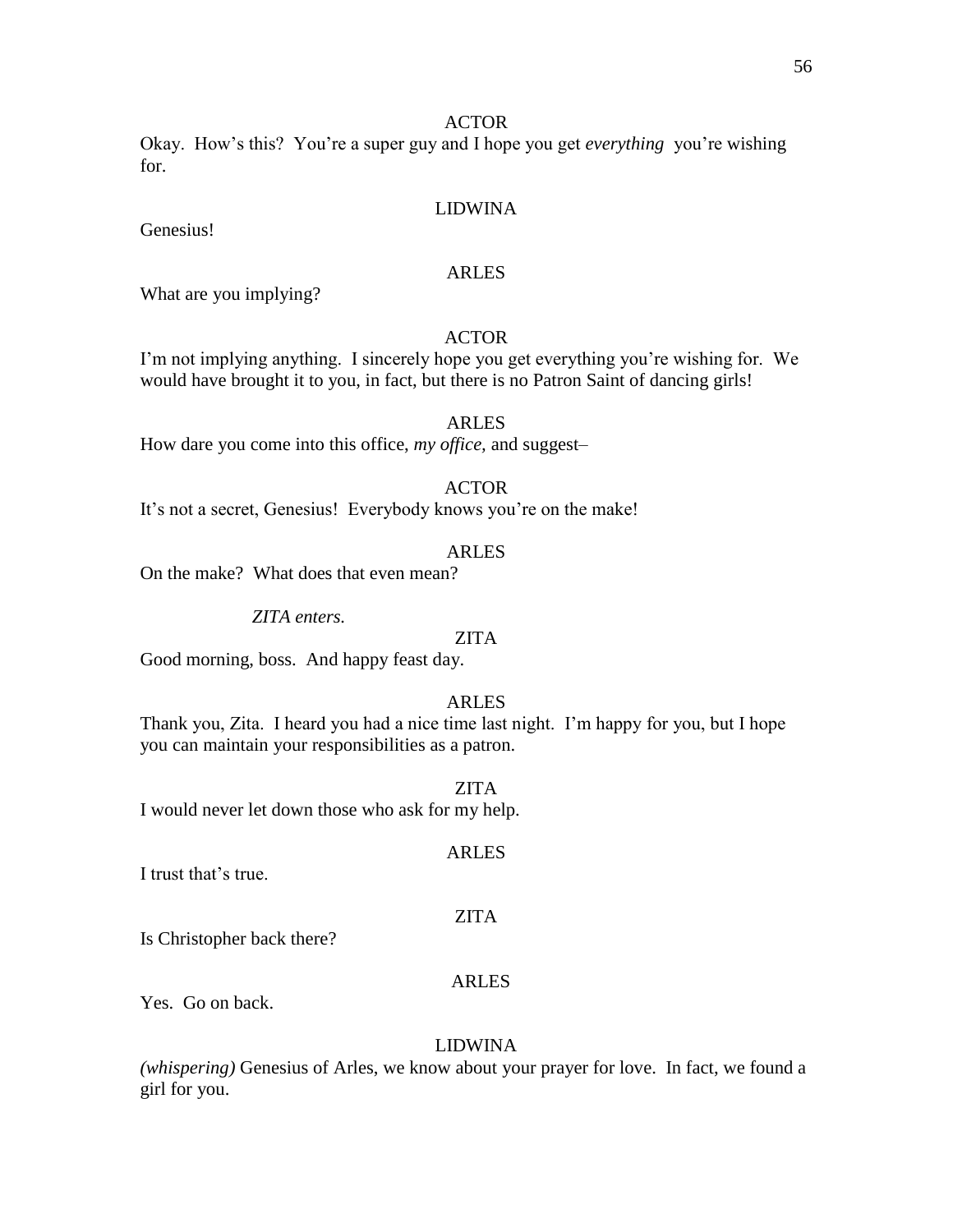ACTOR

Okay. How's this? You're a super guy and I hope you get *everything* you're wishing for.

LIDWINA

Genesius!

ARLES

What are you implying?

ACTOR

I'm not implying anything. I sincerely hope you get everything you're wishing for. We would have brought it to you, in fact, but there is no Patron Saint of dancing girls!

ARLES

How dare you come into this office, *my office,* and suggest–

ACTOR

It's not a secret, Genesius! Everybody knows you're on the make!

ARLES

On the make? What does that even mean?

*ZITA enters.*

ZITA

Good morning, boss. And happy feast day.

ARLES

Thank you, Zita. I heard you had a nice time last night. I'm happy for you, but I hope you can maintain your responsibilities as a patron.

ZITA

I would never let down those who ask for my help.

ARLES

I trust that's true.

ZITA

Is Christopher back there?

ARLES

Yes. Go on back.

LIDWINA

*(whispering)* Genesius of Arles, we know about your prayer for love. In fact, we found a girl for you.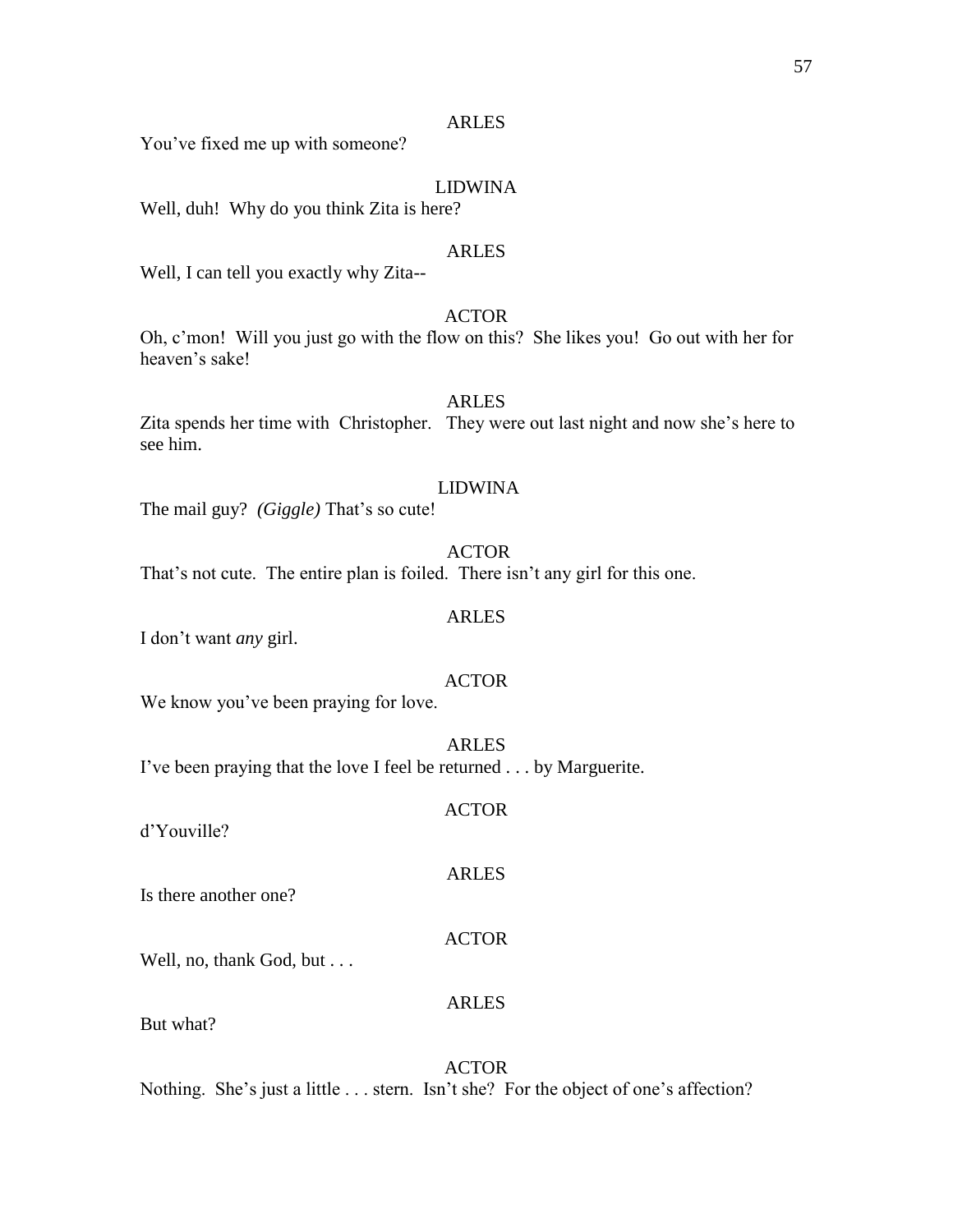ARLES

You've fixed me up with someone?

LIDWINA

Well, duh! Why do you think Zita is here?

ARLES

Well, I can tell you exactly why Zita--

ACTOR

Oh, c'mon! Will you just go with the flow on this? She likes you! Go out with her for heaven's sake!

ARLES

Zita spends her time with Christopher. They were out last night and now she's here to see him.

LIDWINA

The mail guy? *(Giggle)* That's so cute!

ACTOR

That's not cute. The entire plan is foiled. There isn't any girl for this one.

ARLES

I don't want *any* girl.

ACTOR

We know you've been praying for love.

ARLES

I've been praying that the love I feel be returned . . . by Marguerite.

ACTOR

d'Youville?

ARLES

Is there another one?

ACTOR

Well, no, thank God, but . . .

ARLES

But what?

ACTOR

Nothing. She's just a little . . . stern. Isn't she? For the object of one's affection?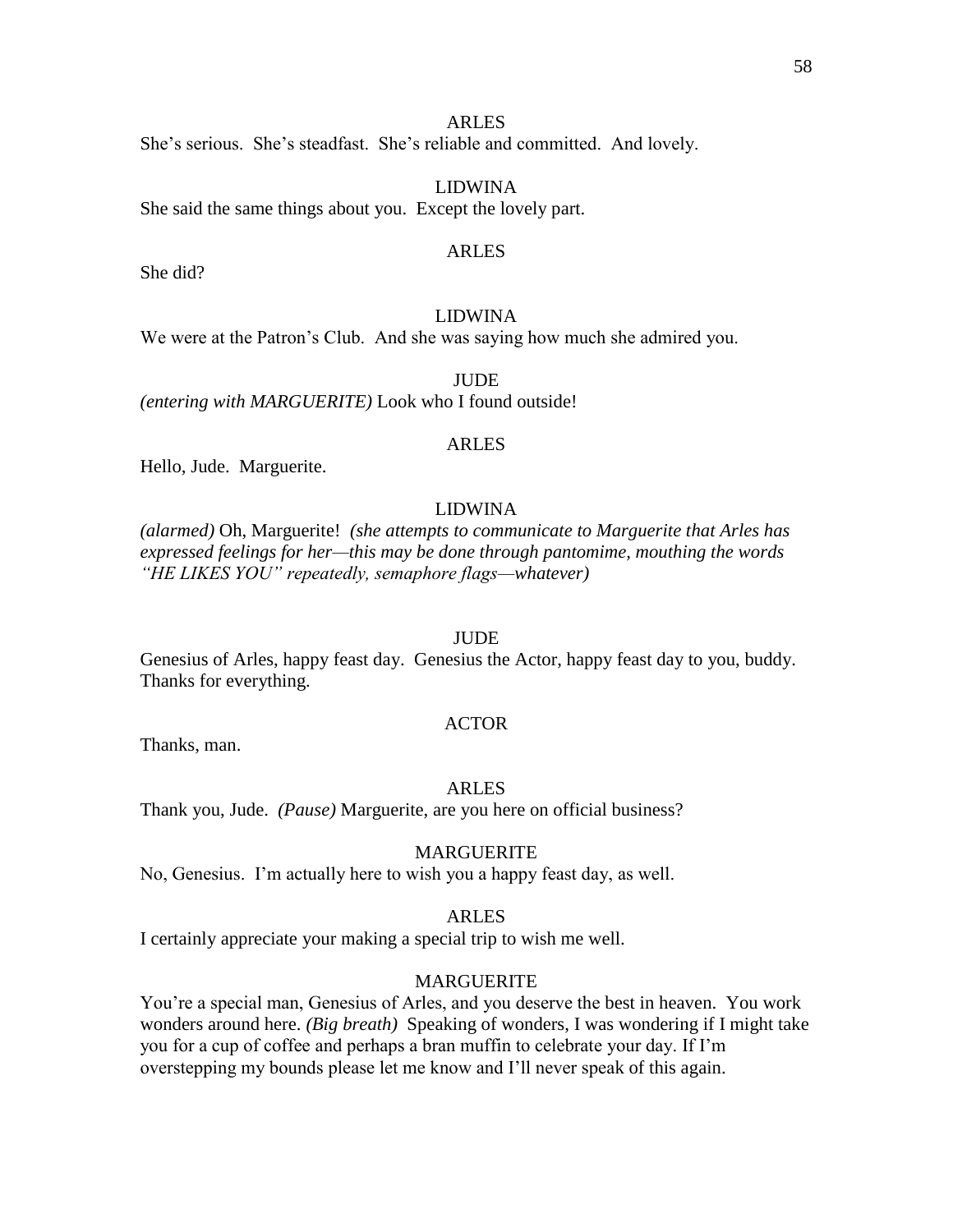ARLES

She's serious. She's steadfast. She's reliable and committed. And lovely.

LIDWINA

She said the same things about you. Except the lovely part.

ARLES

She did?

LIDWINA

We were at the Patron's Club. And she was saying how much she admired you.

JUDE

*(entering with MARGUERITE)* Look who I found outside!

ARLES

Hello, Jude. Marguerite.

LIDWINA

*(alarmed)* Oh, Marguerite! *(she attempts to communicate to Marguerite that Arles has expressed feelings for her—this may be done through pantomime, mouthing the words "HE LIKES YOU" repeatedly, semaphore flags—whatever)*

JUDE

Genesius of Arles, happy feast day. Genesius the Actor, happy feast day to you, buddy. Thanks for everything.

ACTOR

Thanks, man.

ARLES

Thank you, Jude. *(Pause)* Marguerite, are you here on official business?

MARGUERITE

No, Genesius. I'm actually here to wish you a happy feast day, as well.

ARLES

I certainly appreciate your making a special trip to wish me well.

MARGUERITE

You're a special man, Genesius of Arles, and you deserve the best in heaven. You work wonders around here. *(Big breath)* Speaking of wonders, I was wondering if I might take you for a cup of coffee and perhaps a bran muffin to celebrate your day. If I'm overstepping my bounds please let me know and I'll never speak of this again.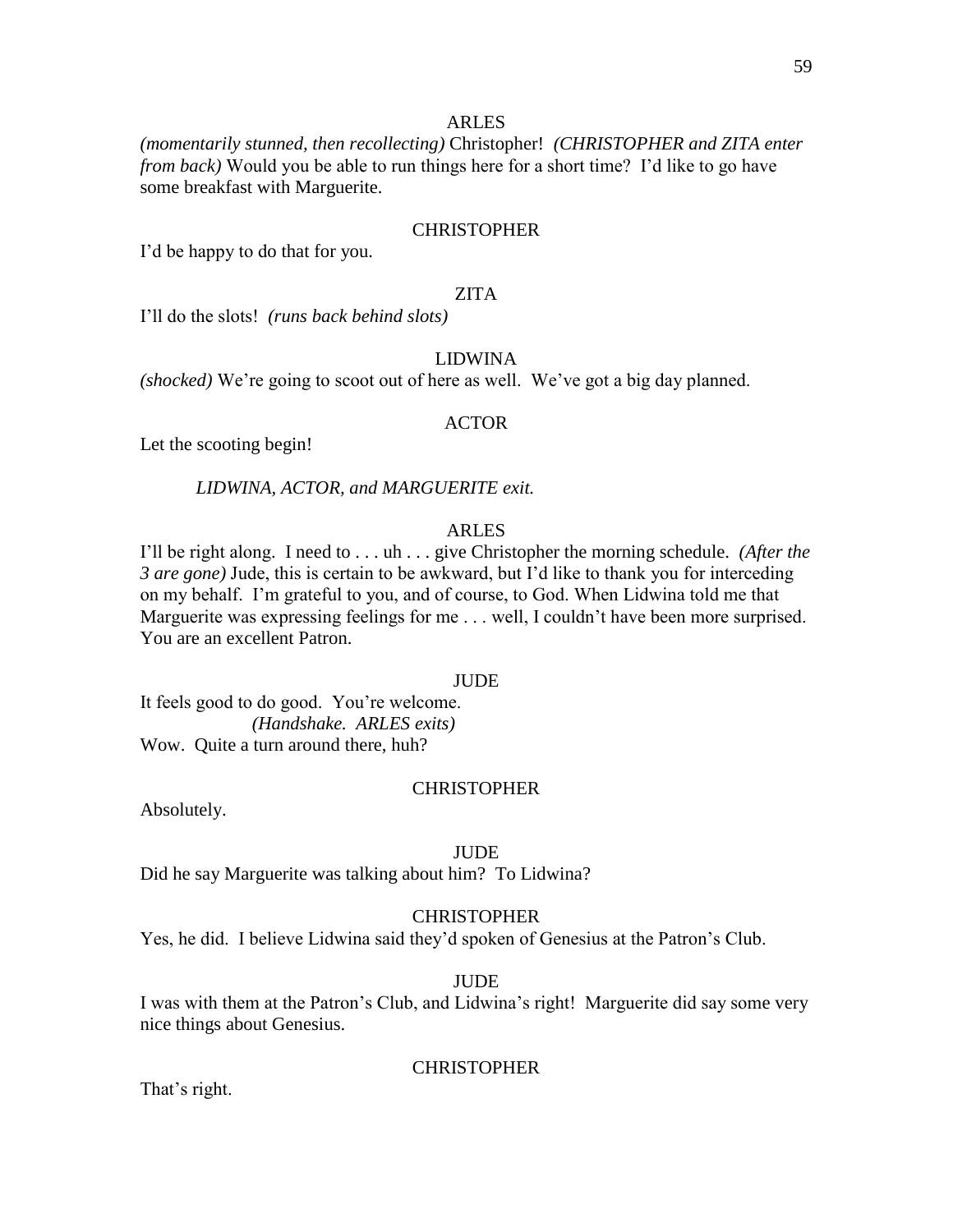ARLES

*(momentarily stunned, then recollecting)* Christopher! *(CHRISTOPHER and ZITA enter from back)* Would you be able to run things here for a short time? I'd like to go have some breakfast with Marguerite.

CHRISTOPHER

I'd be happy to do that for you.

ZITA

I'll do the slots! *(runs back behind slots)*

LIDWINA

*(shocked)* We're going to scoot out of here as well. We've got a big day planned.

ACTOR

Let the scooting begin!

*LIDWINA, ACTOR, and MARGUERITE exit.*

ARLES

I'll be right along. I need to . . . uh . . . give Christopher the morning schedule. *(After the 3 are gone)* Jude, this is certain to be awkward, but I'd like to thank you for interceding on my behalf. I'm grateful to you, and of course, to God. When Lidwina told me that Marguerite was expressing feelings for me . . . well, I couldn't have been more surprised. You are an excellent Patron.

JUDE

It feels good to do good. You're welcome.

*(Handshake. ARLES exits)*

Wow. Quite a turn around there, huh?

CHRISTOPHER

Absolutely.

JUDE

Did he say Marguerite was talking about him? To Lidwina?

CHRISTOPHER

Yes, he did. I believe Lidwina said they'd spoken of Genesius at the Patron's Club.

JUDE

I was with them at the Patron's Club, and Lidwina's right! Marguerite did say some very nice things about Genesius.

CHRISTOPHER

That's right.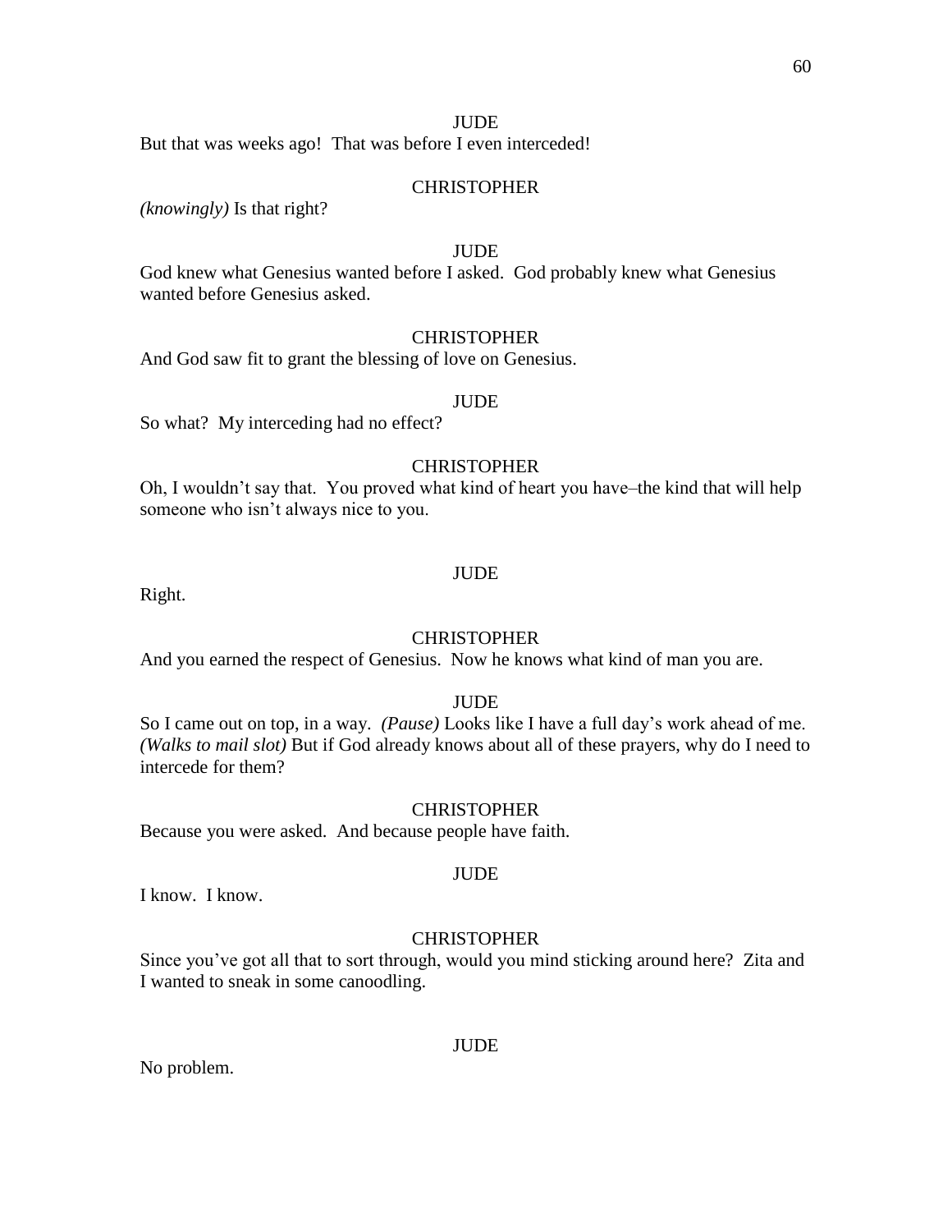JUDE

But that was weeks ago! That was before I even interceded!

CHRISTOPHER

*(knowingly)* Is that right?

JUDE

God knew what Genesius wanted before I asked. God probably knew what Genesius wanted before Genesius asked.

CHRISTOPHER

And God saw fit to grant the blessing of love on Genesius.

JUDE

So what? My interceding had no effect?

CHRISTOPHER

Oh, I wouldn't say that. You proved what kind of heart you have–the kind that will help someone who isn't always nice to you.

JUDE

Right.

CHRISTOPHER

And you earned the respect of Genesius. Now he knows what kind of man you are.

JUDE

So I came out on top, in a way. *(Pause)* Looks like I have a full day's work ahead of me. *(Walks to mail slot)* But if God already knows about all of these prayers, why do I need to intercede for them?

CHRISTOPHER

Because you were asked. And because people have faith.

JUDE

I know. I know.

CHRISTOPHER

Since you've got all that to sort through, would you mind sticking around here? Zita and I wanted to sneak in some canoodling.

JUDE

No problem.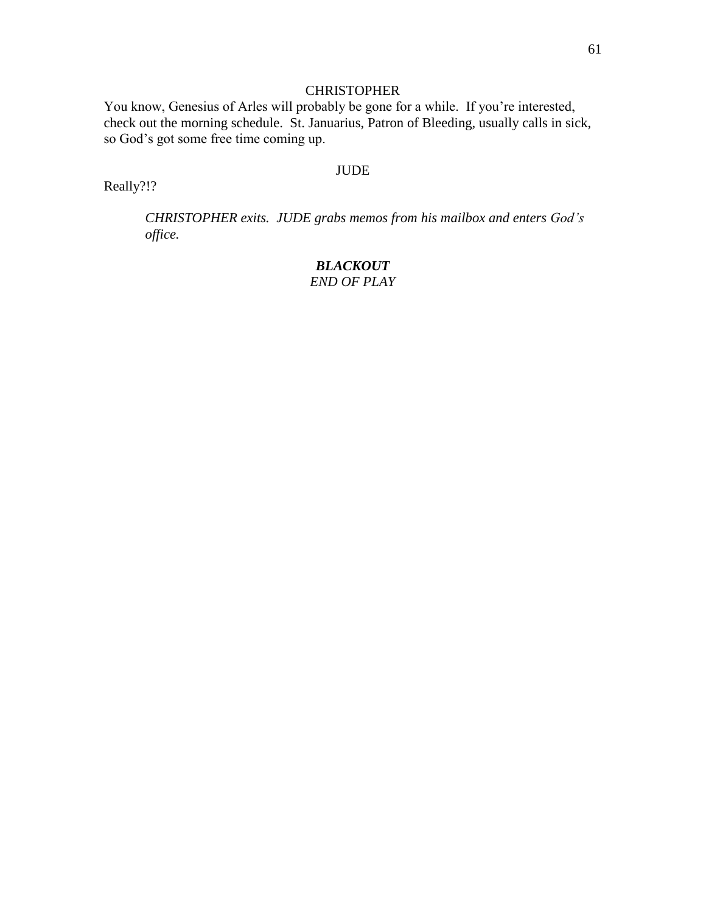CHRISTOPHER

You know, Genesius of Arles will probably be gone for a while. If you're interested, check out the morning schedule. St. Januarius, Patron of Bleeding, usually calls in sick, so God's got some free time coming up.

JUDE

Really?!?

*CHRISTOPHER exits. JUDE grabs memos from his mailbox and enters God's office.*

***BLACKOUT***

*END OF PLAY*